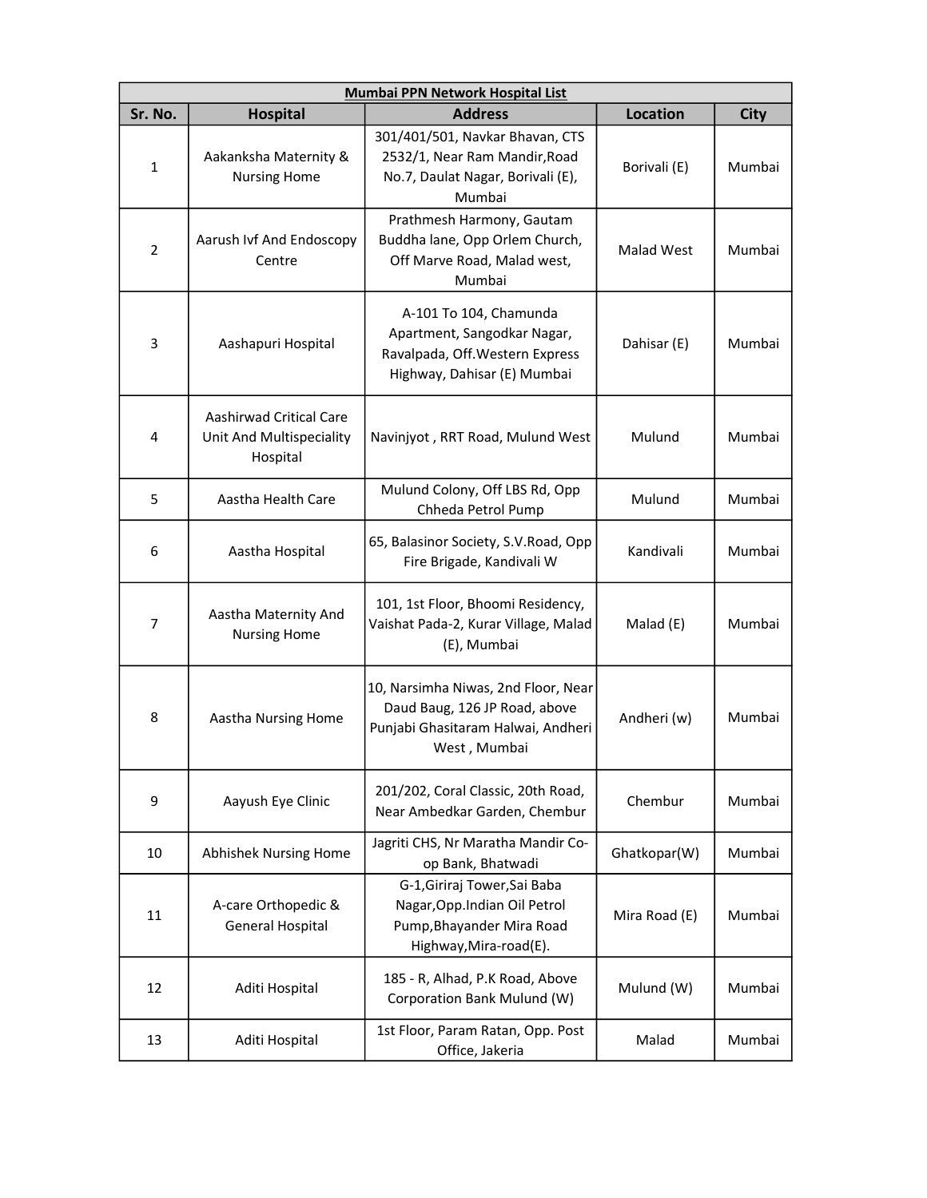| Mumbai PPN Network Hospital List | | | | |
|---|---|---|---|---|
| **Sr. No.** | **Hospital** | **Address** | **Location** | **City** |
| 1 | Aakanksha Maternity & Nursing Home | 301/401/501, Navkar Bhavan, CTS 2532/1, Near Ram Mandir,Road No.7, Daulat Nagar, Borivali (E), Mumbai | Borivali (E) | Mumbai |
| 2 | Aarush Ivf And Endoscopy Centre | Prathmesh Harmony, Gautam Buddha lane, Opp Orlem Church, Off Marve Road, Malad west, Mumbai | Malad West | Mumbai |
| 3 | Aashapuri Hospital | A-101 To 104, Chamunda Apartment, Sangodkar Nagar, Ravalpada, Off.Western Express Highway, Dahisar (E) Mumbai | Dahisar (E) | Mumbai |
| 4 | Aashirwad Critical Care Unit And Multispeciality Hospital | Navinjyot , RRT Road, Mulund West | Mulund | Mumbai |
| 5 | Aastha Health Care | Mulund Colony, Off LBS Rd, Opp Chheda Petrol Pump | Mulund | Mumbai |
| 6 | Aastha Hospital | 65, Balasinor Society, S.V.Road, Opp Fire Brigade, Kandivali W | Kandivali | Mumbai |
| 7 | Aastha Maternity And Nursing Home | 101, 1st Floor, Bhoomi Residency, Vaishat Pada-2, Kurar Village, Malad (E), Mumbai | Malad (E) | Mumbai |
| 8 | Aastha Nursing Home | 10, Narsimha Niwas, 2nd Floor, Near Daud Baug, 126 JP Road, above Punjabi Ghasitaram Halwai, Andheri West , Mumbai | Andheri (w) | Mumbai |
| 9 | Aayush Eye Clinic | 201/202, Coral Classic, 20th Road, Near Ambedkar Garden, Chembur | Chembur | Mumbai |
| 10 | Abhishek Nursing Home | Jagriti CHS, Nr Maratha Mandir Co-op Bank, Bhatwadi | Ghatkopar(W) | Mumbai |
| 11 | A-care Orthopedic & General Hospital | G-1,Giriraj Tower,Sai Baba Nagar,Opp.Indian Oil Petrol Pump,Bhayander Mira Road Highway,Mira-road(E). | Mira Road (E) | Mumbai |
| 12 | Aditi Hospital | 185 - R, Alhad, P.K Road, Above Corporation Bank Mulund (W) | Mulund (W) | Mumbai |
| 13 | Aditi Hospital | 1st Floor, Param Ratan, Opp. Post Office, Jakeria | Malad | Mumbai |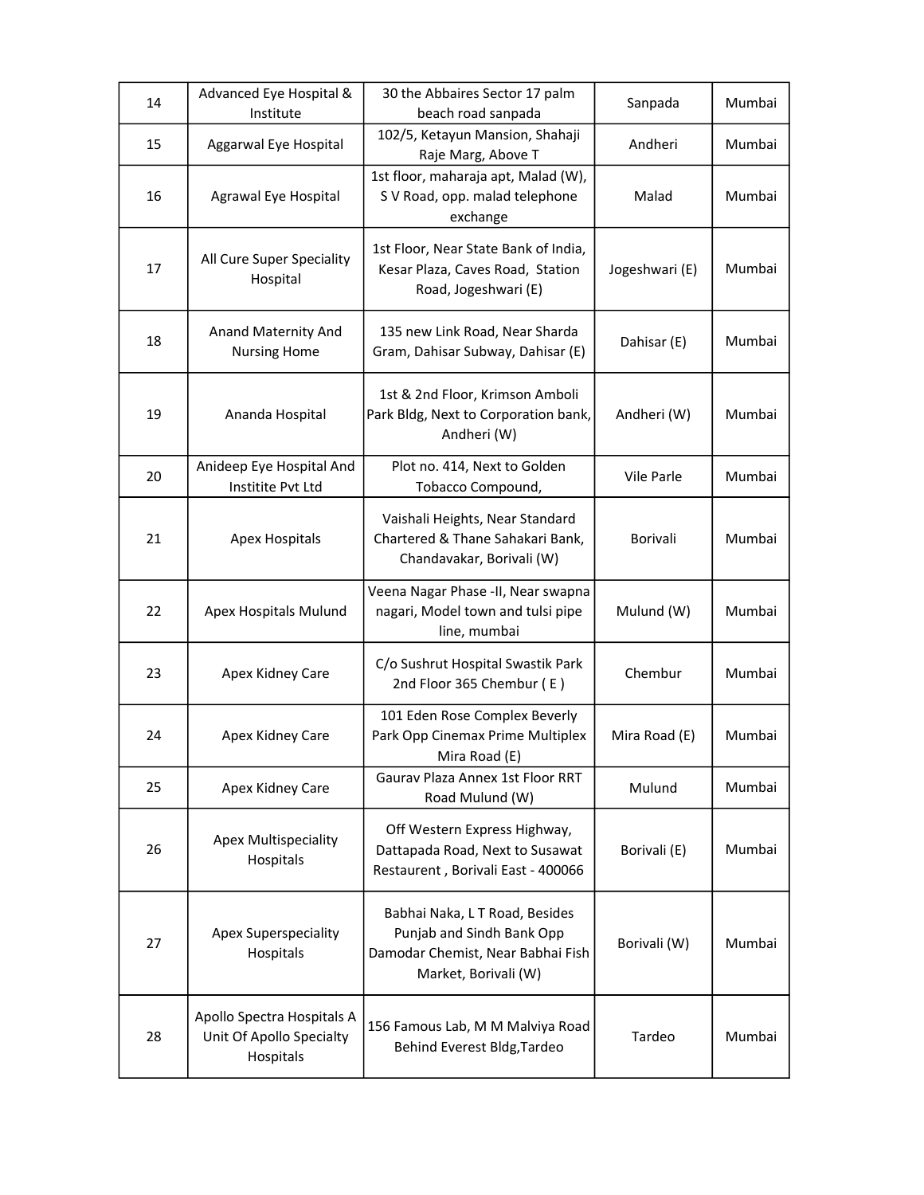| 14 | Advanced Eye Hospital & Institute | 30 the Abbaires Sector 17 palm beach road sanpada | Sanpada | Mumbai |
|---|---|---|---|---|
| 15 | Aggarwal Eye Hospital | 102/5, Ketayun Mansion, Shahaji Raje Marg, Above T | Andheri | Mumbai |
| 16 | Agrawal Eye Hospital | 1st floor, maharaja apt, Malad (W), S V Road, opp. malad telephone exchange | Malad | Mumbai |
| 17 | All Cure Super Speciality Hospital | 1st Floor, Near State Bank of India, Kesar Plaza, Caves Road, Station Road, Jogeshwari (E) | Jogeshwari (E) | Mumbai |
| 18 | Anand Maternity And Nursing Home | 135 new Link Road, Near Sharda Gram, Dahisar Subway, Dahisar (E) | Dahisar (E) | Mumbai |
| 19 | Ananda Hospital | 1st & 2nd Floor, Krimson Amboli Park Bldg, Next to Corporation bank, Andheri (W) | Andheri (W) | Mumbai |
| 20 | Anideep Eye Hospital And Institite Pvt Ltd | Plot no. 414, Next to Golden Tobacco Compound, | Vile Parle | Mumbai |
| 21 | Apex Hospitals | Vaishali Heights, Near Standard Chartered & Thane Sahakari Bank, Chandavakar, Borivali (W) | Borivali | Mumbai |
| 22 | Apex Hospitals Mulund | Veena Nagar Phase -II, Near swapna nagari, Model town and tulsi pipe line, mumbai | Mulund (W) | Mumbai |
| 23 | Apex Kidney Care | C/o Sushrut Hospital Swastik Park 2nd Floor 365 Chembur ( E ) | Chembur | Mumbai |
| 24 | Apex Kidney Care | 101 Eden Rose Complex Beverly Park Opp Cinemax Prime Multiplex Mira Road (E) | Mira Road (E) | Mumbai |
| 25 | Apex Kidney Care | Gaurav Plaza Annex 1st Floor RRT Road Mulund (W) | Mulund | Mumbai |
| 26 | Apex Multispeciality Hospitals | Off Western Express Highway, Dattapada Road, Next to Susawat Restaurent , Borivali East - 400066 | Borivali (E) | Mumbai |
| 27 | Apex Superspeciality Hospitals | Babhai Naka, L T Road, Besides Punjab and Sindh Bank Opp Damodar Chemist, Near Babhai Fish Market, Borivali (W) | Borivali (W) | Mumbai |
| 28 | Apollo Spectra Hospitals A Unit Of Apollo Specialty Hospitals | 156 Famous Lab, M M Malviya Road Behind Everest Bldg,Tardeo | Tardeo | Mumbai |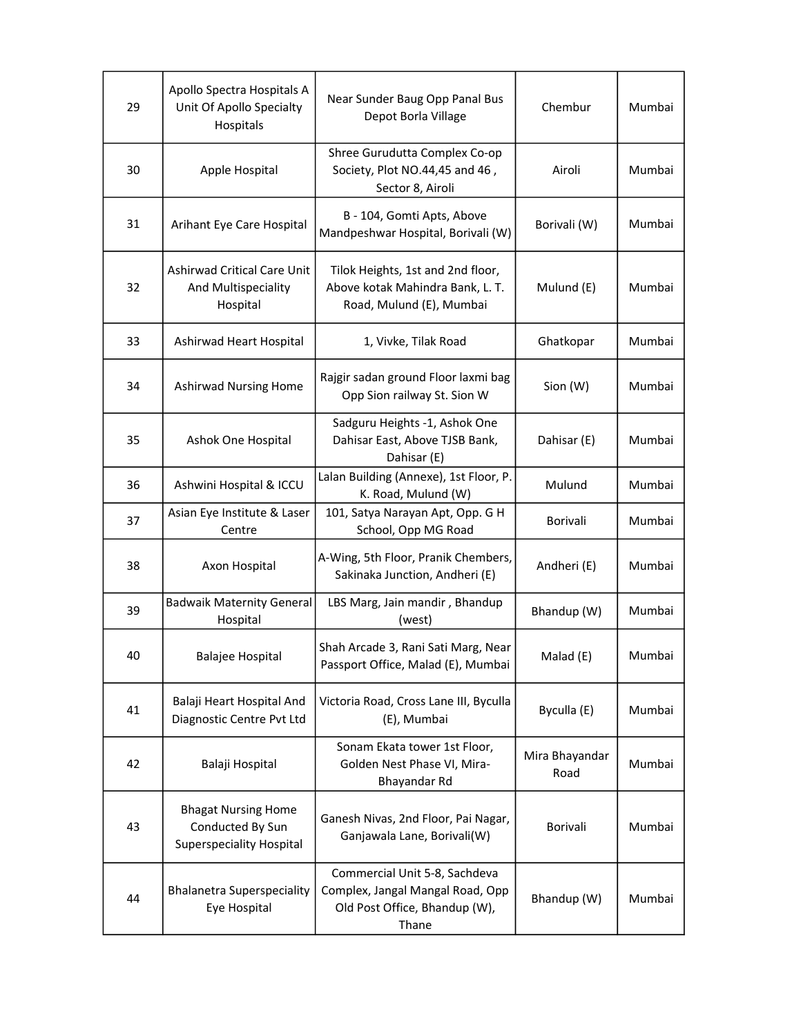| | | | | |
|---|---|---|---|---|
| 29 | Apollo Spectra Hospitals A Unit Of Apollo Specialty Hospitals | Near Sunder Baug Opp Panal Bus Depot Borla Village | Chembur | Mumbai |
| 30 | Apple Hospital | Shree Gurudutta Complex Co-op Society, Plot NO.44,45 and 46 , Sector 8, Airoli | Airoli | Mumbai |
| 31 | Arihant Eye Care Hospital | B - 104, Gomti Apts, Above Mandpeshwar Hospital, Borivali (W) | Borivali (W) | Mumbai |
| 32 | Ashirwad Critical Care Unit And Multispeciality Hospital | Tilok Heights, 1st and 2nd floor, Above kotak Mahindra Bank, L. T. Road, Mulund (E), Mumbai | Mulund (E) | Mumbai |
| 33 | Ashirwad Heart Hospital | 1, Vivke, Tilak Road | Ghatkopar | Mumbai |
| 34 | Ashirwad Nursing Home | Rajgir sadan ground Floor laxmi bag Opp Sion railway St. Sion W | Sion (W) | Mumbai |
| 35 | Ashok One Hospital | Sadguru Heights -1, Ashok One Dahisar East, Above TJSB Bank, Dahisar (E) | Dahisar (E) | Mumbai |
| 36 | Ashwini Hospital & ICCU | Lalan Building (Annexe), 1st Floor, P. K. Road, Mulund (W) | Mulund | Mumbai |
| 37 | Asian Eye Institute & Laser Centre | 101, Satya Narayan Apt, Opp. G H School, Opp MG Road | Borivali | Mumbai |
| 38 | Axon Hospital | A-Wing, 5th Floor, Pranik Chembers, Sakinaka Junction, Andheri (E) | Andheri (E) | Mumbai |
| 39 | Badwaik Maternity General Hospital | LBS Marg, Jain mandir , Bhandup (west) | Bhandup (W) | Mumbai |
| 40 | Balajee Hospital | Shah Arcade 3, Rani Sati Marg, Near Passport Office, Malad (E), Mumbai | Malad (E) | Mumbai |
| 41 | Balaji Heart Hospital And Diagnostic Centre Pvt Ltd | Victoria Road, Cross Lane III, Byculla (E), Mumbai | Byculla (E) | Mumbai |
| 42 | Balaji Hospital | Sonam Ekata tower 1st Floor, Golden Nest Phase VI, Mira-Bhayandar Rd | Mira Bhayandar Road | Mumbai |
| 43 | Bhagat Nursing Home Conducted By Sun Superspeciality Hospital | Ganesh Nivas, 2nd Floor, Pai Nagar, Ganjawala Lane, Borivali(W) | Borivali | Mumbai |
| 44 | Bhalanetra Superspeciality Eye Hospital | Commercial Unit 5-8, Sachdeva Complex, Jangal Mangal Road, Opp Old Post Office, Bhandup (W), Thane | Bhandup (W) | Mumbai |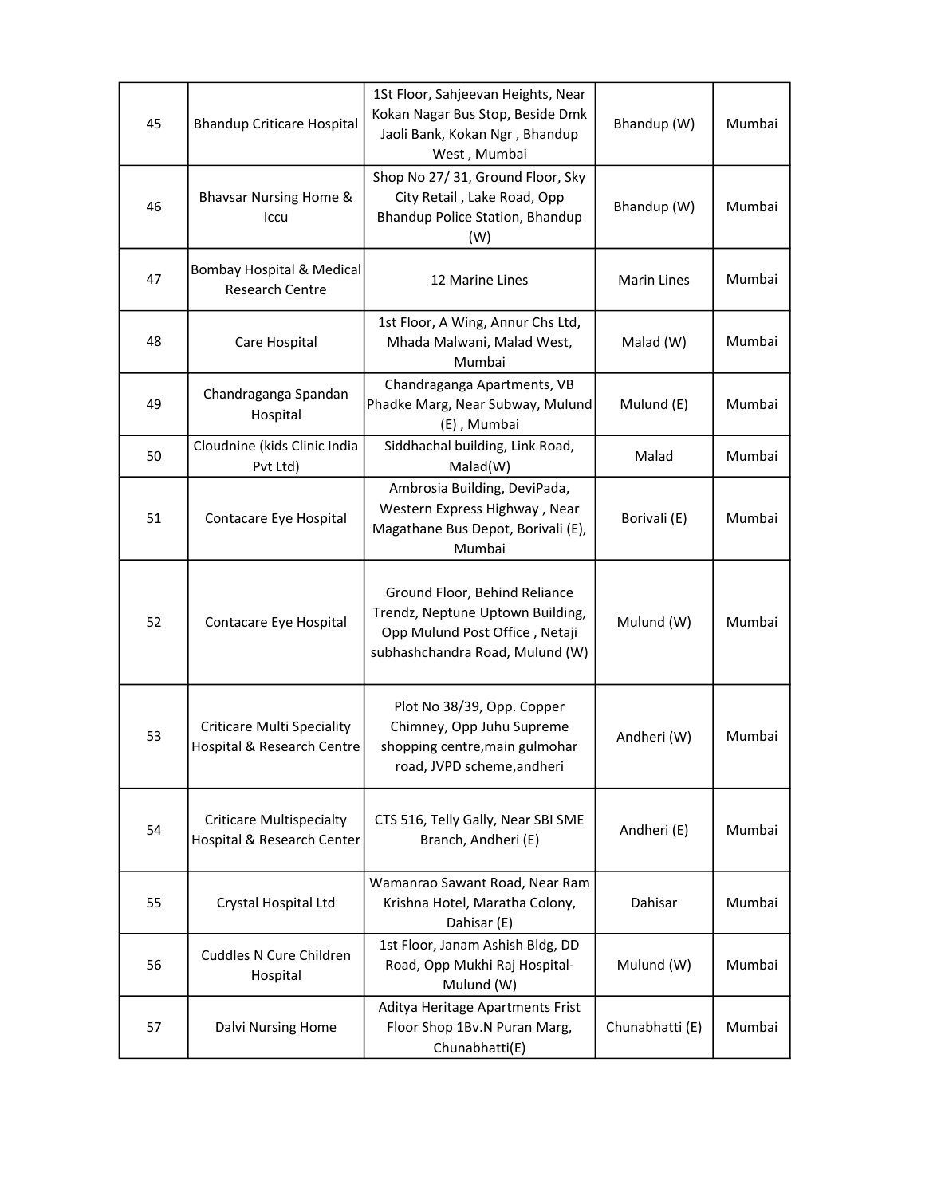| 45 | Bhandup Criticare Hospital | 1St Floor, Sahjeevan Heights, Near Kokan Nagar Bus Stop, Beside Dmk Jaoli Bank, Kokan Ngr , Bhandup West , Mumbai | Bhandup (W) | Mumbai |
|---|---|---|---|---|
| 46 | Bhavsar Nursing Home & Iccu | Shop No 27/ 31, Ground Floor, Sky City Retail , Lake Road, Opp Bhandup Police Station, Bhandup (W) | Bhandup (W) | Mumbai |
| 47 | Bombay Hospital & Medical Research Centre | 12 Marine Lines | Marin Lines | Mumbai |
| 48 | Care Hospital | 1st Floor, A Wing, Annur Chs Ltd, Mhada Malwani, Malad West, Mumbai | Malad (W) | Mumbai |
| 49 | Chandraganga Spandan Hospital | Chandraganga Apartments, VB Phadke Marg, Near Subway, Mulund (E) , Mumbai | Mulund (E) | Mumbai |
| 50 | Cloudnine (kids Clinic India Pvt Ltd) | Siddhachal building, Link Road, Malad(W) | Malad | Mumbai |
| 51 | Contacare Eye Hospital | Ambrosia Building, DeviPada, Western Express Highway , Near Magathane Bus Depot, Borivali (E), Mumbai | Borivali (E) | Mumbai |
| 52 | Contacare Eye Hospital | Ground Floor, Behind Reliance Trendz, Neptune Uptown Building, Opp Mulund Post Office , Netaji subhashchandra Road, Mulund (W) | Mulund (W) | Mumbai |
| 53 | Criticare Multi Speciality Hospital & Research Centre | Plot No 38/39, Opp. Copper Chimney, Opp Juhu Supreme shopping centre,main gulmohar road, JVPD scheme,andheri | Andheri (W) | Mumbai |
| 54 | Criticare Multispecialty Hospital & Research Center | CTS 516, Telly Gally, Near SBI SME Branch, Andheri (E) | Andheri (E) | Mumbai |
| 55 | Crystal Hospital Ltd | Wamanrao Sawant Road, Near Ram Krishna Hotel, Maratha Colony, Dahisar (E) | Dahisar | Mumbai |
| 56 | Cuddles N Cure Children Hospital | 1st Floor, Janam Ashish Bldg, DD Road, Opp Mukhi Raj Hospital- Mulund (W) | Mulund (W) | Mumbai |
| 57 | Dalvi Nursing Home | Aditya Heritage Apartments Frist Floor Shop 1Bv.N Puran Marg, Chunabhatti(E) | Chunabhatti (E) | Mumbai |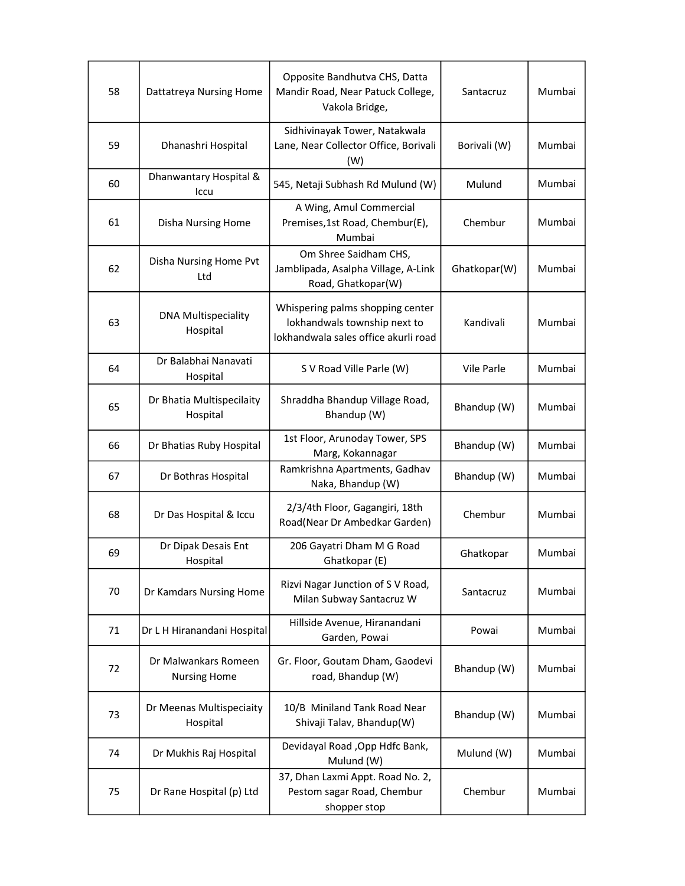| 58 | Dattatreya Nursing Home | Opposite Bandhutva CHS, Datta Mandir Road, Near Patuck College, Vakola Bridge, | Santacruz | Mumbai |
|---|---|---|---|---|
| 59 | Dhanashri Hospital | Sidhivinayak Tower, Natakwala Lane, Near Collector Office, Borivali (W) | Borivali (W) | Mumbai |
| 60 | Dhanwantary Hospital & Iccu | 545, Netaji Subhash Rd Mulund (W) | Mulund | Mumbai |
| 61 | Disha Nursing Home | A Wing, Amul Commercial Premises,1st Road, Chembur(E), Mumbai | Chembur | Mumbai |
| 62 | Disha Nursing Home Pvt Ltd | Om Shree Saidham CHS, Jamblipada, Asalpha Village, A-Link Road, Ghatkopar(W) | Ghatkopar(W) | Mumbai |
| 63 | DNA Multispeciality Hospital | Whispering palms shopping center lokhandwals township next to lokhandwala sales office akurli road | Kandivali | Mumbai |
| 64 | Dr Balabhai Nanavati Hospital | S V Road Ville Parle (W) | Vile Parle | Mumbai |
| 65 | Dr Bhatia Multispecilaity Hospital | Shraddha Bhandup Village Road, Bhandup (W) | Bhandup (W) | Mumbai |
| 66 | Dr Bhatias Ruby Hospital | 1st Floor, Arunoday Tower, SPS Marg, Kokannagar | Bhandup (W) | Mumbai |
| 67 | Dr Bothras Hospital | Ramkrishna Apartments, Gadhav Naka, Bhandup (W) | Bhandup (W) | Mumbai |
| 68 | Dr Das Hospital & Iccu | 2/3/4th Floor, Gagangiri, 18th Road(Near Dr Ambedkar Garden) | Chembur | Mumbai |
| 69 | Dr Dipak Desais Ent Hospital | 206 Gayatri Dham M G Road Ghatkopar (E) | Ghatkopar | Mumbai |
| 70 | Dr Kamdars Nursing Home | Rizvi Nagar Junction of S V Road, Milan Subway Santacruz W | Santacruz | Mumbai |
| 71 | Dr L H Hiranandani Hospital | Hillside Avenue, Hiranandani Garden, Powai | Powai | Mumbai |
| 72 | Dr Malwankars Romeen Nursing Home | Gr. Floor, Goutam Dham, Gaodevi road, Bhandup (W) | Bhandup (W) | Mumbai |
| 73 | Dr Meenas Multispeciaity Hospital | 10/B Miniland Tank Road Near Shivaji Talav, Bhandup(W) | Bhandup (W) | Mumbai |
| 74 | Dr Mukhis Raj Hospital | Devidayal Road ,Opp Hdfc Bank, Mulund (W) | Mulund (W) | Mumbai |
| 75 | Dr Rane Hospital (p) Ltd | 37, Dhan Laxmi Appt. Road No. 2, Pestom sagar Road, Chembur shopper stop | Chembur | Mumbai |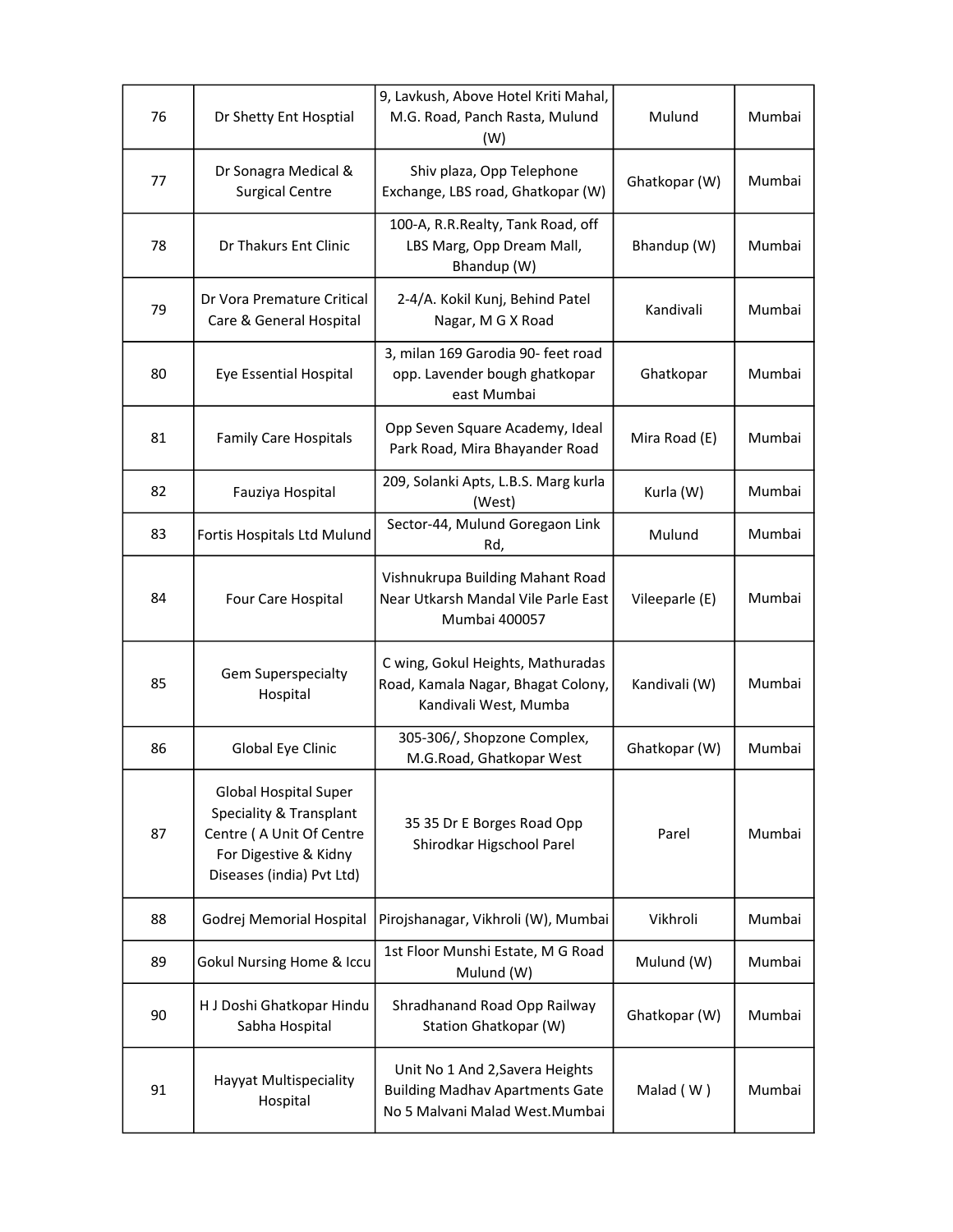| 76 | Dr Shetty Ent Hosptial | 9, Lavkush, Above Hotel Kriti Mahal, M.G. Road, Panch Rasta, Mulund (W) | Mulund | Mumbai |
|---|---|---|---|---|
| 77 | Dr Sonagra Medical & Surgical Centre | Shiv plaza, Opp Telephone Exchange, LBS road, Ghatkopar (W) | Ghatkopar (W) | Mumbai |
| 78 | Dr Thakurs Ent Clinic | 100-A, R.R.Realty, Tank Road, off LBS Marg, Opp Dream Mall, Bhandup (W) | Bhandup (W) | Mumbai |
| 79 | Dr Vora Premature Critical Care & General Hospital | 2-4/A. Kokil Kunj, Behind Patel Nagar, M G X Road | Kandivali | Mumbai |
| 80 | Eye Essential Hospital | 3, milan 169 Garodia 90- feet road opp. Lavender bough ghatkopar east Mumbai | Ghatkopar | Mumbai |
| 81 | Family Care Hospitals | Opp Seven Square Academy, Ideal Park Road, Mira Bhayander Road | Mira Road (E) | Mumbai |
| 82 | Fauziya Hospital | 209, Solanki Apts, L.B.S. Marg kurla (West) | Kurla (W) | Mumbai |
| 83 | Fortis Hospitals Ltd Mulund | Sector-44, Mulund Goregaon Link Rd, | Mulund | Mumbai |
| 84 | Four Care Hospital | Vishnukrupa Building Mahant Road Near Utkarsh Mandal Vile Parle East Mumbai 400057 | Vileeparle (E) | Mumbai |
| 85 | Gem Superspecialty Hospital | C wing, Gokul Heights, Mathuradas Road, Kamala Nagar, Bhagat Colony, Kandivali West, Mumba | Kandivali (W) | Mumbai |
| 86 | Global Eye Clinic | 305-306/, Shopzone Complex, M.G.Road, Ghatkopar West | Ghatkopar (W) | Mumbai |
| 87 | Global Hospital Super Speciality & Transplant Centre ( A Unit Of Centre For Digestive & Kidny Diseases (india) Pvt Ltd) | 35 35 Dr E Borges Road Opp Shirodkar Higschool Parel | Parel | Mumbai |
| 88 | Godrej Memorial Hospital | Pirojshanagar, Vikhroli (W), Mumbai | Vikhroli | Mumbai |
| 89 | Gokul Nursing Home & Iccu | 1st Floor Munshi Estate, M G Road Mulund (W) | Mulund (W) | Mumbai |
| 90 | H J Doshi Ghatkopar Hindu Sabha Hospital | Shradhanand Road Opp Railway Station Ghatkopar (W) | Ghatkopar (W) | Mumbai |
| 91 | Hayyat Multispeciality Hospital | Unit No 1 And 2,Savera Heights Building Madhav Apartments Gate No 5 Malvani Malad West.Mumbai | Malad ( W ) | Mumbai |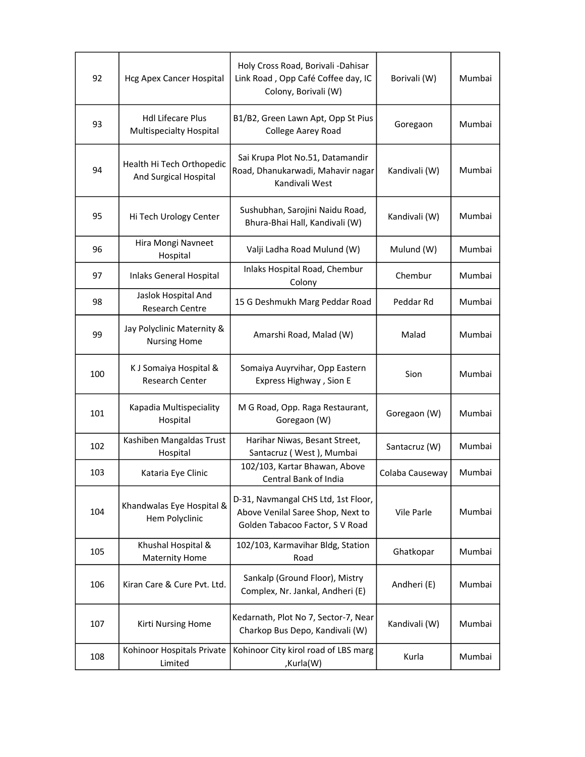| 92 | Hcg Apex Cancer Hospital | Holy Cross Road, Borivali -Dahisar Link Road , Opp Café Coffee day, IC Colony, Borivali (W) | Borivali (W) | Mumbai |
|---|---|---|---|---|
| 93 | Hdl Lifecare Plus Multispecialty Hospital | B1/B2, Green Lawn Apt, Opp St Pius College Aarey Road | Goregaon | Mumbai |
| 94 | Health Hi Tech Orthopedic And Surgical Hospital | Sai Krupa Plot No.51, Datamandir Road, Dhanukarwadi, Mahavir nagar Kandivali West | Kandivali (W) | Mumbai |
| 95 | Hi Tech Urology Center | Sushubhan, Sarojini Naidu Road, Bhura-Bhai Hall, Kandivali (W) | Kandivali (W) | Mumbai |
| 96 | Hira Mongi Navneet Hospital | Valji Ladha Road Mulund (W) | Mulund (W) | Mumbai |
| 97 | Inlaks General Hospital | Inlaks Hospital Road, Chembur Colony | Chembur | Mumbai |
| 98 | Jaslok Hospital And Research Centre | 15 G Deshmukh Marg Peddar Road | Peddar Rd | Mumbai |
| 99 | Jay Polyclinic Maternity & Nursing Home | Amarshi Road, Malad (W) | Malad | Mumbai |
| 100 | K J Somaiya Hospital & Research Center | Somaiya Auyrvihar, Opp Eastern Express Highway , Sion E | Sion | Mumbai |
| 101 | Kapadia Multispeciality Hospital | M G Road, Opp. Raga Restaurant, Goregaon (W) | Goregaon (W) | Mumbai |
| 102 | Kashiben Mangaldas Trust Hospital | Harihar Niwas, Besant Street, Santacruz ( West ), Mumbai | Santacruz (W) | Mumbai |
| 103 | Kataria Eye Clinic | 102/103, Kartar Bhawan, Above Central Bank of India | Colaba Causeway | Mumbai |
| 104 | Khandwalas Eye Hospital & Hem Polyclinic | D-31, Navmangal CHS Ltd, 1st Floor, Above Venilal Saree Shop, Next to Golden Tabacoo Factor, S V Road | Vile Parle | Mumbai |
| 105 | Khushal Hospital & Maternity Home | 102/103, Karmavihar Bldg, Station Road | Ghatkopar | Mumbai |
| 106 | Kiran Care & Cure Pvt. Ltd. | Sankalp (Ground Floor), Mistry Complex, Nr. Jankal, Andheri (E) | Andheri (E) | Mumbai |
| 107 | Kirti Nursing Home | Kedarnath, Plot No 7, Sector-7, Near Charkop Bus Depo, Kandivali (W) | Kandivali (W) | Mumbai |
| 108 | Kohinoor Hospitals Private Limited | Kohinoor City kirol road of LBS marg ,Kurla(W) | Kurla | Mumbai |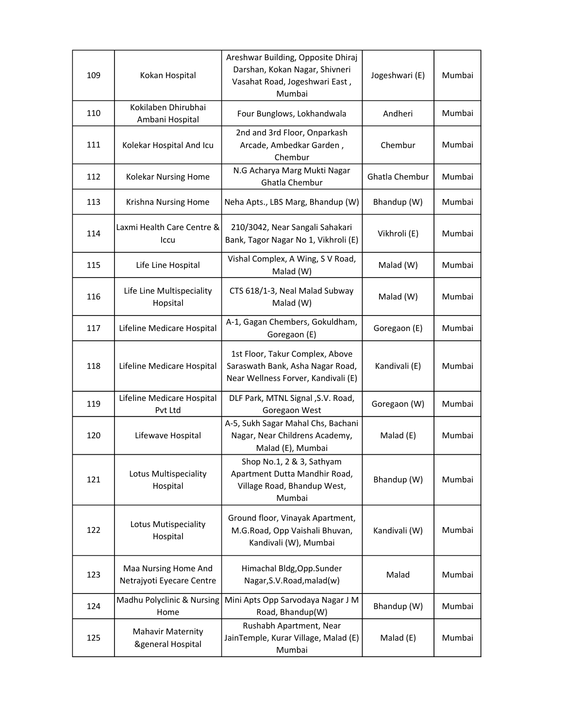| 109 | Kokan Hospital | Areshwar Building, Opposite Dhiraj Darshan, Kokan Nagar, Shivneri Vasahat Road, Jogeshwari East , Mumbai | Jogeshwari (E) | Mumbai |
|---|---|---|---|---|
| 110 | Kokilaben Dhirubhai Ambani Hospital | Four Bunglows, Lokhandwala | Andheri | Mumbai |
| 111 | Kolekar Hospital And Icu | 2nd and 3rd Floor, Onparkash Arcade, Ambedkar Garden , Chembur | Chembur | Mumbai |
| 112 | Kolekar Nursing Home | N.G Acharya Marg Mukti Nagar Ghatla Chembur | Ghatla Chembur | Mumbai |
| 113 | Krishna Nursing Home | Neha Apts., LBS Marg, Bhandup (W) | Bhandup (W) | Mumbai |
| 114 | Laxmi Health Care Centre & Iccu | 210/3042, Near Sangali Sahakari Bank, Tagor Nagar No 1, Vikhroli (E) | Vikhroli (E) | Mumbai |
| 115 | Life Line Hospital | Vishal Complex, A Wing, S V Road, Malad (W) | Malad (W) | Mumbai |
| 116 | Life Line Multispeciality Hopsital | CTS 618/1-3, Neal Malad Subway Malad (W) | Malad (W) | Mumbai |
| 117 | Lifeline Medicare Hospital | A-1, Gagan Chembers, Gokuldham, Goregaon (E) | Goregaon (E) | Mumbai |
| 118 | Lifeline Medicare Hospital | 1st Floor, Takur Complex, Above Saraswath Bank, Asha Nagar Road, Near Wellness Forver, Kandivali (E) | Kandivali (E) | Mumbai |
| 119 | Lifeline Medicare Hospital Pvt Ltd | DLF Park, MTNL Signal ,S.V. Road, Goregaon West | Goregaon (W) | Mumbai |
| 120 | Lifewave Hospital | A-5, Sukh Sagar Mahal Chs, Bachani Nagar, Near Childrens Academy, Malad (E), Mumbai | Malad (E) | Mumbai |
| 121 | Lotus Multispeciality Hospital | Shop No.1, 2 & 3, Sathyam Apartment Dutta Mandhir Road, Village Road, Bhandup West, Mumbai | Bhandup (W) | Mumbai |
| 122 | Lotus Mutispeciality Hospital | Ground floor, Vinayak Apartment, M.G.Road, Opp Vaishali Bhuvan, Kandivali (W), Mumbai | Kandivali (W) | Mumbai |
| 123 | Maa Nursing Home And Netrajyoti Eyecare Centre | Himachal Bldg,Opp.Sunder Nagar,S.V.Road,malad(w) | Malad | Mumbai |
| 124 | Madhu Polyclinic & Nursing Home | Mini Apts Opp Sarvodaya Nagar J M Road, Bhandup(W) | Bhandup (W) | Mumbai |
| 125 | Mahavir Maternity &general Hospital | Rushabh Apartment, Near JainTemple, Kurar Village, Malad (E) Mumbai | Malad (E) | Mumbai |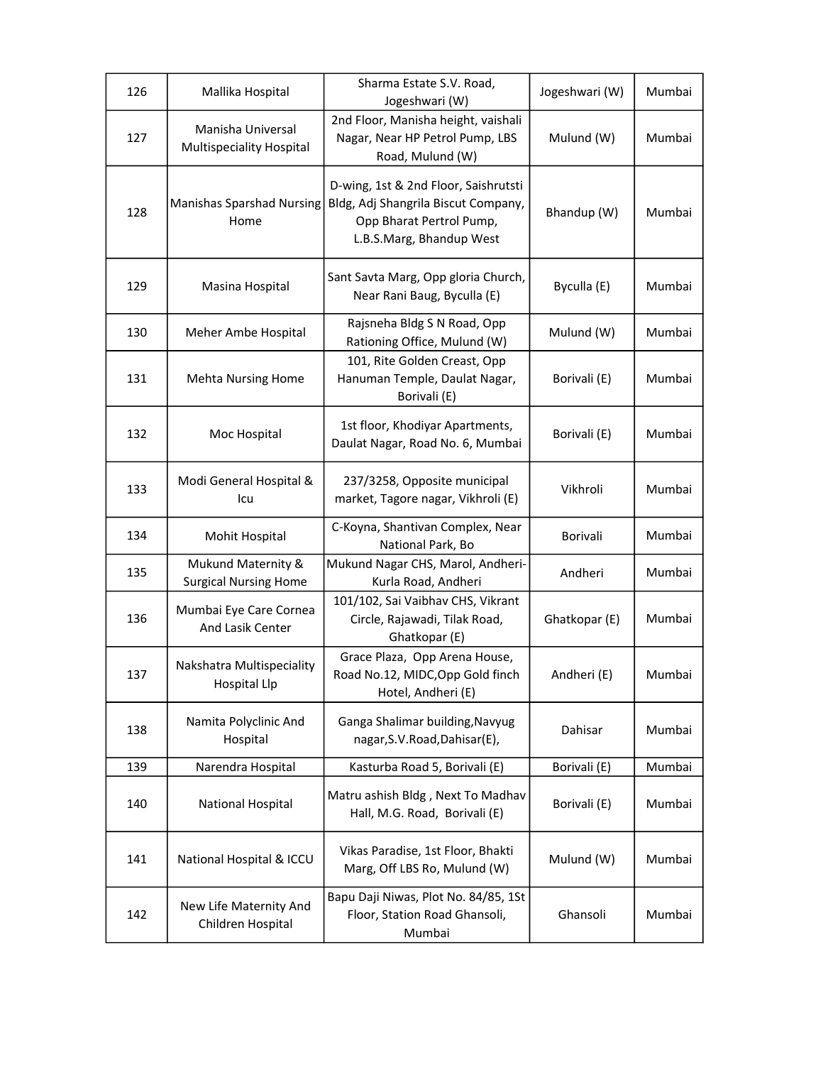| 126 | Mallika Hospital | Sharma Estate S.V. Road, Jogeshwari (W) | Jogeshwari (W) | Mumbai |
|---|---|---|---|---|
| 127 | Manisha Universal Multispeciality Hospital | 2nd Floor, Manisha height, vaishali Nagar, Near HP Petrol Pump, LBS Road, Mulund (W) | Mulund (W) | Mumbai |
| 128 | Manishas Sparshad Nursing Home | D-wing, 1st & 2nd Floor, Saishrutsti Bldg, Adj Shangrila Biscut Company, Opp Bharat Pertrol Pump, L.B.S.Marg, Bhandup West | Bhandup (W) | Mumbai |
| 129 | Masina Hospital | Sant Savta Marg, Opp gloria Church, Near Rani Baug, Byculla (E) | Byculla (E) | Mumbai |
| 130 | Meher Ambe Hospital | Rajsneha Bldg S N Road, Opp Rationing Office, Mulund (W) | Mulund (W) | Mumbai |
| 131 | Mehta Nursing Home | 101, Rite Golden Creast, Opp Hanuman Temple, Daulat Nagar, Borivali (E) | Borivali (E) | Mumbai |
| 132 | Moc Hospital | 1st floor, Khodiyar Apartments, Daulat Nagar, Road No. 6, Mumbai | Borivali (E) | Mumbai |
| 133 | Modi General Hospital & Icu | 237/3258, Opposite municipal market, Tagore nagar, Vikhroli (E) | Vikhroli | Mumbai |
| 134 | Mohit Hospital | C-Koyna, Shantivan Complex, Near National Park, Bo | Borivali | Mumbai |
| 135 | Mukund Maternity & Surgical Nursing Home | Mukund Nagar CHS, Marol, Andheri-Kurla Road, Andheri | Andheri | Mumbai |
| 136 | Mumbai Eye Care Cornea And Lasik Center | 101/102, Sai Vaibhav CHS, Vikrant Circle, Rajawadi, Tilak Road, Ghatkopar (E) | Ghatkopar (E) | Mumbai |
| 137 | Nakshatra Multispeciality Hospital Llp | Grace Plaza, Opp Arena House, Road No.12, MIDC,Opp Gold finch Hotel, Andheri (E) | Andheri (E) | Mumbai |
| 138 | Namita Polyclinic And Hospital | Ganga Shalimar building,Navyug nagar,S.V.Road,Dahisar(E), | Dahisar | Mumbai |
| 139 | Narendra Hospital | Kasturba Road 5, Borivali (E) | Borivali (E) | Mumbai |
| 140 | National Hospital | Matru ashish Bldg , Next To Madhav Hall, M.G. Road, Borivali (E) | Borivali (E) | Mumbai |
| 141 | National Hospital & ICCU | Vikas Paradise, 1st Floor, Bhakti Marg, Off LBS Ro, Mulund (W) | Mulund (W) | Mumbai |
| 142 | New Life Maternity And Children Hospital | Bapu Daji Niwas, Plot No. 84/85, 1St Floor, Station Road Ghansoli, Mumbai | Ghansoli | Mumbai |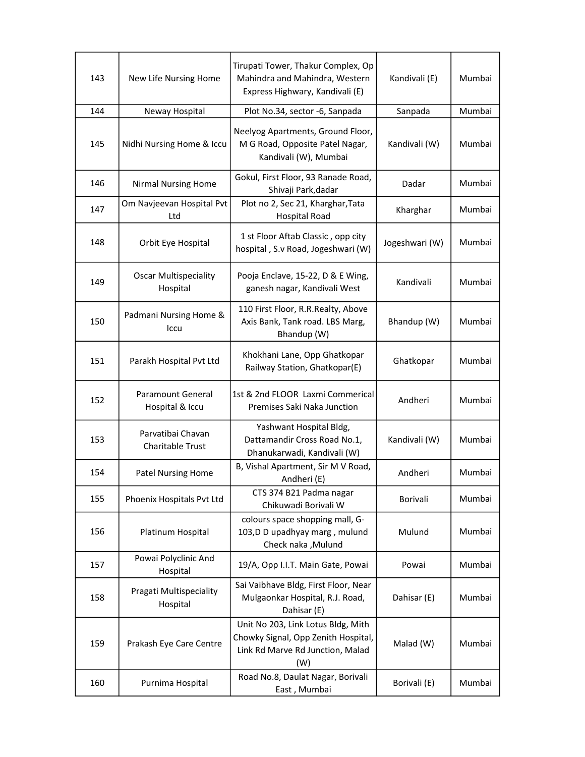| 143 | New Life Nursing Home | Tirupati Tower, Thakur Complex, Op Mahindra and Mahindra, Western Express Highway, Kandivali (E) | Kandivali (E) | Mumbai |
|---|---|---|---|---|
| 144 | Neway Hospital | Plot No.34, sector -6, Sanpada | Sanpada | Mumbai |
| 145 | Nidhi Nursing Home & Iccu | Neelyog Apartments, Ground Floor, M G Road, Opposite Patel Nagar, Kandivali (W), Mumbai | Kandivali (W) | Mumbai |
| 146 | Nirmal Nursing Home | Gokul, First Floor, 93 Ranade Road, Shivaji Park,dadar | Dadar | Mumbai |
| 147 | Om Navjeevan Hospital Pvt Ltd | Plot no 2, Sec 21, Kharghar,Tata Hospital Road | Kharghar | Mumbai |
| 148 | Orbit Eye Hospital | 1 st Floor Aftab Classic , opp city hospital , S.v Road, Jogeshwari (W) | Jogeshwari (W) | Mumbai |
| 149 | Oscar Multispeciality Hospital | Pooja Enclave, 15-22, D & E Wing, ganesh nagar, Kandivali West | Kandivali | Mumbai |
| 150 | Padmani Nursing Home & Iccu | 110 First Floor, R.R.Realty, Above Axis Bank, Tank road. LBS Marg, Bhandup (W) | Bhandup (W) | Mumbai |
| 151 | Parakh Hospital Pvt Ltd | Khokhani Lane, Opp Ghatkopar Railway Station, Ghatkopar(E) | Ghatkopar | Mumbai |
| 152 | Paramount General Hospital & Iccu | 1st & 2nd FLOOR Laxmi Commerical Premises Saki Naka Junction | Andheri | Mumbai |
| 153 | Parvatibai Chavan Charitable Trust | Yashwant Hospital Bldg, Dattamandir Cross Road No.1, Dhanukarwadi, Kandivali (W) | Kandivali (W) | Mumbai |
| 154 | Patel Nursing Home | B, Vishal Apartment, Sir M V Road, Andheri (E) | Andheri | Mumbai |
| 155 | Phoenix Hospitals Pvt Ltd | CTS 374 B21 Padma nagar Chikuwadi Borivali W | Borivali | Mumbai |
| 156 | Platinum Hospital | colours space shopping mall, G-103,D D upadhyay marg , mulund Check naka ,Mulund | Mulund | Mumbai |
| 157 | Powai Polyclinic And Hospital | 19/A, Opp I.I.T. Main Gate, Powai | Powai | Mumbai |
| 158 | Pragati Multispeciality Hospital | Sai Vaibhave Bldg, First Floor, Near Mulgaonkar Hospital, R.J. Road, Dahisar (E) | Dahisar (E) | Mumbai |
| 159 | Prakash Eye Care Centre | Unit No 203, Link Lotus Bldg, Mith Chowky Signal, Opp Zenith Hospital, Link Rd Marve Rd Junction, Malad (W) | Malad (W) | Mumbai |
| 160 | Purnima Hospital | Road No.8, Daulat Nagar, Borivali East , Mumbai | Borivali (E) | Mumbai |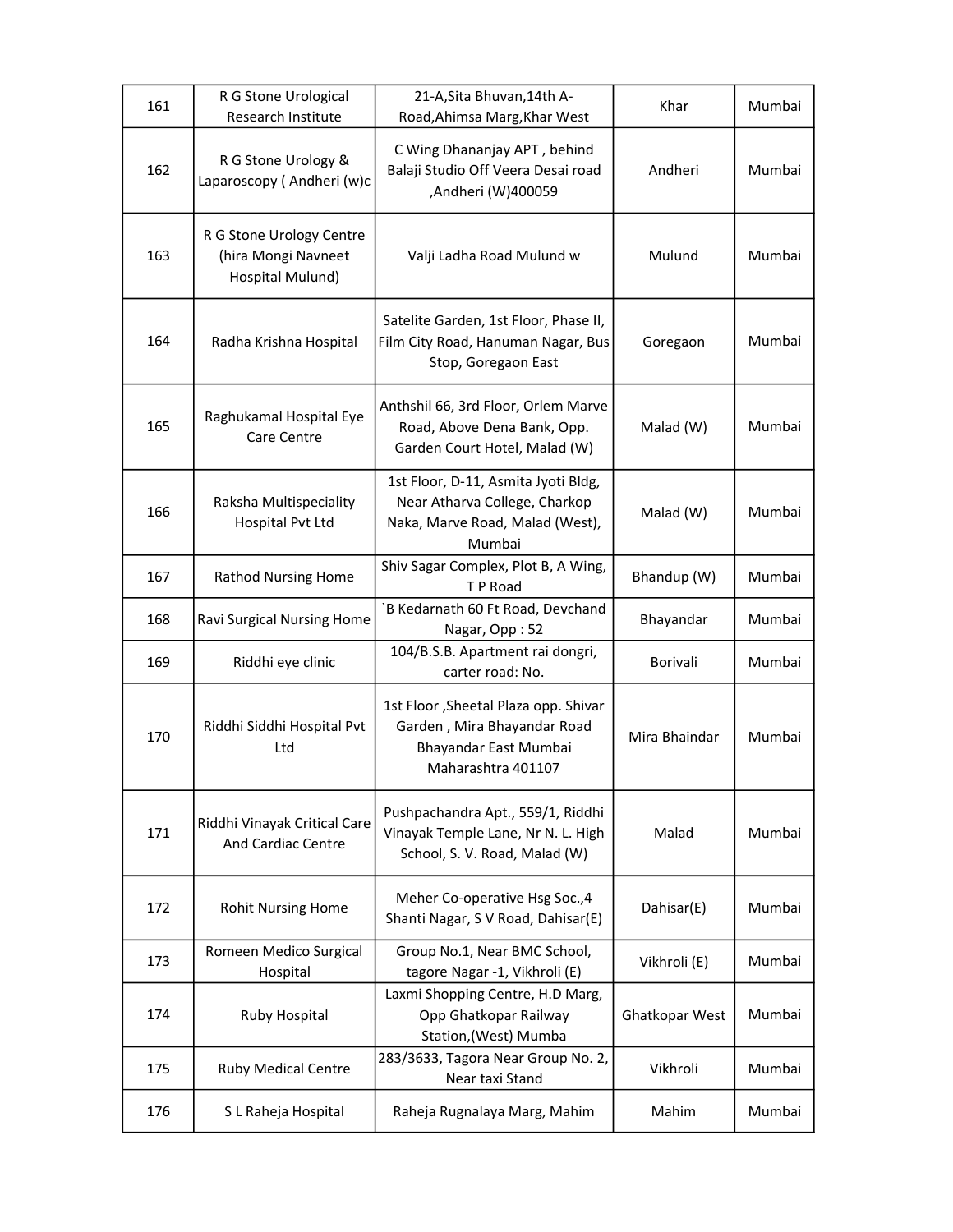| 161 | R G Stone Urological Research Institute | 21-A,Sita Bhuvan,14th A-Road,Ahimsa Marg,Khar West | Khar | Mumbai |
|---|---|---|---|---|
| 162 | R G Stone Urology & Laparoscopy ( Andheri (w)c | C Wing Dhananjay APT , behind Balaji Studio Off Veera Desai road ,Andheri (W)400059 | Andheri | Mumbai |
| 163 | R G Stone Urology Centre (hira Mongi Navneet Hospital Mulund) | Valji Ladha Road Mulund w | Mulund | Mumbai |
| 164 | Radha Krishna Hospital | Satelite Garden, 1st Floor, Phase II, Film City Road, Hanuman Nagar, Bus Stop, Goregaon East | Goregaon | Mumbai |
| 165 | Raghukamal Hospital Eye Care Centre | Anthshil 66, 3rd Floor, Orlem Marve Road, Above Dena Bank, Opp. Garden Court Hotel, Malad (W) | Malad (W) | Mumbai |
| 166 | Raksha Multispeciality Hospital Pvt Ltd | 1st Floor, D-11, Asmita Jyoti Bldg, Near Atharva College, Charkop Naka, Marve Road, Malad (West), Mumbai | Malad (W) | Mumbai |
| 167 | Rathod Nursing Home | Shiv Sagar Complex, Plot B, A Wing, T P Road | Bhandup (W) | Mumbai |
| 168 | Ravi Surgical Nursing Home | `B Kedarnath 60 Ft Road, Devchand Nagar, Opp : 52 | Bhayandar | Mumbai |
| 169 | Riddhi eye clinic | 104/B.S.B. Apartment rai dongri, carter road: No. | Borivali | Mumbai |
| 170 | Riddhi Siddhi Hospital Pvt Ltd | 1st Floor ,Sheetal Plaza opp. Shivar Garden , Mira Bhayandar Road Bhayandar East Mumbai Maharashtra 401107 | Mira Bhaindar | Mumbai |
| 171 | Riddhi Vinayak Critical Care And Cardiac Centre | Pushpachandra Apt., 559/1, Riddhi Vinayak Temple Lane, Nr N. L. High School, S. V. Road, Malad (W) | Malad | Mumbai |
| 172 | Rohit Nursing Home | Meher Co-operative Hsg Soc.,4 Shanti Nagar, S V Road, Dahisar(E) | Dahisar(E) | Mumbai |
| 173 | Romeen Medico Surgical Hospital | Group No.1, Near BMC School, tagore Nagar -1, Vikhroli (E) | Vikhroli (E) | Mumbai |
| 174 | Ruby Hospital | Laxmi Shopping Centre, H.D Marg, Opp Ghatkopar Railway Station,(West) Mumba | Ghatkopar West | Mumbai |
| 175 | Ruby Medical Centre | 283/3633, Tagora Near Group No. 2, Near taxi Stand | Vikhroli | Mumbai |
| 176 | S L Raheja Hospital | Raheja Rugnalaya Marg, Mahim | Mahim | Mumbai |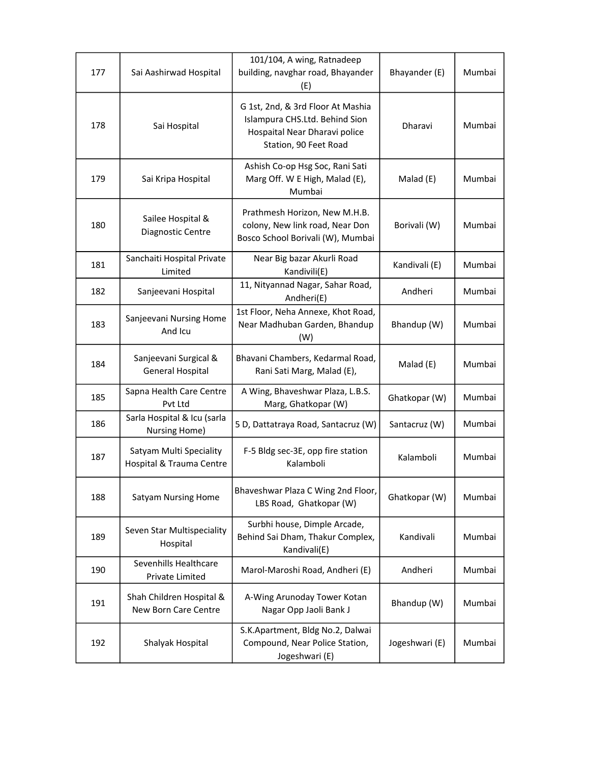| | | | | |
|---|---|---|---|---|
| 177 | Sai Aashirwad Hospital | 101/104, A wing, Ratnadeep building, navghar road, Bhayander (E) | Bhayander (E) | Mumbai |
| 178 | Sai Hospital | G 1st, 2nd, & 3rd Floor At Mashia Islampura CHS.Ltd. Behind Sion Hospaital Near Dharavi police Station, 90 Feet Road | Dharavi | Mumbai |
| 179 | Sai Kripa Hospital | Ashish Co-op Hsg Soc, Rani Sati Marg Off. W E High, Malad (E), Mumbai | Malad (E) | Mumbai |
| 180 | Sailee Hospital & Diagnostic Centre | Prathmesh Horizon, New M.H.B. colony, New link road, Near Don Bosco School Borivali (W), Mumbai | Borivali (W) | Mumbai |
| 181 | Sanchaiti Hospital Private Limited | Near Big bazar Akurli Road Kandivili(E) | Kandivali (E) | Mumbai |
| 182 | Sanjeevani Hospital | 11, Nityannad Nagar, Sahar Road, Andheri(E) | Andheri | Mumbai |
| 183 | Sanjeevani Nursing Home And Icu | 1st Floor, Neha Annexe, Khot Road, Near Madhuban Garden, Bhandup (W) | Bhandup (W) | Mumbai |
| 184 | Sanjeevani Surgical & General Hospital | Bhavani Chambers, Kedarmal Road, Rani Sati Marg, Malad (E), | Malad (E) | Mumbai |
| 185 | Sapna Health Care Centre Pvt Ltd | A Wing, Bhaveshwar Plaza, L.B.S. Marg, Ghatkopar (W) | Ghatkopar (W) | Mumbai |
| 186 | Sarla Hospital & Icu (sarla Nursing Home) | 5 D, Dattatraya Road, Santacruz (W) | Santacruz (W) | Mumbai |
| 187 | Satyam Multi Speciality Hospital & Trauma Centre | F-5 Bldg sec-3E, opp fire station Kalamboli | Kalamboli | Mumbai |
| 188 | Satyam Nursing Home | Bhaveshwar Plaza C Wing 2nd Floor, LBS Road, Ghatkopar (W) | Ghatkopar (W) | Mumbai |
| 189 | Seven Star Multispeciality Hospital | Surbhi house, Dimple Arcade, Behind Sai Dham, Thakur Complex, Kandivali(E) | Kandivali | Mumbai |
| 190 | Sevenhills Healthcare Private Limited | Marol-Maroshi Road, Andheri (E) | Andheri | Mumbai |
| 191 | Shah Children Hospital & New Born Care Centre | A-Wing Arunoday Tower Kotan Nagar Opp Jaoli Bank J | Bhandup (W) | Mumbai |
| 192 | Shalyak Hospital | S.K.Apartment, Bldg No.2, Dalwai Compound, Near Police Station, Jogeshwari (E) | Jogeshwari (E) | Mumbai |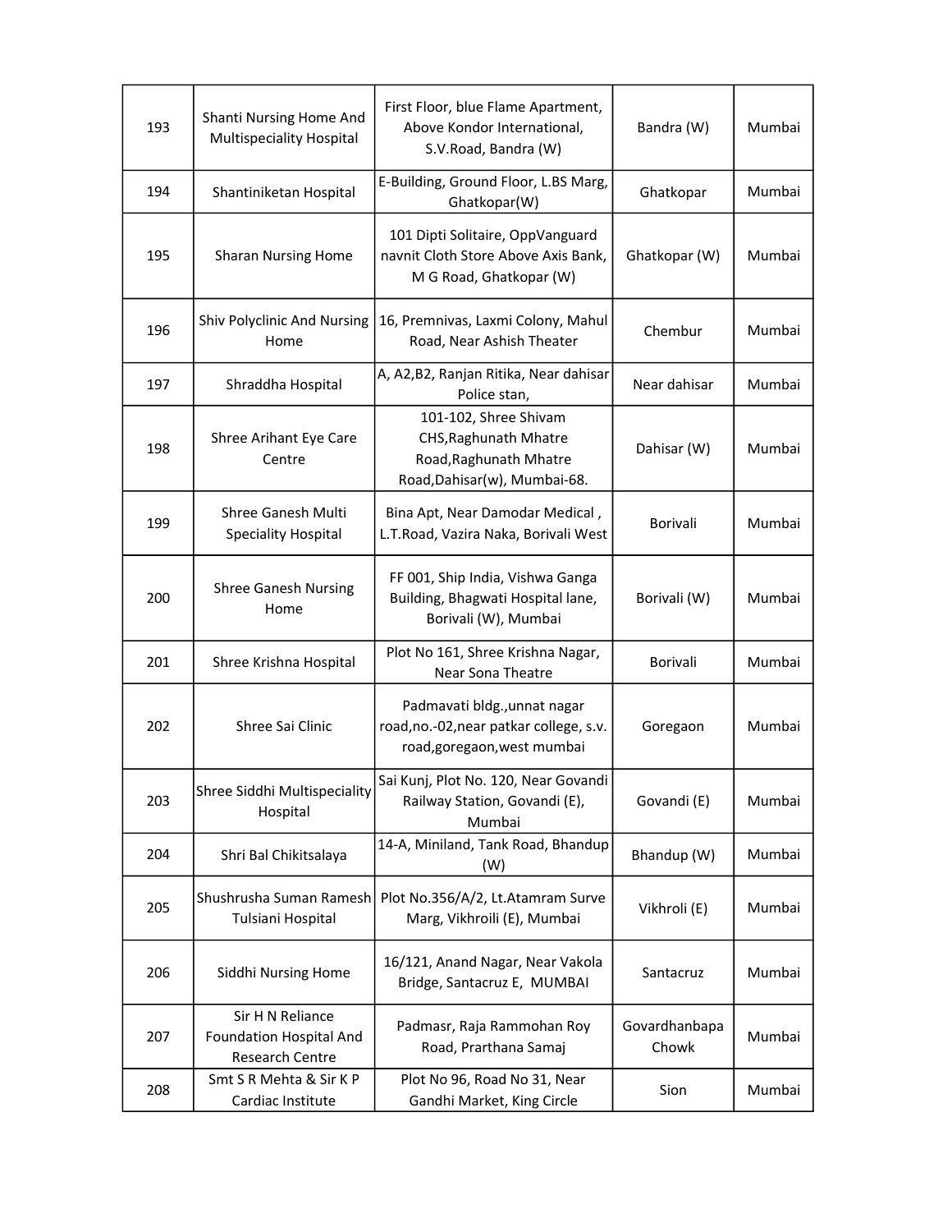| 193 | Shanti Nursing Home And Multispeciality Hospital | First Floor, blue Flame Apartment, Above Kondor International, S.V.Road, Bandra (W) | Bandra (W) | Mumbai |
|---|---|---|---|---|
| 194 | Shantiniketan Hospital | E-Building, Ground Floor, L.BS Marg, Ghatkopar(W) | Ghatkopar | Mumbai |
| 195 | Sharan Nursing Home | 101 Dipti Solitaire, OppVanguard navnit Cloth Store Above Axis Bank, M G Road, Ghatkopar (W) | Ghatkopar (W) | Mumbai |
| 196 | Shiv Polyclinic And Nursing Home | 16, Premnivas, Laxmi Colony, Mahul Road, Near Ashish Theater | Chembur | Mumbai |
| 197 | Shraddha Hospital | A, A2,B2, Ranjan Ritika, Near dahisar Police stan, | Near dahisar | Mumbai |
| 198 | Shree Arihant Eye Care Centre | 101-102, Shree Shivam CHS,Raghunath Mhatre Road,Raghunath Mhatre Road,Dahisar(w), Mumbai-68. | Dahisar (W) | Mumbai |
| 199 | Shree Ganesh Multi Speciality Hospital | Bina Apt, Near Damodar Medical , L.T.Road, Vazira Naka, Borivali West | Borivali | Mumbai |
| 200 | Shree Ganesh Nursing Home | FF 001, Ship India, Vishwa Ganga Building, Bhagwati Hospital lane, Borivali (W), Mumbai | Borivali (W) | Mumbai |
| 201 | Shree Krishna Hospital | Plot No 161, Shree Krishna Nagar, Near Sona Theatre | Borivali | Mumbai |
| 202 | Shree Sai Clinic | Padmavati bldg.,unnat nagar road,no.-02,near patkar college, s.v. road,goregaon,west mumbai | Goregaon | Mumbai |
| 203 | Shree Siddhi Multispeciality Hospital | Sai Kunj, Plot No. 120, Near Govandi Railway Station, Govandi (E), Mumbai | Govandi (E) | Mumbai |
| 204 | Shri Bal Chikitsalaya | 14-A, Miniland, Tank Road, Bhandup (W) | Bhandup (W) | Mumbai |
| 205 | Shushrusha Suman Ramesh Tulsiani Hospital | Plot No.356/A/2, Lt.Atamram Surve Marg, Vikhroili (E), Mumbai | Vikhroli (E) | Mumbai |
| 206 | Siddhi Nursing Home | 16/121, Anand Nagar, Near Vakola Bridge, Santacruz E, MUMBAI | Santacruz | Mumbai |
| 207 | Sir H N Reliance Foundation Hospital And Research Centre | Padmasr, Raja Rammohan Roy Road, Prarthana Samaj | Govardhanbapa Chowk | Mumbai |
| 208 | Smt S R Mehta & Sir K P Cardiac Institute | Plot No 96, Road No 31, Near Gandhi Market, King Circle | Sion | Mumbai |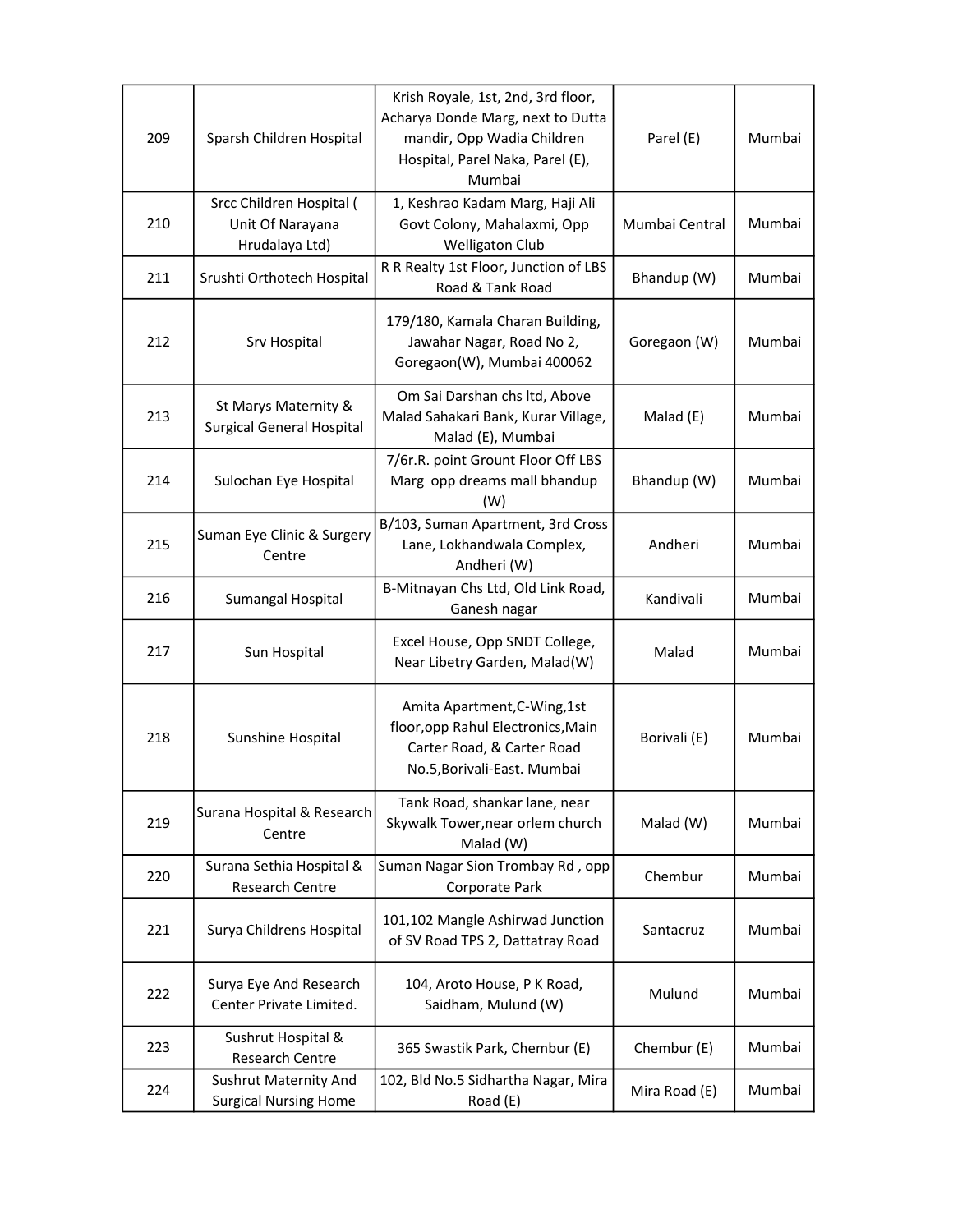| 209 | Sparsh Children Hospital | Krish Royale, 1st, 2nd, 3rd floor, Acharya Donde Marg, next to Dutta mandir, Opp Wadia Children Hospital, Parel Naka, Parel (E), Mumbai | Parel (E) | Mumbai |
|---|---|---|---|---|
| 210 | Srcc Children Hospital ( Unit Of Narayana Hrudalaya Ltd) | 1, Keshrao Kadam Marg, Haji Ali Govt Colony, Mahalaxmi, Opp Welligaton Club | Mumbai Central | Mumbai |
| 211 | Srushti Orthotech Hospital | R R Realty 1st Floor, Junction of LBS Road & Tank Road | Bhandup (W) | Mumbai |
| 212 | Srv Hospital | 179/180, Kamala Charan Building, Jawahar Nagar, Road No 2, Goregaon(W), Mumbai 400062 | Goregaon (W) | Mumbai |
| 213 | St Marys Maternity & Surgical General Hospital | Om Sai Darshan chs ltd, Above Malad Sahakari Bank, Kurar Village, Malad (E), Mumbai | Malad (E) | Mumbai |
| 214 | Sulochan Eye Hospital | 7/6r.R. point Grount Floor Off LBS Marg opp dreams mall bhandup (W) | Bhandup (W) | Mumbai |
| 215 | Suman Eye Clinic & Surgery Centre | B/103, Suman Apartment, 3rd Cross Lane, Lokhandwala Complex, Andheri (W) | Andheri | Mumbai |
| 216 | Sumangal Hospital | B-Mitnayan Chs Ltd, Old Link Road, Ganesh nagar | Kandivali | Mumbai |
| 217 | Sun Hospital | Excel House, Opp SNDT College, Near Libetry Garden, Malad(W) | Malad | Mumbai |
| 218 | Sunshine Hospital | Amita Apartment,C-Wing,1st floor,opp Rahul Electronics,Main Carter Road, & Carter Road No.5,Borivali-East. Mumbai | Borivali (E) | Mumbai |
| 219 | Surana Hospital & Research Centre | Tank Road, shankar lane, near Skywalk Tower,near orlem church Malad (W) | Malad (W) | Mumbai |
| 220 | Surana Sethia Hospital & Research Centre | Suman Nagar Sion Trombay Rd , opp Corporate Park | Chembur | Mumbai |
| 221 | Surya Childrens Hospital | 101,102 Mangle Ashirwad Junction of SV Road TPS 2, Dattatray Road | Santacruz | Mumbai |
| 222 | Surya Eye And Research Center Private Limited. | 104, Aroto House, P K Road, Saidham, Mulund (W) | Mulund | Mumbai |
| 223 | Sushrut Hospital & Research Centre | 365 Swastik Park, Chembur (E) | Chembur (E) | Mumbai |
| 224 | Sushrut Maternity And Surgical Nursing Home | 102, Bld No.5 Sidhartha Nagar, Mira Road (E) | Mira Road (E) | Mumbai |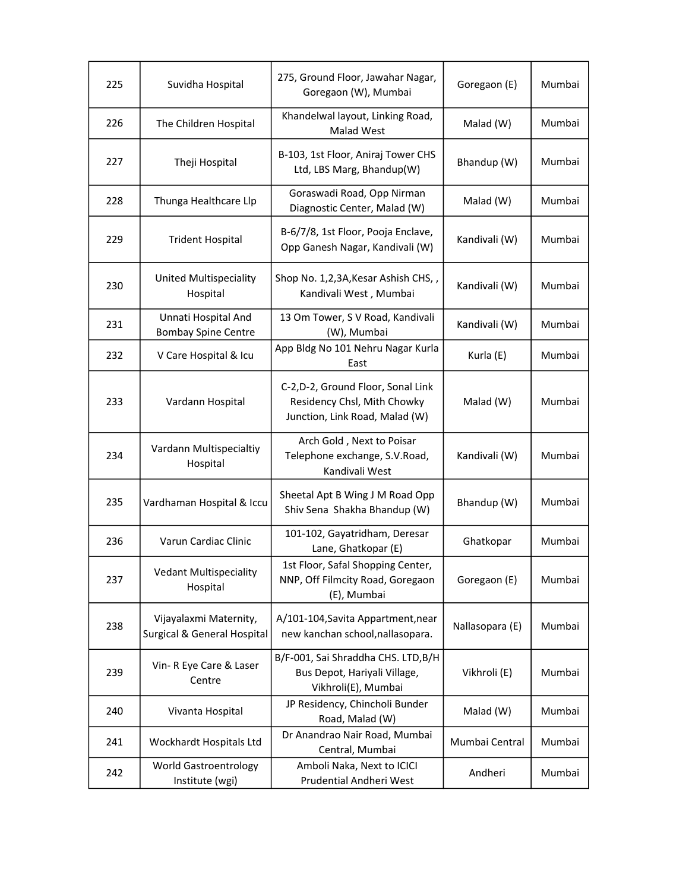| 225 | Suvidha Hospital | 275, Ground Floor, Jawahar Nagar, Goregaon (W), Mumbai | Goregaon (E) | Mumbai |
|---|---|---|---|---|
| 226 | The Children Hospital | Khandelwal layout, Linking Road, Malad West | Malad (W) | Mumbai |
| 227 | Theji Hospital | B-103, 1st Floor, Aniraj Tower CHS Ltd, LBS Marg, Bhandup(W) | Bhandup (W) | Mumbai |
| 228 | Thunga Healthcare Llp | Goraswadi Road, Opp Nirman Diagnostic Center, Malad (W) | Malad (W) | Mumbai |
| 229 | Trident Hospital | B-6/7/8, 1st Floor, Pooja Enclave, Opp Ganesh Nagar, Kandivali (W) | Kandivali (W) | Mumbai |
| 230 | United Multispeciality Hospital | Shop No. 1,2,3A,Kesar Ashish CHS, , Kandivali West , Mumbai | Kandivali (W) | Mumbai |
| 231 | Unnati Hospital And Bombay Spine Centre | 13 Om Tower, S V Road, Kandivali (W), Mumbai | Kandivali (W) | Mumbai |
| 232 | V Care Hospital & Icu | App Bldg No 101 Nehru Nagar Kurla East | Kurla (E) | Mumbai |
| 233 | Vardann Hospital | C-2,D-2, Ground Floor, Sonal Link Residency Chsl, Mith Chowky Junction, Link Road, Malad (W) | Malad (W) | Mumbai |
| 234 | Vardann Multispecialtiy Hospital | Arch Gold , Next to Poisar Telephone exchange, S.V.Road, Kandivali West | Kandivali (W) | Mumbai |
| 235 | Vardhaman Hospital & Iccu | Sheetal Apt B Wing J M Road Opp Shiv Sena Shakha Bhandup (W) | Bhandup (W) | Mumbai |
| 236 | Varun Cardiac Clinic | 101-102, Gayatridham, Deresar Lane, Ghatkopar (E) | Ghatkopar | Mumbai |
| 237 | Vedant Multispeciality Hospital | 1st Floor, Safal Shopping Center, NNP, Off Filmcity Road, Goregaon (E), Mumbai | Goregaon (E) | Mumbai |
| 238 | Vijayalaxmi Maternity, Surgical & General Hospital | A/101-104,Savita Appartment,near new kanchan school,nallasopara. | Nallasopara (E) | Mumbai |
| 239 | Vin- R Eye Care & Laser Centre | B/F-001, Sai Shraddha CHS. LTD,B/H Bus Depot, Hariyali Village, Vikhroli(E), Mumbai | Vikhroli (E) | Mumbai |
| 240 | Vivanta Hospital | JP Residency, Chincholi Bunder Road, Malad (W) | Malad (W) | Mumbai |
| 241 | Wockhardt Hospitals Ltd | Dr Anandrao Nair Road, Mumbai Central, Mumbai | Mumbai Central | Mumbai |
| 242 | World Gastroentrology Institute (wgi) | Amboli Naka, Next to ICICI Prudential Andheri West | Andheri | Mumbai |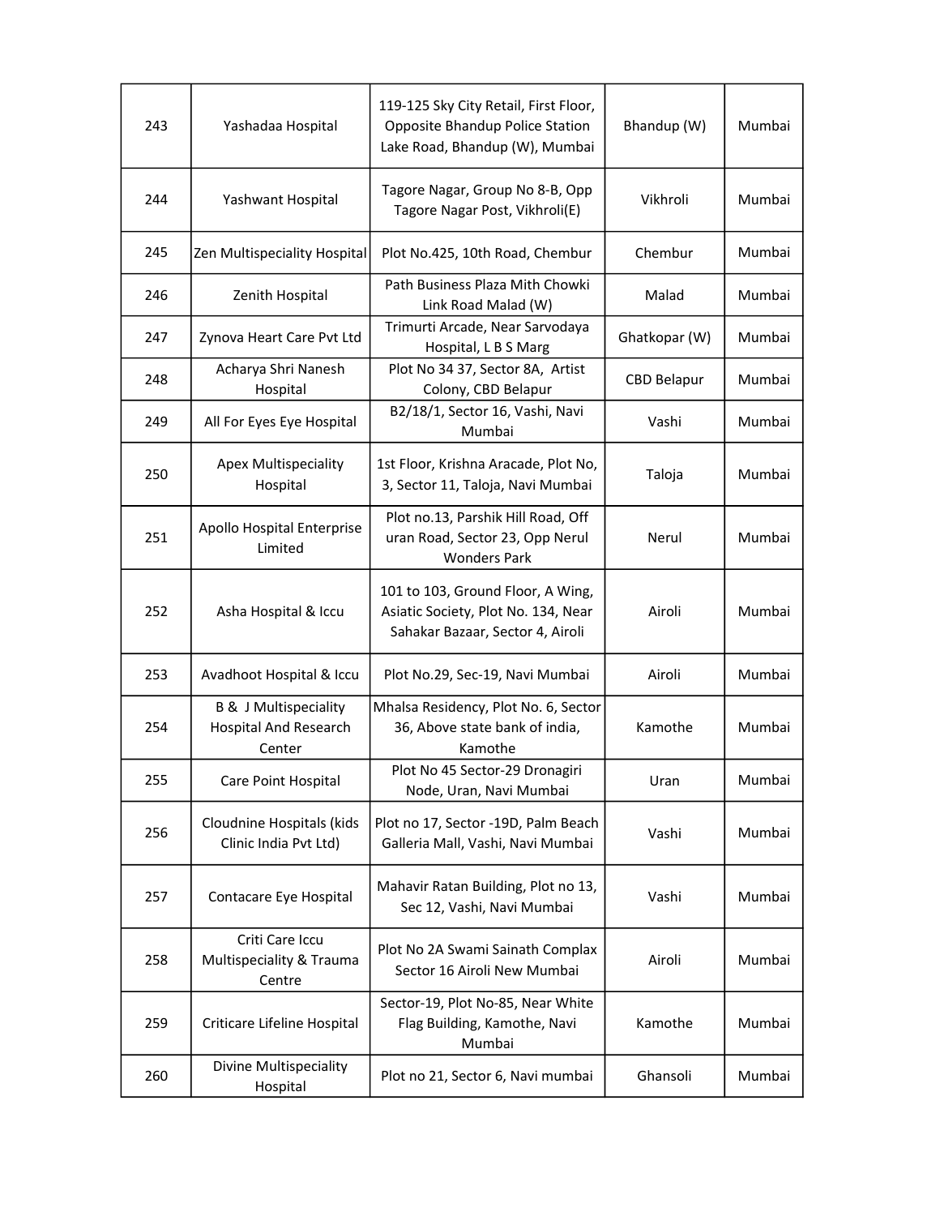| | | | | |
|---|---|---|---|---|
| 243 | Yashadaa Hospital | 119-125 Sky City Retail, First Floor, Opposite Bhandup Police Station Lake Road, Bhandup (W), Mumbai | Bhandup (W) | Mumbai |
| 244 | Yashwant Hospital | Tagore Nagar, Group No 8-B, Opp Tagore Nagar Post, Vikhroli(E) | Vikhroli | Mumbai |
| 245 | Zen Multispeciality Hospital | Plot No.425, 10th Road, Chembur | Chembur | Mumbai |
| 246 | Zenith Hospital | Path Business Plaza Mith Chowki Link Road Malad (W) | Malad | Mumbai |
| 247 | Zynova Heart Care Pvt Ltd | Trimurti Arcade, Near Sarvodaya Hospital, L B S Marg | Ghatkopar (W) | Mumbai |
| 248 | Acharya Shri Nanesh Hospital | Plot No 34 37, Sector 8A, Artist Colony, CBD Belapur | CBD Belapur | Mumbai |
| 249 | All For Eyes Eye Hospital | B2/18/1, Sector 16, Vashi, Navi Mumbai | Vashi | Mumbai |
| 250 | Apex Multispeciality Hospital | 1st Floor, Krishna Aracade, Plot No, 3, Sector 11, Taloja, Navi Mumbai | Taloja | Mumbai |
| 251 | Apollo Hospital Enterprise Limited | Plot no.13, Parshik Hill Road, Off uran Road, Sector 23, Opp Nerul Wonders Park | Nerul | Mumbai |
| 252 | Asha Hospital & Iccu | 101 to 103, Ground Floor, A Wing, Asiatic Society, Plot No. 134, Near Sahakar Bazaar, Sector 4, Airoli | Airoli | Mumbai |
| 253 | Avadhoot Hospital & Iccu | Plot No.29, Sec-19, Navi Mumbai | Airoli | Mumbai |
| 254 | B & J Multispeciality Hospital And Research Center | Mhalsa Residency, Plot No. 6, Sector 36, Above state bank of india, Kamothe | Kamothe | Mumbai |
| 255 | Care Point Hospital | Plot No 45 Sector-29 Dronagiri Node, Uran, Navi Mumbai | Uran | Mumbai |
| 256 | Cloudnine Hospitals (kids Clinic India Pvt Ltd) | Plot no 17, Sector -19D, Palm Beach Galleria Mall, Vashi, Navi Mumbai | Vashi | Mumbai |
| 257 | Contacare Eye Hospital | Mahavir Ratan Building, Plot no 13, Sec 12, Vashi, Navi Mumbai | Vashi | Mumbai |
| 258 | Criti Care Iccu Multispeciality & Trauma Centre | Plot No 2A Swami Sainath Complex Sector 16 Airoli New Mumbai | Airoli | Mumbai |
| 259 | Criticare Lifeline Hospital | Sector-19, Plot No-85, Near White Flag Building, Kamothe, Navi Mumbai | Kamothe | Mumbai |
| 260 | Divine Multispeciality Hospital | Plot no 21, Sector 6, Navi mumbai | Ghansoli | Mumbai |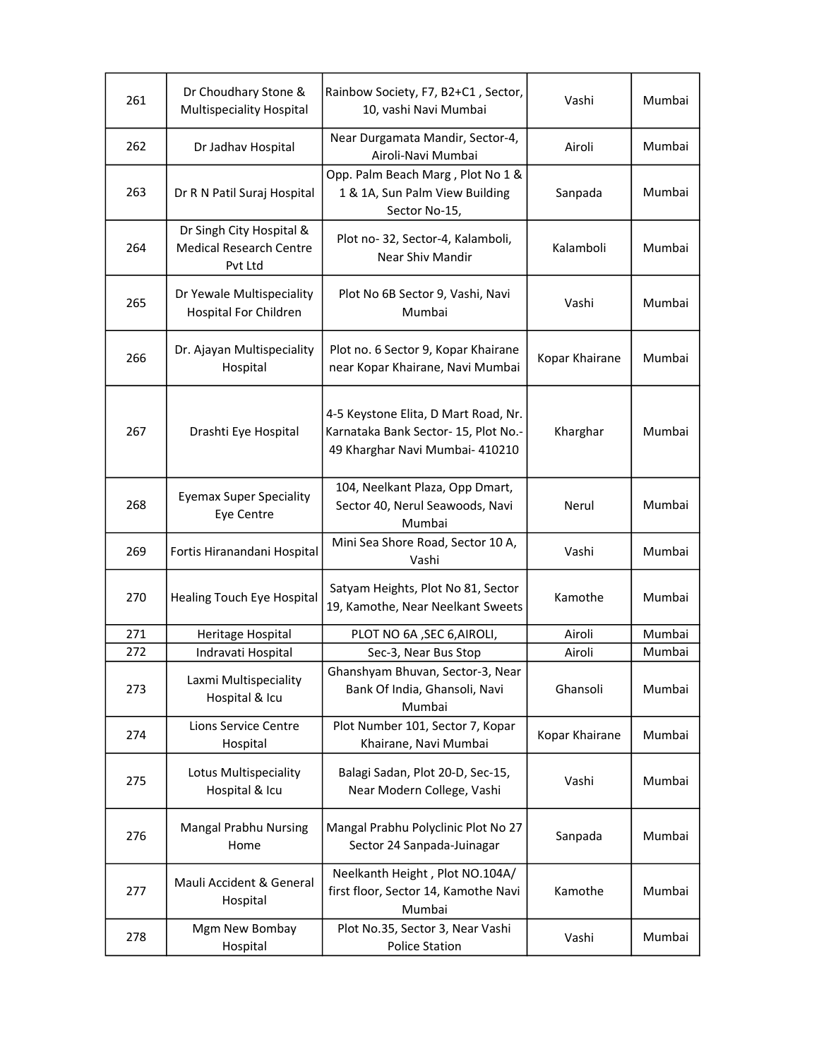| 261 | Dr Choudhary Stone & Multispeciality Hospital | Rainbow Society, F7, B2+C1 , Sector, 10, vashi Navi Mumbai | Vashi | Mumbai |
|---|---|---|---|---|
| 262 | Dr Jadhav Hospital | Near Durgamata Mandir, Sector-4, Airoli-Navi Mumbai | Airoli | Mumbai |
| 263 | Dr R N Patil Suraj Hospital | Opp. Palm Beach Marg , Plot No 1 & 1 & 1A, Sun Palm View Building Sector No-15, | Sanpada | Mumbai |
| 264 | Dr Singh City Hospital & Medical Research Centre Pvt Ltd | Plot no- 32, Sector-4, Kalamboli, Near Shiv Mandir | Kalamboli | Mumbai |
| 265 | Dr Yewale Multispeciality Hospital For Children | Plot No 6B Sector 9, Vashi, Navi Mumbai | Vashi | Mumbai |
| 266 | Dr. Ajayan Multispeciality Hospital | Plot no. 6 Sector 9, Kopar Khairane near Kopar Khairane, Navi Mumbai | Kopar Khairane | Mumbai |
| 267 | Drashti Eye Hospital | 4-5 Keystone Elita, D Mart Road, Nr. Karnataka Bank Sector- 15, Plot No.-49 Kharghar Navi Mumbai- 410210 | Kharghar | Mumbai |
| 268 | Eyemax Super Speciality Eye Centre | 104, Neelkant Plaza, Opp Dmart, Sector 40, Nerul Seawoods, Navi Mumbai | Nerul | Mumbai |
| 269 | Fortis Hiranandani Hospital | Mini Sea Shore Road, Sector 10 A, Vashi | Vashi | Mumbai |
| 270 | Healing Touch Eye Hospital | Satyam Heights, Plot No 81, Sector 19, Kamothe, Near Neelkant Sweets | Kamothe | Mumbai |
| 271 | Heritage Hospital | PLOT NO 6A ,SEC 6,AIROLI, | Airoli | Mumbai |
| 272 | Indravati Hospital | Sec-3, Near Bus Stop | Airoli | Mumbai |
| 273 | Laxmi Multispeciality Hospital & Icu | Ghanshyam Bhuvan, Sector-3, Near Bank Of India, Ghansoli, Navi Mumbai | Ghansoli | Mumbai |
| 274 | Lions Service Centre Hospital | Plot Number 101, Sector 7, Kopar Khairane, Navi Mumbai | Kopar Khairane | Mumbai |
| 275 | Lotus Multispeciality Hospital & Icu | Balagi Sadan, Plot 20-D, Sec-15, Near Modern College, Vashi | Vashi | Mumbai |
| 276 | Mangal Prabhu Nursing Home | Mangal Prabhu Polyclinic Plot No 27 Sector 24 Sanpada-Juinagar | Sanpada | Mumbai |
| 277 | Mauli Accident & General Hospital | Neelkanth Height , Plot NO.104A/ first floor, Sector 14, Kamothe Navi Mumbai | Kamothe | Mumbai |
| 278 | Mgm New Bombay Hospital | Plot No.35, Sector 3, Near Vashi Police Station | Vashi | Mumbai |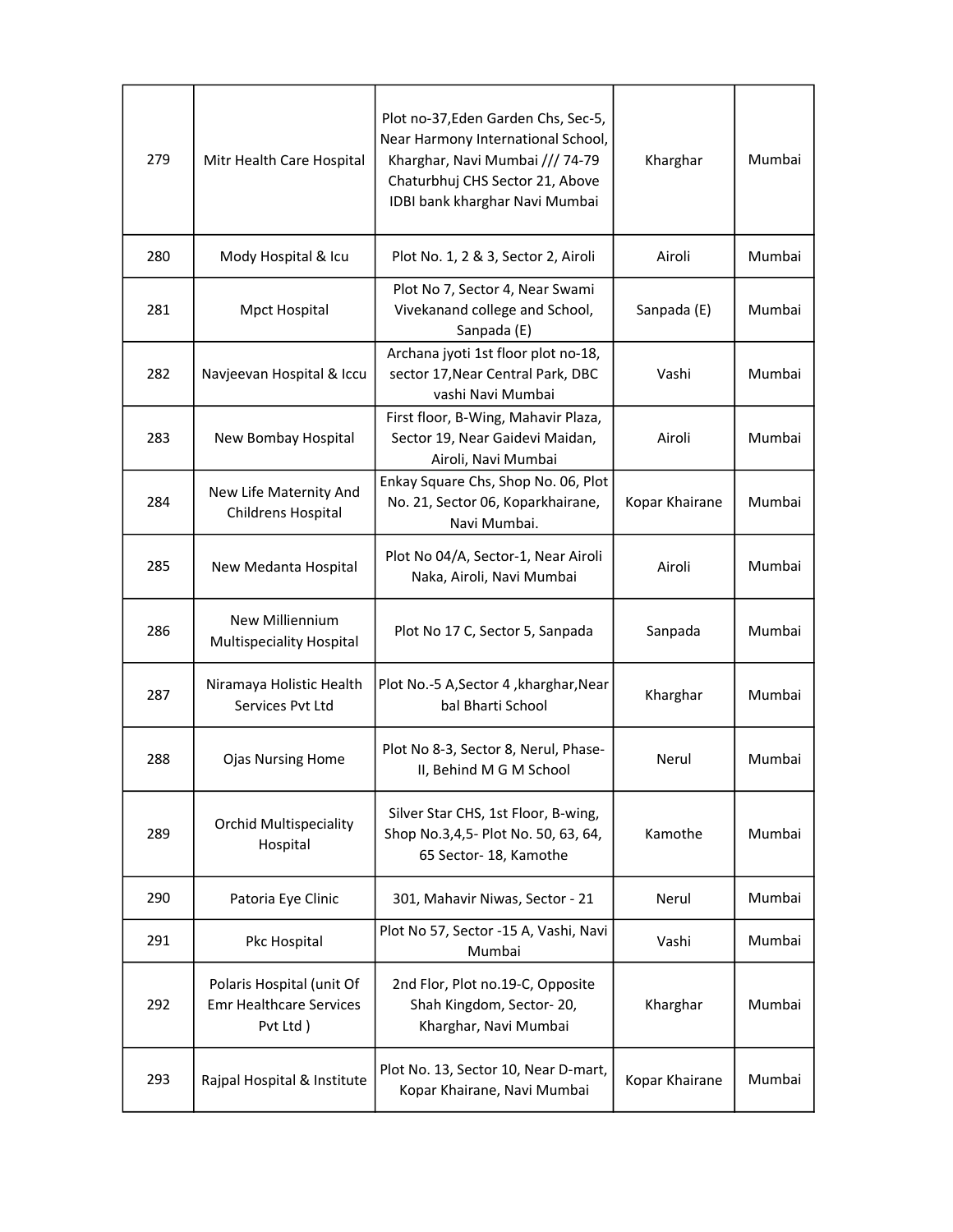| | | | | |
|---|---|---|---|---|
| 279 | Mitr Health Care Hospital | Plot no-37,Eden Garden Chs, Sec-5, Near Harmony International School, Kharghar, Navi Mumbai /// 74-79 Chaturbhuj CHS Sector 21, Above IDBI bank kharghar Navi Mumbai | Kharghar | Mumbai |
| 280 | Mody Hospital & Icu | Plot No. 1, 2 & 3, Sector 2, Airoli | Airoli | Mumbai |
| 281 | Mpct Hospital | Plot No 7, Sector 4, Near Swami Vivekanand college and School, Sanpada (E) | Sanpada (E) | Mumbai |
| 282 | Navjeevan Hospital & Iccu | Archana jyoti 1st floor plot no-18, sector 17,Near Central Park, DBC vashi Navi Mumbai | Vashi | Mumbai |
| 283 | New Bombay Hospital | First floor, B-Wing, Mahavir Plaza, Sector 19, Near Gaidevi Maidan, Airoli, Navi Mumbai | Airoli | Mumbai |
| 284 | New Life Maternity And Childrens Hospital | Enkay Square Chs, Shop No. 06, Plot No. 21, Sector 06, Koparkhairane, Navi Mumbai. | Kopar Khairane | Mumbai |
| 285 | New Medanta Hospital | Plot No 04/A, Sector-1, Near Airoli Naka, Airoli, Navi Mumbai | Airoli | Mumbai |
| 286 | New Milliennium Multispeciality Hospital | Plot No 17 C, Sector 5, Sanpada | Sanpada | Mumbai |
| 287 | Niramaya Holistic Health Services Pvt Ltd | Plot No.-5 A,Sector 4 ,kharghar,Near bal Bharti School | Kharghar | Mumbai |
| 288 | Ojas Nursing Home | Plot No 8-3, Sector 8, Nerul, Phase-II, Behind M G M School | Nerul | Mumbai |
| 289 | Orchid Multispeciality Hospital | Silver Star CHS, 1st Floor, B-wing, Shop No.3,4,5- Plot No. 50, 63, 64, 65 Sector- 18, Kamothe | Kamothe | Mumbai |
| 290 | Patoria Eye Clinic | 301, Mahavir Niwas, Sector - 21 | Nerul | Mumbai |
| 291 | Pkc Hospital | Plot No 57, Sector -15 A, Vashi, Navi Mumbai | Vashi | Mumbai |
| 292 | Polaris Hospital (unit Of Emr Healthcare Services Pvt Ltd ) | 2nd Flor, Plot no.19-C, Opposite Shah Kingdom, Sector- 20, Kharghar, Navi Mumbai | Kharghar | Mumbai |
| 293 | Rajpal Hospital & Institute | Plot No. 13, Sector 10, Near D-mart, Kopar Khairane, Navi Mumbai | Kopar Khairane | Mumbai |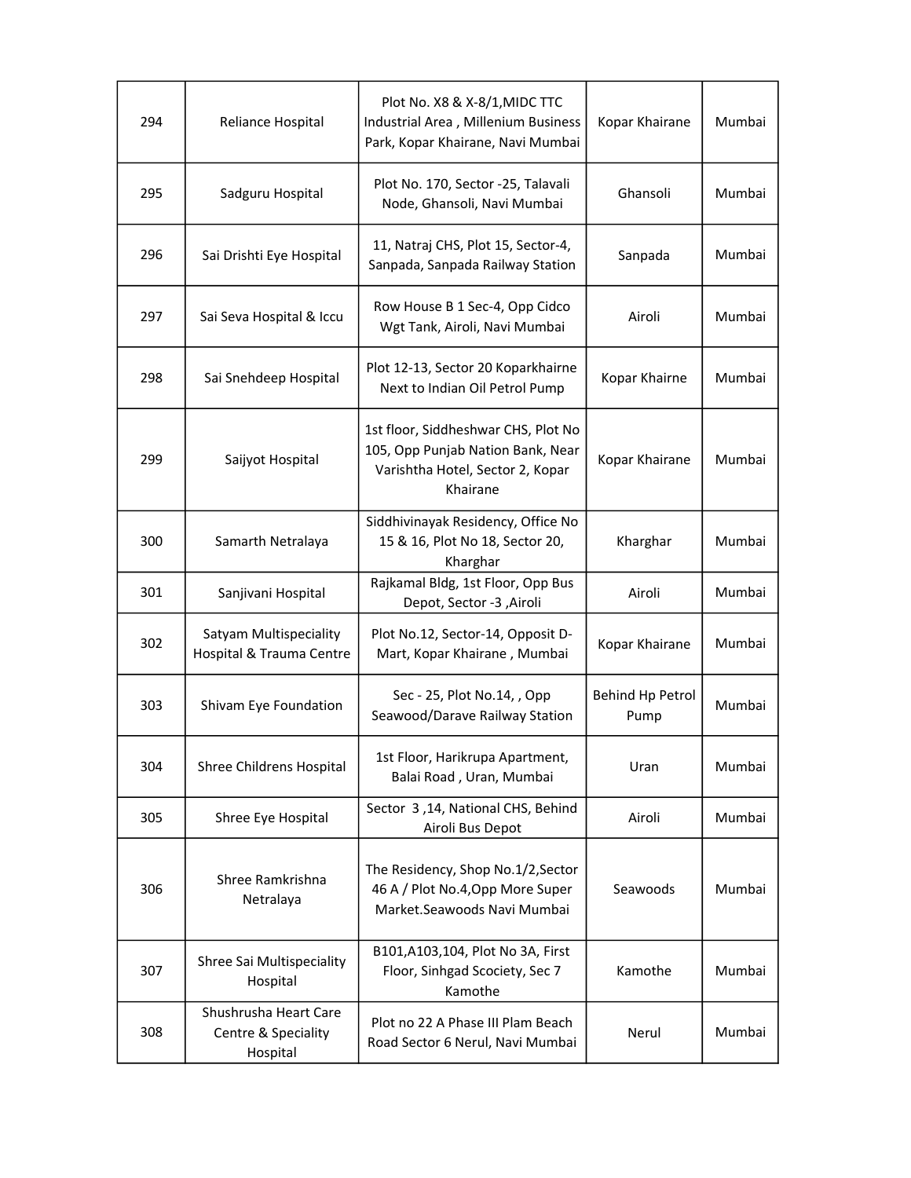| 294 | Reliance Hospital | Plot No. X8 & X-8/1,MIDC TTC Industrial Area , Millenium Business Park, Kopar Khairane, Navi Mumbai | Kopar Khairane | Mumbai |
|---|---|---|---|---|
| 295 | Sadguru Hospital | Plot No. 170, Sector -25, Talavali Node, Ghansoli, Navi Mumbai | Ghansoli | Mumbai |
| 296 | Sai Drishti Eye Hospital | 11, Natraj CHS, Plot 15, Sector-4, Sanpada, Sanpada Railway Station | Sanpada | Mumbai |
| 297 | Sai Seva Hospital & Iccu | Row House B 1 Sec-4, Opp Cidco Wgt Tank, Airoli, Navi Mumbai | Airoli | Mumbai |
| 298 | Sai Snehdeep Hospital | Plot 12-13, Sector 20 Koparkhairne Next to Indian Oil Petrol Pump | Kopar Khairne | Mumbai |
| 299 | Saijyot Hospital | 1st floor, Siddheshwar CHS, Plot No 105, Opp Punjab Nation Bank, Near Varishtha Hotel, Sector 2, Kopar Khairane | Kopar Khairane | Mumbai |
| 300 | Samarth Netralaya | Siddhivinayak Residency, Office No 15 & 16, Plot No 18, Sector 20, Kharghar | Kharghar | Mumbai |
| 301 | Sanjivani Hospital | Rajkamal Bldg, 1st Floor, Opp Bus Depot, Sector -3 ,Airoli | Airoli | Mumbai |
| 302 | Satyam Multispeciality Hospital & Trauma Centre | Plot No.12, Sector-14, Opposit D-Mart, Kopar Khairane , Mumbai | Kopar Khairane | Mumbai |
| 303 | Shivam Eye Foundation | Sec - 25, Plot No.14, , Opp Seawood/Darave Railway Station | Behind Hp Petrol Pump | Mumbai |
| 304 | Shree Childrens Hospital | 1st Floor, Harikrupa Apartment, Balai Road , Uran, Mumbai | Uran | Mumbai |
| 305 | Shree Eye Hospital | Sector 3 ,14, National CHS, Behind Airoli Bus Depot | Airoli | Mumbai |
| 306 | Shree Ramkrishna Netralaya | The Residency, Shop No.1/2,Sector 46 A / Plot No.4,Opp More Super Market.Seawoods Navi Mumbai | Seawoods | Mumbai |
| 307 | Shree Sai Multispeciality Hospital | B101,A103,104, Plot No 3A, First Floor, Sinhgad Scociety, Sec 7 Kamothe | Kamothe | Mumbai |
| 308 | Shushrusha Heart Care Centre & Speciality Hospital | Plot no 22 A Phase III Plam Beach Road Sector 6 Nerul, Navi Mumbai | Nerul | Mumbai |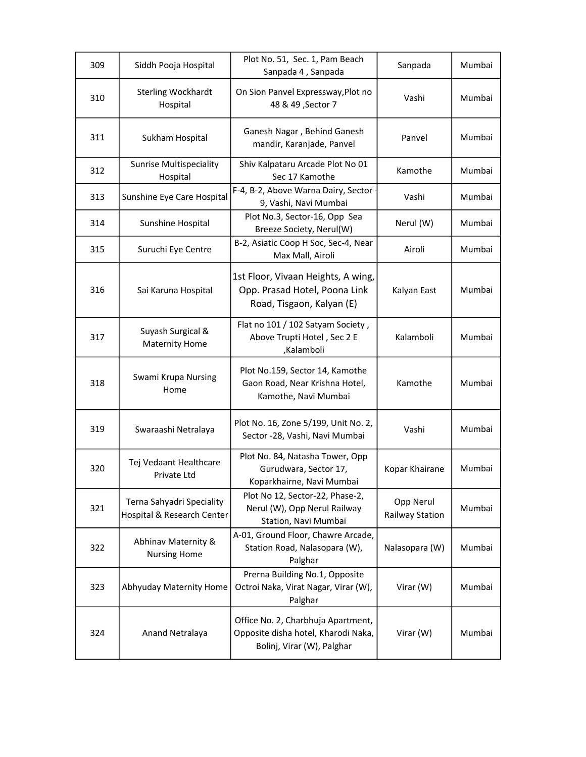| 309 | Siddh Pooja Hospital | Plot No. 51, Sec. 1, Pam Beach Sanpada 4 , Sanpada | Sanpada | Mumbai |
|---|---|---|---|---|
| 310 | Sterling Wockhardt Hospital | On Sion Panvel Expressway,Plot no 48 & 49 ,Sector 7 | Vashi | Mumbai |
| 311 | Sukham Hospital | Ganesh Nagar , Behind Ganesh mandir, Karanjade, Panvel | Panvel | Mumbai |
| 312 | Sunrise Multispeciality Hospital | Shiv Kalpataru Arcade Plot No 01 Sec 17 Kamothe | Kamothe | Mumbai |
| 313 | Sunshine Eye Care Hospital | F-4, B-2, Above Warna Dairy, Sector - 9, Vashi, Navi Mumbai | Vashi | Mumbai |
| 314 | Sunshine Hospital | Plot No.3, Sector-16, Opp Sea Breeze Society, Nerul(W) | Nerul (W) | Mumbai |
| 315 | Suruchi Eye Centre | B-2, Asiatic Coop H Soc, Sec-4, Near Max Mall, Airoli | Airoli | Mumbai |
| 316 | Sai Karuna Hospital | 1st Floor, Vivaan Heights, A wing, Opp. Prasad Hotel, Poona Link Road, Tisgaon, Kalyan (E) | Kalyan East | Mumbai |
| 317 | Suyash Surgical & Maternity Home | Flat no 101 / 102 Satyam Society , Above Trupti Hotel , Sec 2 E ,Kalamboli | Kalamboli | Mumbai |
| 318 | Swami Krupa Nursing Home | Plot No.159, Sector 14, Kamothe Gaon Road, Near Krishna Hotel, Kamothe, Navi Mumbai | Kamothe | Mumbai |
| 319 | Swaraashi Netralaya | Plot No. 16, Zone 5/199, Unit No. 2, Sector -28, Vashi, Navi Mumbai | Vashi | Mumbai |
| 320 | Tej Vedaant Healthcare Private Ltd | Plot No. 84, Natasha Tower, Opp Gurudwara, Sector 17, Koparkhairne, Navi Mumbai | Kopar Khairane | Mumbai |
| 321 | Terna Sahyadri Speciality Hospital & Research Center | Plot No 12, Sector-22, Phase-2, Nerul (W), Opp Nerul Railway Station, Navi Mumbai | Opp Nerul Railway Station | Mumbai |
| 322 | Abhinav Maternity & Nursing Home | A-01, Ground Floor, Chawre Arcade, Station Road, Nalasopara (W), Palghar | Nalasopara (W) | Mumbai |
| 323 | Abhyuday Maternity Home | Prerna Building No.1, Opposite Octroi Naka, Virat Nagar, Virar (W), Palghar | Virar (W) | Mumbai |
| 324 | Anand Netralaya | Office No. 2, Charbhuja Apartment, Opposite disha hotel, Kharodi Naka, Bolinj, Virar (W), Palghar | Virar (W) | Mumbai |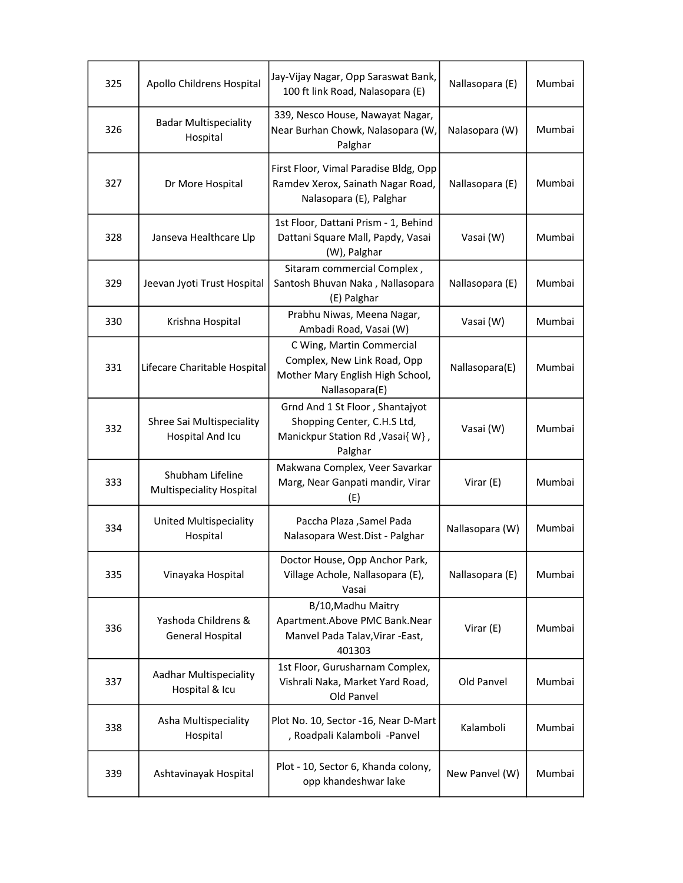| 325 | Apollo Childrens Hospital | Jay-Vijay Nagar, Opp Saraswat Bank, 100 ft link Road, Nalasopara (E) | Nallasopara (E) | Mumbai |
|---|---|---|---|---|
| 326 | Badar Multispeciality Hospital | 339, Nesco House, Nawayat Nagar, Near Burhan Chowk, Nalasopara (W, Palghar | Nalasopara (W) | Mumbai |
| 327 | Dr More Hospital | First Floor, Vimal Paradise Bldg, Opp Ramdev Xerox, Sainath Nagar Road, Nalasopara (E), Palghar | Nallasopara (E) | Mumbai |
| 328 | Janseva Healthcare Llp | 1st Floor, Dattani Prism - 1, Behind Dattani Square Mall, Papdy, Vasai (W), Palghar | Vasai (W) | Mumbai |
| 329 | Jeevan Jyoti Trust Hospital | Sitaram commercial Complex , Santosh Bhuvan Naka , Nallasopara (E) Palghar | Nallasopara (E) | Mumbai |
| 330 | Krishna Hospital | Prabhu Niwas, Meena Nagar, Ambadi Road, Vasai (W) | Vasai (W) | Mumbai |
| 331 | Lifecare Charitable Hospital | C Wing, Martin Commercial Complex, New Link Road, Opp Mother Mary English High School, Nallasopara(E) | Nallasopara(E) | Mumbai |
| 332 | Shree Sai Multispeciality Hospital And Icu | Grnd And 1 St Floor , Shantajyot Shopping Center, C.H.S Ltd, Manickpur Station Rd ,Vasai{ W} , Palghar | Vasai (W) | Mumbai |
| 333 | Shubham Lifeline Multispeciality Hospital | Makwana Complex, Veer Savarkar Marg, Near Ganpati mandir, Virar (E) | Virar (E) | Mumbai |
| 334 | United Multispeciality Hospital | Paccha Plaza ,Samel Pada Nalasopara West.Dist - Palghar | Nallasopara (W) | Mumbai |
| 335 | Vinayaka Hospital | Doctor House, Opp Anchor Park, Village Achole, Nallasopara (E), Vasai | Nallasopara (E) | Mumbai |
| 336 | Yashoda Childrens & General Hospital | B/10,Madhu Maitry Apartment.Above PMC Bank.Near Manvel Pada Talav,Virar -East, 401303 | Virar (E) | Mumbai |
| 337 | Aadhar Multispeciality Hospital & Icu | 1st Floor, Gurusharnam Complex, Vishrali Naka, Market Yard Road, Old Panvel | Old Panvel | Mumbai |
| 338 | Asha Multispeciality Hospital | Plot No. 10, Sector -16, Near D-Mart , Roadpali Kalamboli -Panvel | Kalamboli | Mumbai |
| 339 | Ashtavinayak Hospital | Plot - 10, Sector 6, Khanda colony, opp khandeshwar lake | New Panvel (W) | Mumbai |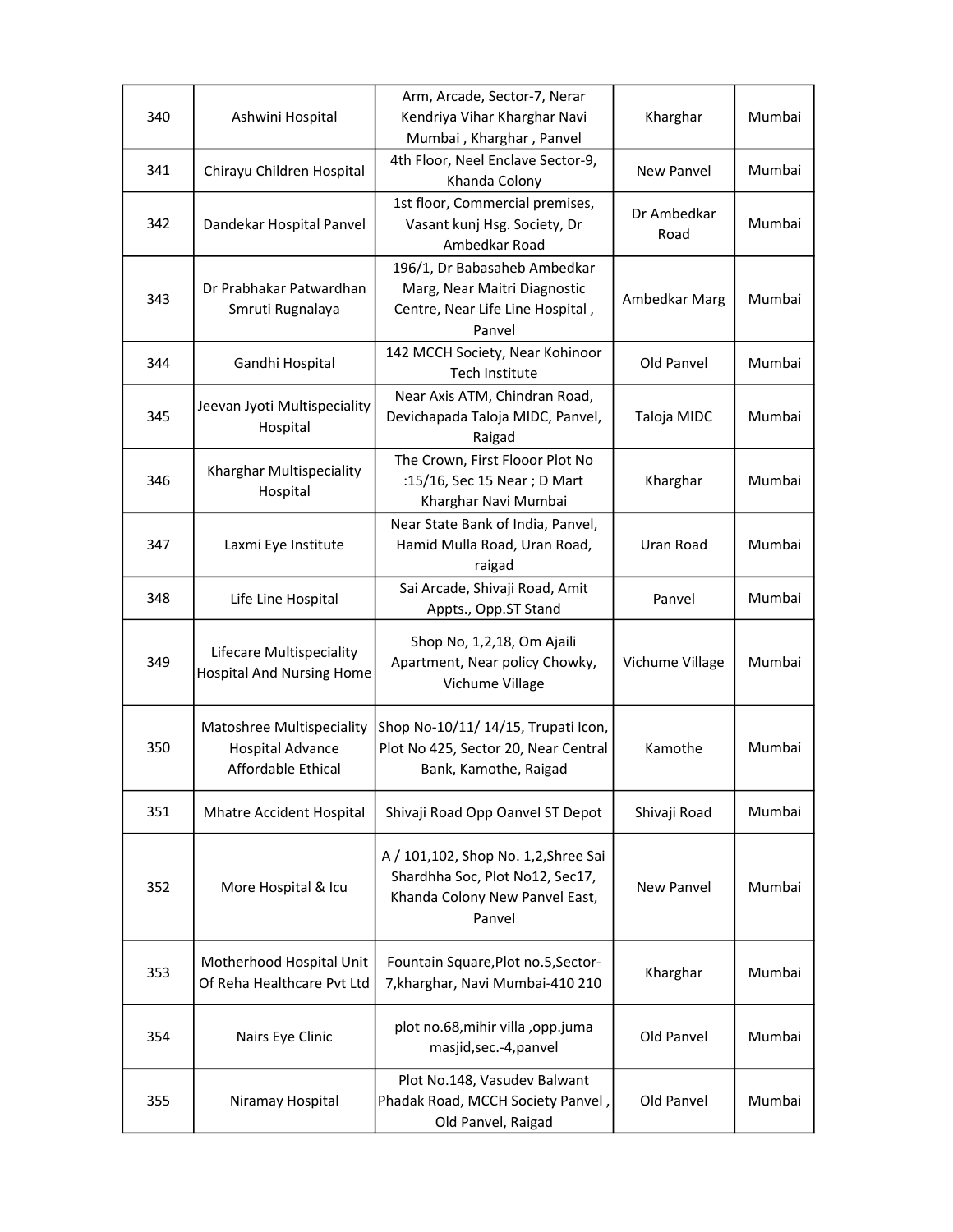| 340 | Ashwini Hospital | Arm, Arcade, Sector-7, Nerar Kendriya Vihar Kharghar Navi Mumbai , Kharghar , Panvel | Kharghar | Mumbai |
|---|---|---|---|---|
| 341 | Chirayu Children Hospital | 4th Floor, Neel Enclave Sector-9, Khanda Colony | New Panvel | Mumbai |
| 342 | Dandekar Hospital Panvel | 1st floor, Commercial premises, Vasant kunj Hsg. Society, Dr Ambedkar Road | Dr Ambedkar Road | Mumbai |
| 343 | Dr Prabhakar Patwardhan Smruti Rugnalaya | 196/1, Dr Babasaheb Ambedkar Marg, Near Maitri Diagnostic Centre, Near Life Line Hospital , Panvel | Ambedkar Marg | Mumbai |
| 344 | Gandhi Hospital | 142 MCCH Society, Near Kohinoor Tech Institute | Old Panvel | Mumbai |
| 345 | Jeevan Jyoti Multispeciality Hospital | Near Axis ATM, Chindran Road, Devichapada Taloja MIDC, Panvel, Raigad | Taloja MIDC | Mumbai |
| 346 | Kharghar Multispeciality Hospital | The Crown, First Flooor Plot No :15/16, Sec 15 Near ; D Mart Kharghar Navi Mumbai | Kharghar | Mumbai |
| 347 | Laxmi Eye Institute | Near State Bank of India, Panvel, Hamid Mulla Road, Uran Road, raigad | Uran Road | Mumbai |
| 348 | Life Line Hospital | Sai Arcade, Shivaji Road, Amit Appts., Opp.ST Stand | Panvel | Mumbai |
| 349 | Lifecare Multispeciality Hospital And Nursing Home | Shop No, 1,2,18, Om Ajaili Apartment, Near policy Chowky, Vichume Village | Vichume Village | Mumbai |
| 350 | Matoshree Multispeciality Hospital Advance Affordable Ethical | Shop No-10/11/ 14/15, Trupati Icon, Plot No 425, Sector 20, Near Central Bank, Kamothe, Raigad | Kamothe | Mumbai |
| 351 | Mhatre Accident Hospital | Shivaji Road Opp Oanvel ST Depot | Shivaji Road | Mumbai |
| 352 | More Hospital & Icu | A / 101,102, Shop No. 1,2,Shree Sai Shardhha Soc, Plot No12, Sec17, Khanda Colony New Panvel East, Panvel | New Panvel | Mumbai |
| 353 | Motherhood Hospital Unit Of Reha Healthcare Pvt Ltd | Fountain Square,Plot no.5,Sector-7,kharghar, Navi Mumbai-410 210 | Kharghar | Mumbai |
| 354 | Nairs Eye Clinic | plot no.68,mihir villa ,opp.juma masjid,sec.-4,panvel | Old Panvel | Mumbai |
| 355 | Niramay Hospital | Plot No.148, Vasudev Balwant Phadak Road, MCCH Society Panvel , Old Panvel, Raigad | Old Panvel | Mumbai |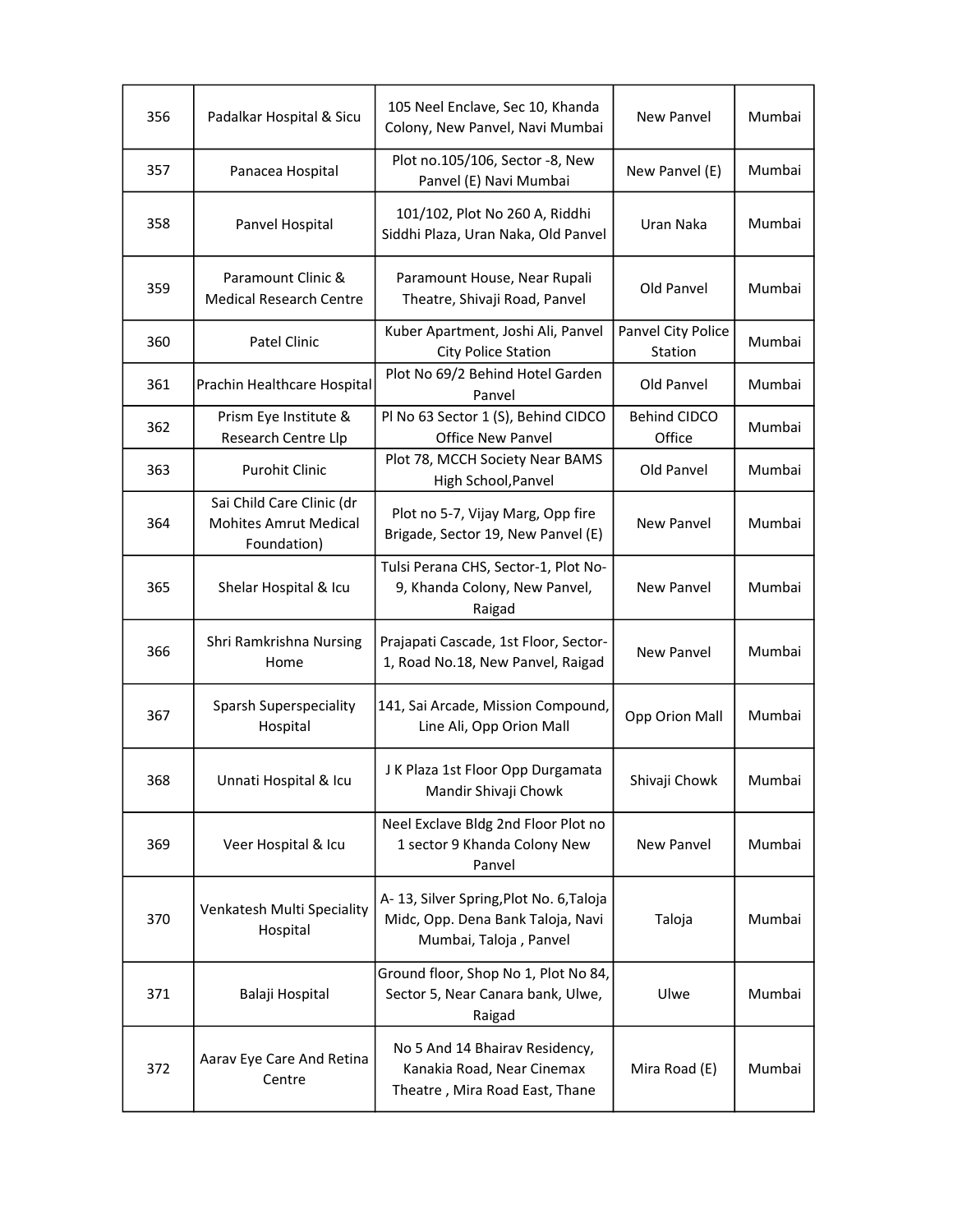| 356 | Padalkar Hospital & Sicu | 105 Neel Enclave, Sec 10, Khanda Colony, New Panvel, Navi Mumbai | New Panvel | Mumbai |
|---|---|---|---|---|
| 357 | Panacea Hospital | Plot no.105/106, Sector -8, New Panvel (E) Navi Mumbai | New Panvel (E) | Mumbai |
| 358 | Panvel Hospital | 101/102, Plot No 260 A, Riddhi Siddhi Plaza, Uran Naka, Old Panvel | Uran Naka | Mumbai |
| 359 | Paramount Clinic & Medical Research Centre | Paramount House, Near Rupali Theatre, Shivaji Road, Panvel | Old Panvel | Mumbai |
| 360 | Patel Clinic | Kuber Apartment, Joshi Ali, Panvel City Police Station | Panvel City Police Station | Mumbai |
| 361 | Prachin Healthcare Hospital | Plot No 69/2 Behind Hotel Garden Panvel | Old Panvel | Mumbai |
| 362 | Prism Eye Institute & Research Centre Llp | Pl No 63 Sector 1 (S), Behind CIDCO Office New Panvel | Behind CIDCO Office | Mumbai |
| 363 | Purohit Clinic | Plot 78, MCCH Society Near BAMS High School,Panvel | Old Panvel | Mumbai |
| 364 | Sai Child Care Clinic (dr Mohites Amrut Medical Foundation) | Plot no 5-7, Vijay Marg, Opp fire Brigade, Sector 19, New Panvel (E) | New Panvel | Mumbai |
| 365 | Shelar Hospital & Icu | Tulsi Perana CHS, Sector-1, Plot No-9, Khanda Colony, New Panvel, Raigad | New Panvel | Mumbai |
| 366 | Shri Ramkrishna Nursing Home | Prajapati Cascade, 1st Floor, Sector-1, Road No.18, New Panvel, Raigad | New Panvel | Mumbai |
| 367 | Sparsh Superspeciality Hospital | 141, Sai Arcade, Mission Compound, Line Ali, Opp Orion Mall | Opp Orion Mall | Mumbai |
| 368 | Unnati Hospital & Icu | J K Plaza 1st Floor Opp Durgamata Mandir Shivaji Chowk | Shivaji Chowk | Mumbai |
| 369 | Veer Hospital & Icu | Neel Exclave Bldg 2nd Floor Plot no 1 sector 9 Khanda Colony New Panvel | New Panvel | Mumbai |
| 370 | Venkatesh Multi Speciality Hospital | A- 13, Silver Spring,Plot No. 6,Taloja Midc, Opp. Dena Bank Taloja, Navi Mumbai, Taloja , Panvel | Taloja | Mumbai |
| 371 | Balaji Hospital | Ground floor, Shop No 1, Plot No 84, Sector 5, Near Canara bank, Ulwe, Raigad | Ulwe | Mumbai |
| 372 | Aarav Eye Care And Retina Centre | No 5 And 14 Bhairav Residency, Kanakia Road, Near Cinemax Theatre , Mira Road East, Thane | Mira Road (E) | Mumbai |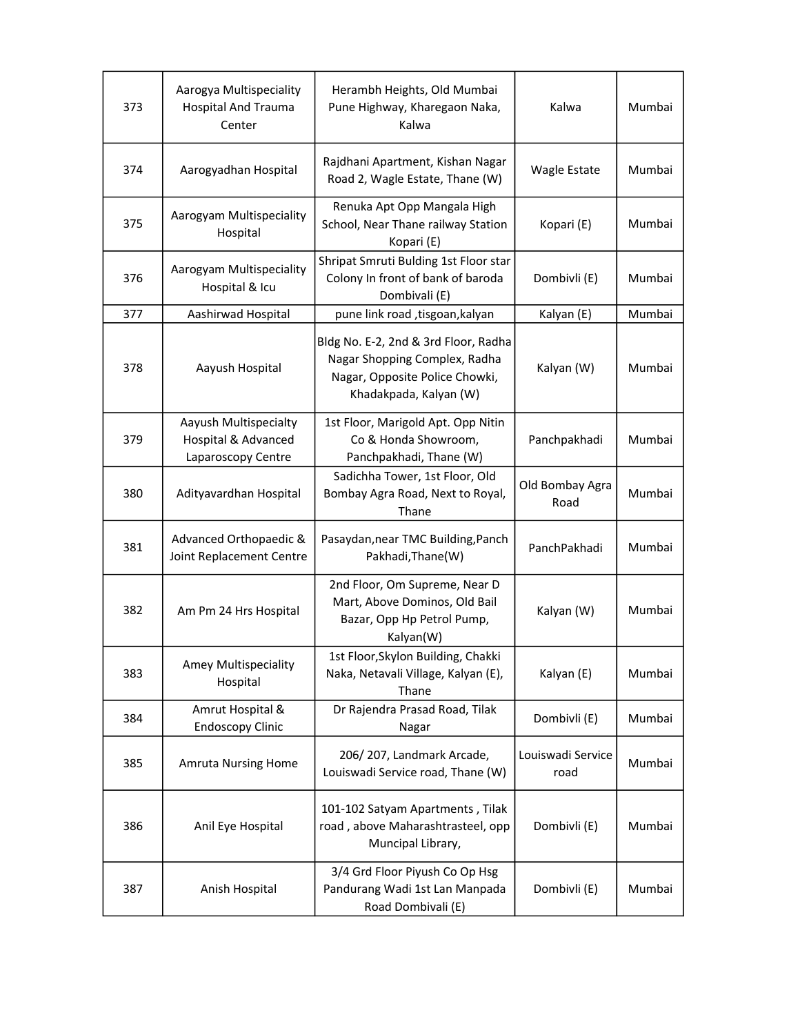| 373 | Aarogya Multispeciality Hospital And Trauma Center | Herambh Heights, Old Mumbai Pune Highway, Kharegaon Naka, Kalwa | Kalwa | Mumbai |
|---|---|---|---|---|
| 374 | Aarogyadhan Hospital | Rajdhani Apartment, Kishan Nagar Road 2, Wagle Estate, Thane (W) | Wagle Estate | Mumbai |
| 375 | Aarogyam Multispeciality Hospital | Renuka Apt Opp Mangala High School, Near Thane railway Station Kopari (E) | Kopari (E) | Mumbai |
| 376 | Aarogyam Multispeciality Hospital & Icu | Shripat Smruti Bulding 1st Floor star Colony In front of bank of baroda Dombivali (E) | Dombivli (E) | Mumbai |
| 377 | Aashirwad Hospital | pune link road ,tisgoan,kalyan | Kalyan (E) | Mumbai |
| 378 | Aayush Hospital | Bldg No. E-2, 2nd & 3rd Floor, Radha Nagar Shopping Complex, Radha Nagar, Opposite Police Chowki, Khadakpada, Kalyan (W) | Kalyan (W) | Mumbai |
| 379 | Aayush Multispecialty Hospital & Advanced Laparoscopy Centre | 1st Floor, Marigold Apt. Opp Nitin Co & Honda Showroom, Panchpakhadi, Thane (W) | Panchpakhadi | Mumbai |
| 380 | Adityavardhan Hospital | Sadichha Tower, 1st Floor, Old Bombay Agra Road, Next to Royal, Thane | Old Bombay Agra Road | Mumbai |
| 381 | Advanced Orthopaedic & Joint Replacement Centre | Pasaydan,near TMC Building,Panch Pakhadi,Thane(W) | PanchPakhadi | Mumbai |
| 382 | Am Pm 24 Hrs Hospital | 2nd Floor, Om Supreme, Near D Mart, Above Dominos, Old Bail Bazar, Opp Hp Petrol Pump, Kalyan(W) | Kalyan (W) | Mumbai |
| 383 | Amey Multispeciality Hospital | 1st Floor,Skylon Building, Chakki Naka, Netavali Village, Kalyan (E), Thane | Kalyan (E) | Mumbai |
| 384 | Amrut Hospital & Endoscopy Clinic | Dr Rajendra Prasad Road, Tilak Nagar | Dombivli (E) | Mumbai |
| 385 | Amruta Nursing Home | 206/ 207, Landmark Arcade, Louiswadi Service road, Thane (W) | Louiswadi Service road | Mumbai |
| 386 | Anil Eye Hospital | 101-102 Satyam Apartments , Tilak road , above Maharashtrasteel, opp Muncipal Library, | Dombivli (E) | Mumbai |
| 387 | Anish Hospital | 3/4 Grd Floor Piyush Co Op Hsg Pandurang Wadi 1st Lan Manpada Road Dombivali (E) | Dombivli (E) | Mumbai |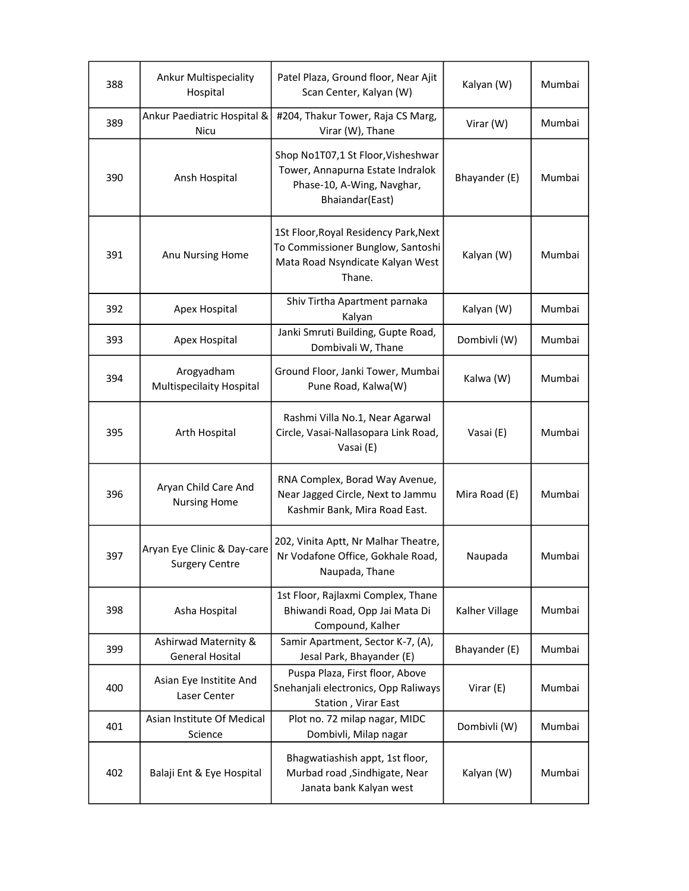| 388 | Ankur Multispeciality Hospital | Patel Plaza, Ground floor, Near Ajit Scan Center, Kalyan (W) | Kalyan (W) | Mumbai |
|---|---|---|---|---|
| 389 | Ankur Paediatric Hospital & Nicu | #204, Thakur Tower, Raja CS Marg, Virar (W), Thane | Virar (W) | Mumbai |
| 390 | Ansh Hospital | Shop No1T07,1 St Floor,Visheshwar Tower, Annapurna Estate Indralok Phase-10, A-Wing, Navghar, Bhaiandar(East) | Bhayander (E) | Mumbai |
| 391 | Anu Nursing Home | 1St Floor,Royal Residency Park,Next To Commissioner Bunglow, Santoshi Mata Road Nsyndicate Kalyan West Thane. | Kalyan (W) | Mumbai |
| 392 | Apex Hospital | Shiv Tirtha Apartment parnaka Kalyan | Kalyan (W) | Mumbai |
| 393 | Apex Hospital | Janki Smruti Building, Gupte Road, Dombivali W, Thane | Dombivli (W) | Mumbai |
| 394 | Arogyadham Multispecilaity Hospital | Ground Floor, Janki Tower, Mumbai Pune Road, Kalwa(W) | Kalwa (W) | Mumbai |
| 395 | Arth Hospital | Rashmi Villa No.1, Near Agarwal Circle, Vasai-Nallasopara Link Road, Vasai (E) | Vasai (E) | Mumbai |
| 396 | Aryan Child Care And Nursing Home | RNA Complex, Borad Way Avenue, Near Jagged Circle, Next to Jammu Kashmir Bank, Mira Road East. | Mira Road (E) | Mumbai |
| 397 | Aryan Eye Clinic & Day-care Surgery Centre | 202, Vinita Aptt, Nr Malhar Theatre, Nr Vodafone Office, Gokhale Road, Naupada, Thane | Naupada | Mumbai |
| 398 | Asha Hospital | 1st Floor, Rajlaxmi Complex, Thane Bhiwandi Road, Opp Jai Mata Di Compound, Kalher | Kalher Village | Mumbai |
| 399 | Ashirwad Maternity & General Hosital | Samir Apartment, Sector K-7, (A), Jesal Park, Bhayander (E) | Bhayander (E) | Mumbai |
| 400 | Asian Eye Instiitite And Laser Center | Puspa Plaza, First floor, Above Snehanjali electronics, Opp Raliways Station , Virar East | Virar (E) | Mumbai |
| 401 | Asian Institute Of Medical Science | Plot no. 72 milap nagar, MIDC Dombivli, Milap nagar | Dombivli (W) | Mumbai |
| 402 | Balaji Ent & Eye Hospital | Bhagwatiashish appt, 1st floor, Murbad road ,Sindhigate, Near Janata bank Kalyan west | Kalyan (W) | Mumbai |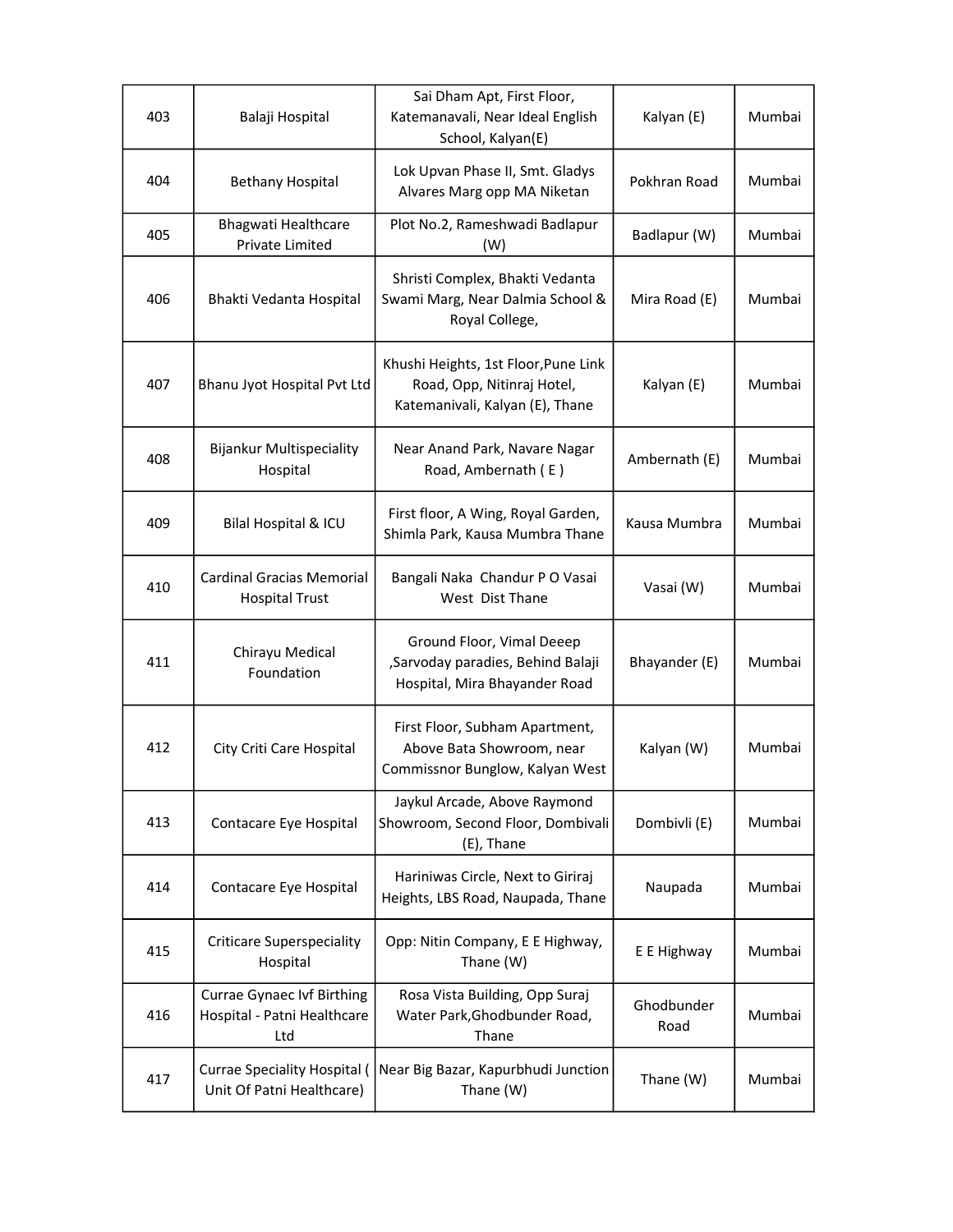| 403 | Balaji Hospital | Sai Dham Apt, First Floor, Katemanavali, Near Ideal English School, Kalyan(E) | Kalyan (E) | Mumbai |
|---|---|---|---|---|
| 404 | Bethany Hospital | Lok Upvan Phase II, Smt. Gladys Alvares Marg opp MA Niketan | Pokhran Road | Mumbai |
| 405 | Bhagwati Healthcare Private Limited | Plot No.2, Rameshwadi Badlapur (W) | Badlapur (W) | Mumbai |
| 406 | Bhakti Vedanta Hospital | Shristi Complex, Bhakti Vedanta Swami Marg, Near Dalmia School & Royal College, | Mira Road (E) | Mumbai |
| 407 | Bhanu Jyot Hospital Pvt Ltd | Khushi Heights, 1st Floor,Pune Link Road, Opp, Nitinraj Hotel, Katemanivali, Kalyan (E), Thane | Kalyan (E) | Mumbai |
| 408 | Bijankur Multispeciality Hospital | Near Anand Park, Navare Nagar Road, Ambernath ( E ) | Ambernath (E) | Mumbai |
| 409 | Bilal Hospital & ICU | First floor, A Wing, Royal Garden, Shimla Park, Kausa Mumbra Thane | Kausa Mumbra | Mumbai |
| 410 | Cardinal Gracias Memorial Hospital Trust | Bangali Naka Chandur P O Vasai West Dist Thane | Vasai (W) | Mumbai |
| 411 | Chirayu Medical Foundation | Ground Floor, Vimal Deeep ,Sarvoday paradies, Behind Balaji Hospital, Mira Bhayander Road | Bhayander (E) | Mumbai |
| 412 | City Criti Care Hospital | First Floor, Subham Apartment, Above Bata Showroom, near Commissnor Bunglow, Kalyan West | Kalyan (W) | Mumbai |
| 413 | Contacare Eye Hospital | Jaykul Arcade, Above Raymond Showroom, Second Floor, Dombivali (E), Thane | Dombivli (E) | Mumbai |
| 414 | Contacare Eye Hospital | Hariniwas Circle, Next to Giriraj Heights, LBS Road, Naupada, Thane | Naupada | Mumbai |
| 415 | Criticare Superspeciality Hospital | Opp: Nitin Company, E E Highway, Thane (W) | E E Highway | Mumbai |
| 416 | Currae Gynaec Ivf Birthing Hospital - Patni Healthcare Ltd | Rosa Vista Building, Opp Suraj Water Park,Ghodbunder Road, Thane | Ghodbunder Road | Mumbai |
| 417 | Currae Speciality Hospital ( Unit Of Patni Healthcare) | Near Big Bazar, Kapurbhudi Junction Thane (W) | Thane (W) | Mumbai |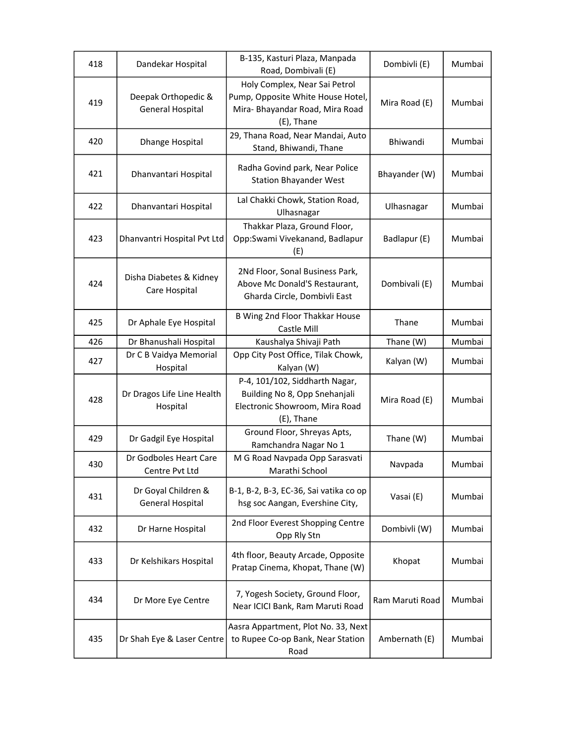| 418 | Dandekar Hospital | B-135, Kasturi Plaza, Manpada Road, Dombivali (E) | Dombivli (E) | Mumbai |
|---|---|---|---|---|
| 419 | Deepak Orthopedic & General Hospital | Holy Complex, Near Sai Petrol Pump, Opposite White House Hotel, Mira- Bhayandar Road, Mira Road (E), Thane | Mira Road (E) | Mumbai |
| 420 | Dhange Hospital | 29, Thana Road, Near Mandai, Auto Stand, Bhiwandi, Thane | Bhiwandi | Mumbai |
| 421 | Dhanvantari Hospital | Radha Govind park, Near Police Station Bhayander West | Bhayander (W) | Mumbai |
| 422 | Dhanvantari Hospital | Lal Chakki Chowk, Station Road, Ulhasnagar | Ulhasnagar | Mumbai |
| 423 | Dhanvantri Hospital Pvt Ltd | Thakkar Plaza, Ground Floor, Opp:Swami Vivekanand, Badlapur (E) | Badlapur (E) | Mumbai |
| 424 | Disha Diabetes & Kidney Care Hospital | 2Nd Floor, Sonal Business Park, Above Mc Donald'S Restaurant, Gharda Circle, Dombivli East | Dombivali (E) | Mumbai |
| 425 | Dr Aphale Eye Hospital | B Wing 2nd Floor Thakkar House Castle Mill | Thane | Mumbai |
| 426 | Dr Bhanushali Hospital | Kaushalya Shivaji Path | Thane (W) | Mumbai |
| 427 | Dr C B Vaidya Memorial Hospital | Opp City Post Office, Tilak Chowk, Kalyan (W) | Kalyan (W) | Mumbai |
| 428 | Dr Dragos Life Line Health Hospital | P-4, 101/102, Siddharth Nagar, Building No 8, Opp Snehanjali Electronic Showroom, Mira Road (E), Thane | Mira Road (E) | Mumbai |
| 429 | Dr Gadgil Eye Hospital | Ground Floor, Shreyas Apts, Ramchandra Nagar No 1 | Thane (W) | Mumbai |
| 430 | Dr Godboles Heart Care Centre Pvt Ltd | M G Road Navpada Opp Sarasvati Marathi School | Navpada | Mumbai |
| 431 | Dr Goyal Children & General Hospital | B-1, B-2, B-3, EC-36, Sai vatika co op hsg soc Aangan, Evershine City, | Vasai (E) | Mumbai |
| 432 | Dr Harne Hospital | 2nd Floor Everest Shopping Centre Opp Rly Stn | Dombivli (W) | Mumbai |
| 433 | Dr Kelshikars Hospital | 4th floor, Beauty Arcade, Opposite Pratap Cinema, Khopat, Thane (W) | Khopat | Mumbai |
| 434 | Dr More Eye Centre | 7, Yogesh Society, Ground Floor, Near ICICI Bank, Ram Maruti Road | Ram Maruti Road | Mumbai |
| 435 | Dr Shah Eye & Laser Centre | Aasra Appartment, Plot No. 33, Next to Rupee Co-op Bank, Near Station Road | Ambernath (E) | Mumbai |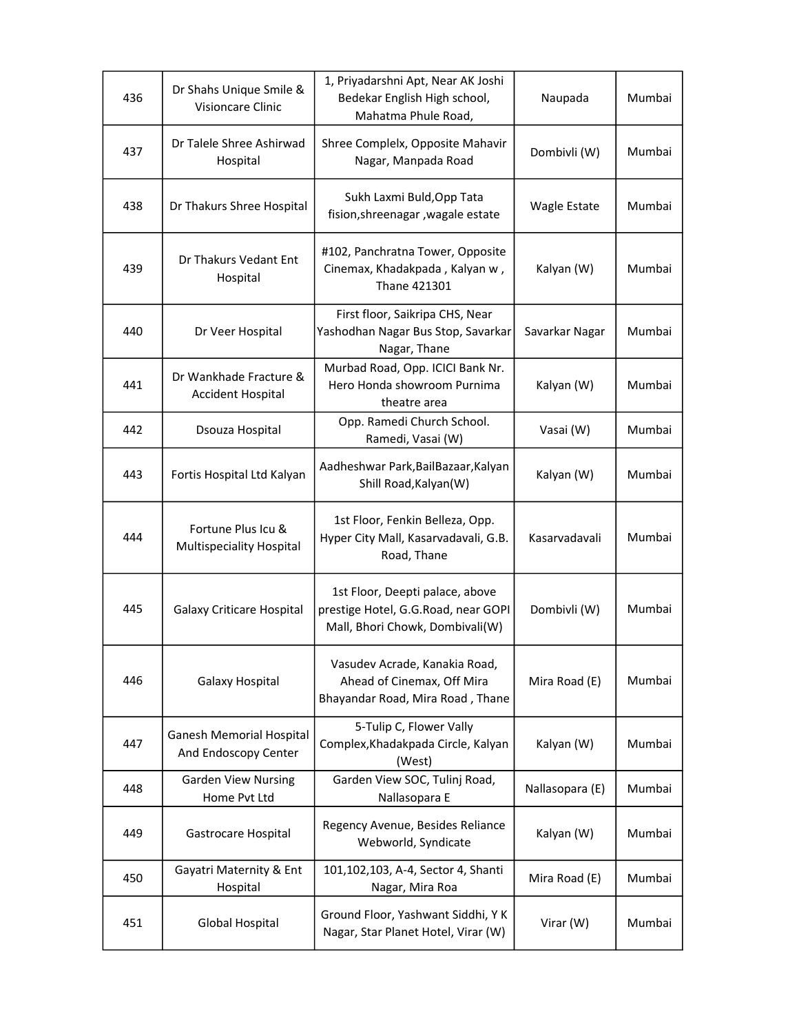| 436 | Dr Shahs Unique Smile & Visioncare Clinic | 1, Priyadarshni Apt, Near AK Joshi Bedekar English High school, Mahatma Phule Road, | Naupada | Mumbai |
|---|---|---|---|---|
| 437 | Dr Talele Shree Ashirwad Hospital | Shree Complelx, Opposite Mahavir Nagar, Manpada Road | Dombivli (W) | Mumbai |
| 438 | Dr Thakurs Shree Hospital | Sukh Laxmi Buld,Opp Tata fision,shreenagar ,wagale estate | Wagle Estate | Mumbai |
| 439 | Dr Thakurs Vedant Ent Hospital | #102, Panchratna Tower, Opposite Cinemax, Khadakpada , Kalyan w , Thane 421301 | Kalyan (W) | Mumbai |
| 440 | Dr Veer Hospital | First floor, Saikripa CHS, Near Yashodhan Nagar Bus Stop, Savarkar Nagar, Thane | Savarkar Nagar | Mumbai |
| 441 | Dr Wankhade Fracture & Accident Hospital | Murbad Road, Opp. ICICI Bank Nr. Hero Honda showroom Purnima theatre area | Kalyan (W) | Mumbai |
| 442 | Dsouza Hospital | Opp. Ramedi Church School. Ramedi, Vasai (W) | Vasai (W) | Mumbai |
| 443 | Fortis Hospital Ltd Kalyan | Aadheshwar Park,BailBazaar,Kalyan Shill Road,Kalyan(W) | Kalyan (W) | Mumbai |
| 444 | Fortune Plus Icu & Multispeciality Hospital | 1st Floor, Fenkin Belleza, Opp. Hyper City Mall, Kasarvadavali, G.B. Road, Thane | Kasarvadavali | Mumbai |
| 445 | Galaxy Criticare Hospital | 1st Floor, Deepti palace, above prestige Hotel, G.G.Road, near GOPI Mall, Bhori Chowk, Dombivali(W) | Dombivli (W) | Mumbai |
| 446 | Galaxy Hospital | Vasudev Acrade, Kanakia Road, Ahead of Cinemax, Off Mira Bhayandar Road, Mira Road , Thane | Mira Road (E) | Mumbai |
| 447 | Ganesh Memorial Hospital And Endoscopy Center | 5-Tulip C, Flower Vally Complex,Khadakpada Circle, Kalyan (West) | Kalyan (W) | Mumbai |
| 448 | Garden View Nursing Home Pvt Ltd | Garden View SOC, Tulinj Road, Nallasopara E | Nallasopara (E) | Mumbai |
| 449 | Gastrocare Hospital | Regency Avenue, Besides Reliance Webworld, Syndicate | Kalyan (W) | Mumbai |
| 450 | Gayatri Maternity & Ent Hospital | 101,102,103, A-4, Sector 4, Shanti Nagar, Mira Roa | Mira Road (E) | Mumbai |
| 451 | Global Hospital | Ground Floor, Yashwant Siddhi, Y K Nagar, Star Planet Hotel, Virar (W) | Virar (W) | Mumbai |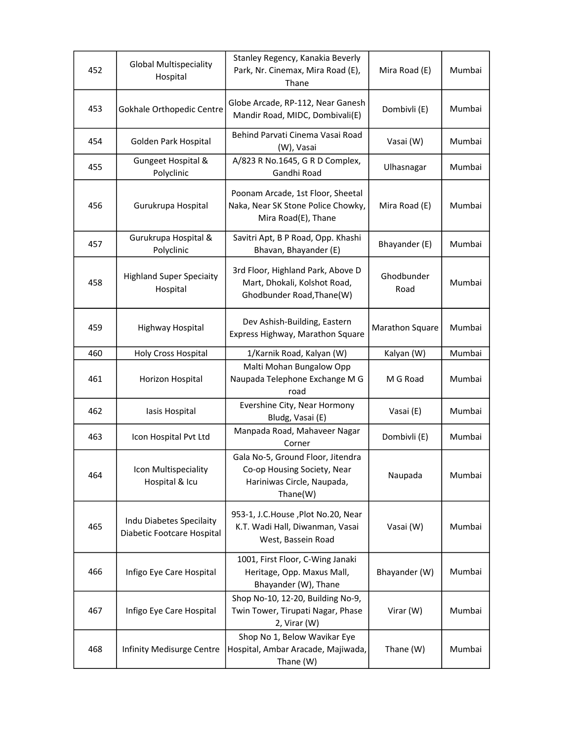| 452 | Global Multispeciality Hospital | Stanley Regency, Kanakia Beverly Park, Nr. Cinemax, Mira Road (E), Thane | Mira Road (E) | Mumbai |
|---|---|---|---|---|
| 453 | Gokhale Orthopedic Centre | Globe Arcade, RP-112, Near Ganesh Mandir Road, MIDC, Dombivali(E) | Dombivli (E) | Mumbai |
| 454 | Golden Park Hospital | Behind Parvati Cinema Vasai Road (W), Vasai | Vasai (W) | Mumbai |
| 455 | Gungeet Hospital & Polyclinic | A/823 R No.1645, G R D Complex, Gandhi Road | Ulhasnagar | Mumbai |
| 456 | Gurukrupa Hospital | Poonam Arcade, 1st Floor, Sheetal Naka, Near SK Stone Police Chowky, Mira Road(E), Thane | Mira Road (E) | Mumbai |
| 457 | Gurukrupa Hospital & Polyclinic | Savitri Apt, B P Road, Opp. Khashi Bhavan, Bhayander (E) | Bhayander (E) | Mumbai |
| 458 | Highland Super Speciaity Hospital | 3rd Floor, Highland Park, Above D Mart, Dhokali, Kolshot Road, Ghodbunder Road,Thane(W) | Ghodbunder Road | Mumbai |
| 459 | Highway Hospital | Dev Ashish-Building, Eastern Express Highway, Marathon Square | Marathon Square | Mumbai |
| 460 | Holy Cross Hospital | 1/Karnik Road, Kalyan (W) | Kalyan (W) | Mumbai |
| 461 | Horizon Hospital | Malti Mohan Bungalow Opp Naupada Telephone Exchange M G road | M G Road | Mumbai |
| 462 | Iasis Hospital | Evershine City, Near Hormony Bludg, Vasai (E) | Vasai (E) | Mumbai |
| 463 | Icon Hospital Pvt Ltd | Manpada Road, Mahaveer Nagar Corner | Dombivli (E) | Mumbai |
| 464 | Icon Multispeciality Hospital & Icu | Gala No-5, Ground Floor, Jitendra Co-op Housing Society, Near Hariniwas Circle, Naupada, Thane(W) | Naupada | Mumbai |
| 465 | Indu Diabetes Specilaity Diabetic Footcare Hospital | 953-1, J.C.House ,Plot No.20, Near K.T. Wadi Hall, Diwanman, Vasai West, Bassein Road | Vasai (W) | Mumbai |
| 466 | Infigo Eye Care Hospital | 1001, First Floor, C-Wing Janaki Heritage, Opp. Maxus Mall, Bhayander (W), Thane | Bhayander (W) | Mumbai |
| 467 | Infigo Eye Care Hospital | Shop No-10, 12-20, Building No-9, Twin Tower, Tirupati Nagar, Phase 2, Virar (W) | Virar (W) | Mumbai |
| 468 | Infinity Medisurge Centre | Shop No 1, Below Wavikar Eye Hospital, Ambar Aracade, Majiwada, Thane (W) | Thane (W) | Mumbai |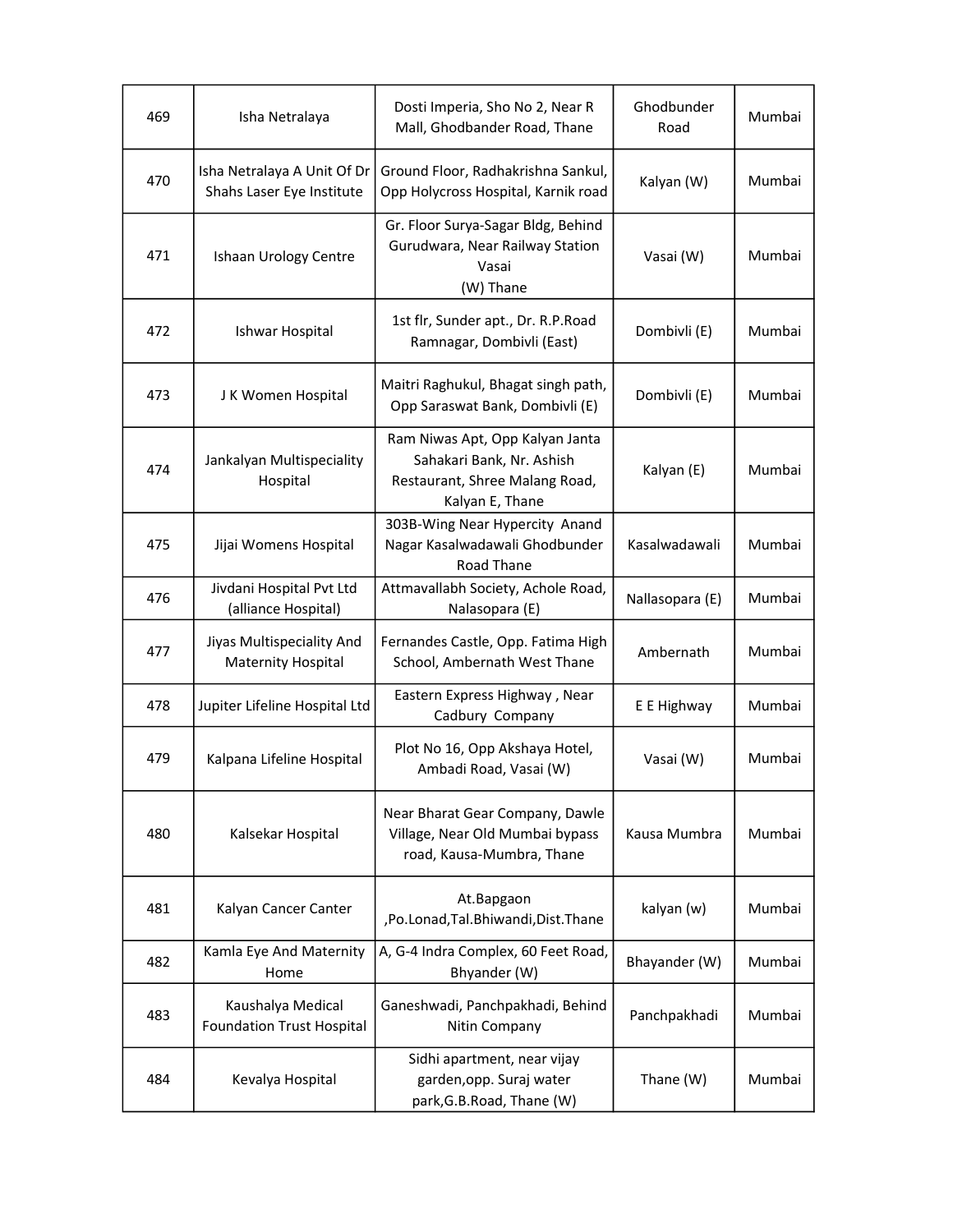| 469 | Isha Netralaya | Dosti Imperia, Sho No 2, Near R Mall, Ghodbander Road, Thane | Ghodbunder Road | Mumbai |
|---|---|---|---|---|
| 470 | Isha Netralaya A Unit Of Dr Shahs Laser Eye Institute | Ground Floor, Radhakrishna Sankul, Opp Holycross Hospital, Karnik road | Kalyan (W) | Mumbai |
| 471 | Ishaan Urology Centre | Gr. Floor Surya-Sagar Bldg, Behind Gurudwara, Near Railway Station Vasai (W) Thane | Vasai (W) | Mumbai |
| 472 | Ishwar Hospital | 1st flr, Sunder apt., Dr. R.P.Road Ramnagar, Dombivli (East) | Dombivli (E) | Mumbai |
| 473 | J K Women Hospital | Maitri Raghukul, Bhagat singh path, Opp Saraswat Bank, Dombivli (E) | Dombivli (E) | Mumbai |
| 474 | Jankalyan Multispeciality Hospital | Ram Niwas Apt, Opp Kalyan Janta Sahakari Bank, Nr. Ashish Restaurant, Shree Malang Road, Kalyan E, Thane | Kalyan (E) | Mumbai |
| 475 | Jijai Womens Hospital | 303B-Wing Near Hypercity Anand Nagar Kasalwadawali Ghodbunder Road Thane | Kasalwadawali | Mumbai |
| 476 | Jivdani Hospital Pvt Ltd (alliance Hospital) | Attmavallabh Society, Achole Road, Nalasopara (E) | Nallasopara (E) | Mumbai |
| 477 | Jiyas Multispeciality And Maternity Hospital | Fernandes Castle, Opp. Fatima High School, Ambernath West Thane | Ambernath | Mumbai |
| 478 | Jupiter Lifeline Hospital Ltd | Eastern Express Highway , Near Cadbury Company | E E Highway | Mumbai |
| 479 | Kalpana Lifeline Hospital | Plot No 16, Opp Akshaya Hotel, Ambadi Road, Vasai (W) | Vasai (W) | Mumbai |
| 480 | Kalsekar Hospital | Near Bharat Gear Company, Dawle Village, Near Old Mumbai bypass road, Kausa-Mumbra, Thane | Kausa Mumbra | Mumbai |
| 481 | Kalyan Cancer Canter | At.Bapgaon ,Po.Lonad,Tal.Bhiwandi,Dist.Thane | kalyan (w) | Mumbai |
| 482 | Kamla Eye And Maternity Home | A, G-4 Indra Complex, 60 Feet Road, Bhyander (W) | Bhayander (W) | Mumbai |
| 483 | Kaushalya Medical Foundation Trust Hospital | Ganeshwadi, Panchpakhadi, Behind Nitin Company | Panchpakhadi | Mumbai |
| 484 | Kevalya Hospital | Sidhi apartment, near vijay garden,opp. Suraj water park,G.B.Road, Thane (W) | Thane (W) | Mumbai |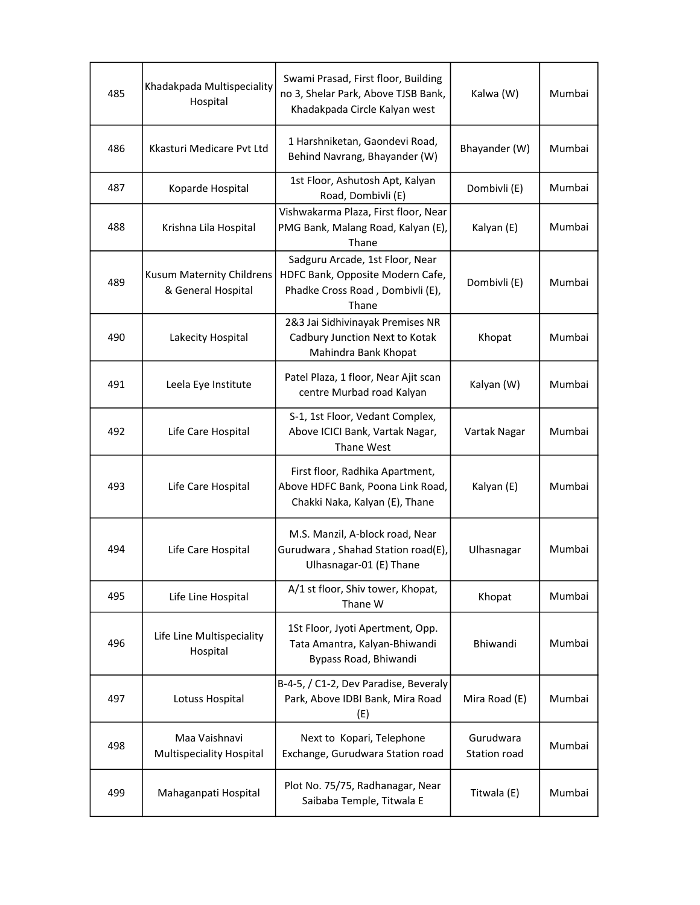| 485 | Khadakpada Multispeciality Hospital | Swami Prasad, First floor, Building no 3, Shelar Park, Above TJSB Bank, Khadakpada Circle Kalyan west | Kalwa (W) | Mumbai |
|---|---|---|---|---|
| 486 | Kkasturi Medicare Pvt Ltd | 1 Harshniketan, Gaondevi Road, Behind Navrang, Bhayander (W) | Bhayander (W) | Mumbai |
| 487 | Koparde Hospital | 1st Floor, Ashutosh Apt, Kalyan Road, Dombivli (E) | Dombivli (E) | Mumbai |
| 488 | Krishna Lila Hospital | Vishwakarma Plaza, First floor, Near PMG Bank, Malang Road, Kalyan (E), Thane | Kalyan (E) | Mumbai |
| 489 | Kusum Maternity Childrens & General Hospital | Sadguru Arcade, 1st Floor, Near HDFC Bank, Opposite Modern Cafe, Phadke Cross Road , Dombivli (E), Thane | Dombivli (E) | Mumbai |
| 490 | Lakecity Hospital | 2&3 Jai Sidhivinayak Premises NR Cadbury Junction Next to Kotak Mahindra Bank Khopat | Khopat | Mumbai |
| 491 | Leela Eye Institute | Patel Plaza, 1 floor, Near Ajit scan centre Murbad road Kalyan | Kalyan (W) | Mumbai |
| 492 | Life Care Hospital | S-1, 1st Floor, Vedant Complex, Above ICICI Bank, Vartak Nagar, Thane West | Vartak Nagar | Mumbai |
| 493 | Life Care Hospital | First floor, Radhika Apartment, Above HDFC Bank, Poona Link Road, Chakki Naka, Kalyan (E), Thane | Kalyan (E) | Mumbai |
| 494 | Life Care Hospital | M.S. Manzil, A-block road, Near Gurudwara , Shahad Station road(E), Ulhasnagar-01 (E) Thane | Ulhasnagar | Mumbai |
| 495 | Life Line Hospital | A/1 st floor, Shiv tower, Khopat, Thane W | Khopat | Mumbai |
| 496 | Life Line Multispeciality Hospital | 1St Floor, Jyoti Apertment, Opp. Tata Amantra, Kalyan-Bhiwandi Bypass Road, Bhiwandi | Bhiwandi | Mumbai |
| 497 | Lotuss Hospital | B-4-5, / C1-2, Dev Paradise, Beveraly Park, Above IDBI Bank, Mira Road (E) | Mira Road (E) | Mumbai |
| 498 | Maa Vaishnavi Multispeciality Hospital | Next to Kopari, Telephone Exchange, Gurudwara Station road | Gurudwara Station road | Mumbai |
| 499 | Mahaganpati Hospital | Plot No. 75/75, Radhanagar, Near Saibaba Temple, Titwala E | Titwala (E) | Mumbai |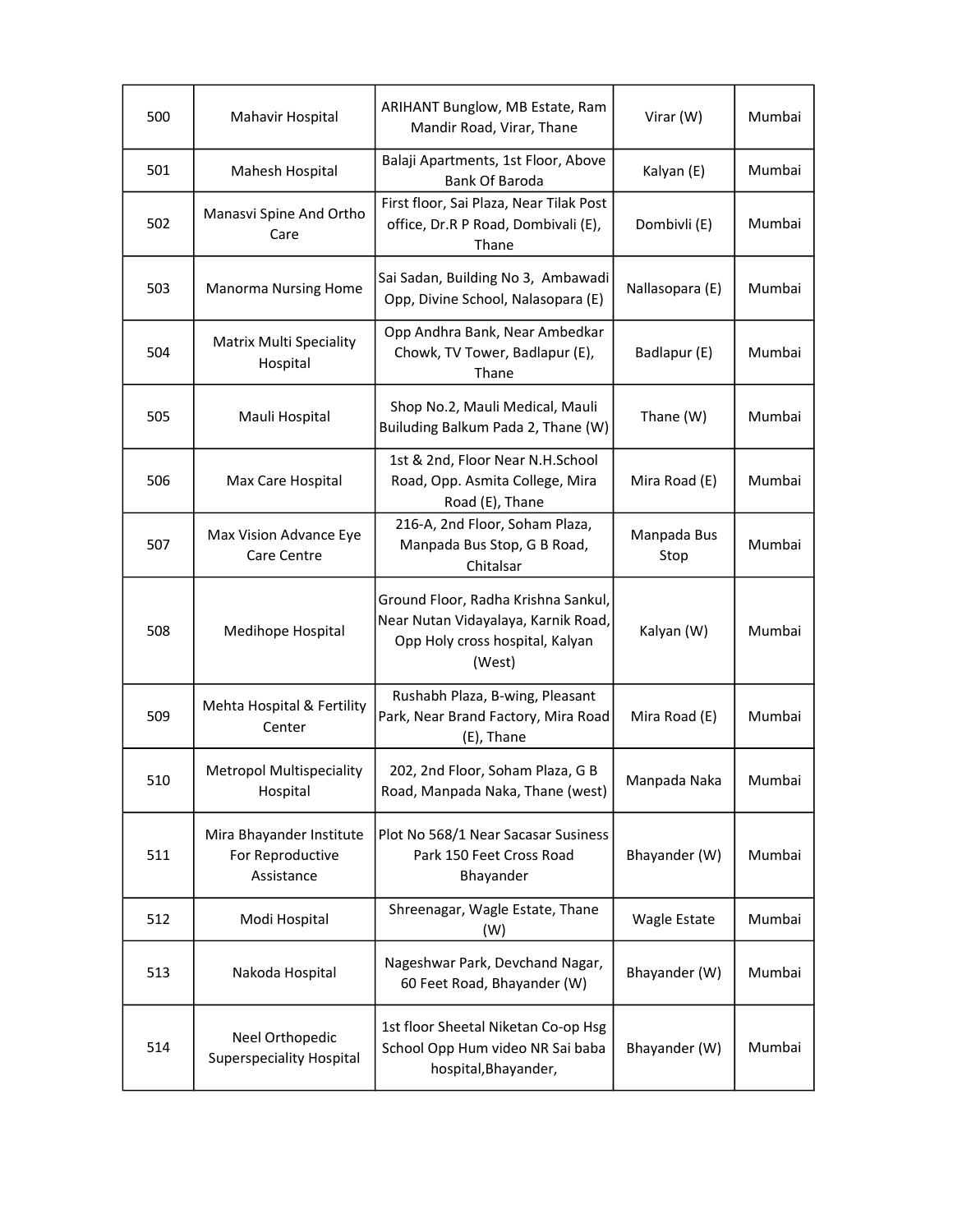| 500 | Mahavir Hospital | ARIHANT Bunglow, MB Estate, Ram Mandir Road, Virar, Thane | Virar (W) | Mumbai |
|---|---|---|---|---|
| 501 | Mahesh Hospital | Balaji Apartments, 1st Floor, Above Bank Of Baroda | Kalyan (E) | Mumbai |
| 502 | Manasvi Spine And Ortho Care | First floor, Sai Plaza, Near Tilak Post office, Dr.R P Road, Dombivali (E), Thane | Dombivli (E) | Mumbai |
| 503 | Manorma Nursing Home | Sai Sadan, Building No 3, Ambawadi Opp, Divine School, Nalasopara (E) | Nallasopara (E) | Mumbai |
| 504 | Matrix Multi Speciality Hospital | Opp Andhra Bank, Near Ambedkar Chowk, TV Tower, Badlapur (E), Thane | Badlapur (E) | Mumbai |
| 505 | Mauli Hospital | Shop No.2, Mauli Medical, Mauli Builuding Balkum Pada 2, Thane (W) | Thane (W) | Mumbai |
| 506 | Max Care Hospital | 1st & 2nd, Floor Near N.H.School Road, Opp. Asmita College, Mira Road (E), Thane | Mira Road (E) | Mumbai |
| 507 | Max Vision Advance Eye Care Centre | 216-A, 2nd Floor, Soham Plaza, Manpada Bus Stop, G B Road, Chitalsar | Manpada Bus Stop | Mumbai |
| 508 | Medihope Hospital | Ground Floor, Radha Krishna Sankul, Near Nutan Vidayalaya, Karnik Road, Opp Holy cross hospital, Kalyan (West) | Kalyan (W) | Mumbai |
| 509 | Mehta Hospital & Fertility Center | Rushabh Plaza, B-wing, Pleasant Park, Near Brand Factory, Mira Road (E), Thane | Mira Road (E) | Mumbai |
| 510 | Metropol Multispeciality Hospital | 202, 2nd Floor, Soham Plaza, G B Road, Manpada Naka, Thane (west) | Manpada Naka | Mumbai |
| 511 | Mira Bhayander Institute For Reproductive Assistance | Plot No 568/1 Near Sacasar Susiness Park 150 Feet Cross Road Bhayander | Bhayander (W) | Mumbai |
| 512 | Modi Hospital | Shreenagar, Wagle Estate, Thane (W) | Wagle Estate | Mumbai |
| 513 | Nakoda Hospital | Nageshwar Park, Devchand Nagar, 60 Feet Road, Bhayander (W) | Bhayander (W) | Mumbai |
| 514 | Neel Orthopedic Superspeciality Hospital | 1st floor Sheetal Niketan Co-op Hsg School Opp Hum video NR Sai baba hospital,Bhayander, | Bhayander (W) | Mumbai |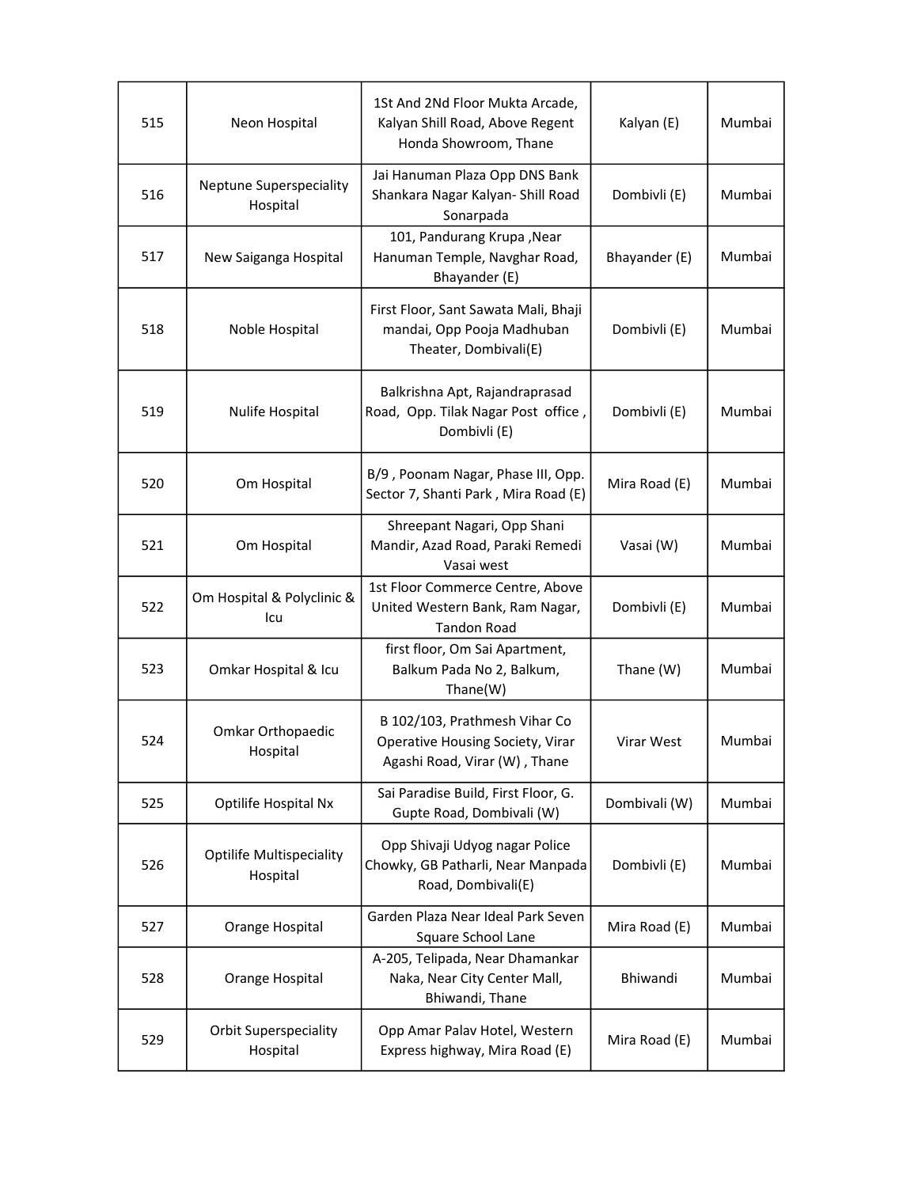| 515 | Neon Hospital | 1St And 2Nd Floor Mukta Arcade, Kalyan Shill Road, Above Regent Honda Showroom, Thane | Kalyan (E) | Mumbai |
|---|---|---|---|---|
| 516 | Neptune Superspeciality Hospital | Jai Hanuman Plaza Opp DNS Bank Shankara Nagar Kalyan- Shill Road Sonarpada | Dombivli (E) | Mumbai |
| 517 | New Saiganga Hospital | 101, Pandurang Krupa ,Near Hanuman Temple, Navghar Road, Bhayander (E) | Bhayander (E) | Mumbai |
| 518 | Noble Hospital | First Floor, Sant Sawata Mali, Bhaji mandai, Opp Pooja Madhuban Theater, Dombivali(E) | Dombivli (E) | Mumbai |
| 519 | Nulife Hospital | Balkrishna Apt, Rajandraprasad Road, Opp. Tilak Nagar Post office , Dombivli (E) | Dombivli (E) | Mumbai |
| 520 | Om Hospital | B/9 , Poonam Nagar, Phase III, Opp. Sector 7, Shanti Park , Mira Road (E) | Mira Road (E) | Mumbai |
| 521 | Om Hospital | Shreepant Nagari, Opp Shani Mandir, Azad Road, Paraki Remedi Vasai west | Vasai (W) | Mumbai |
| 522 | Om Hospital & Polyclinic & Icu | 1st Floor Commerce Centre, Above United Western Bank, Ram Nagar, Tandon Road | Dombivli (E) | Mumbai |
| 523 | Omkar Hospital & Icu | first floor, Om Sai Apartment, Balkum Pada No 2, Balkum, Thane(W) | Thane (W) | Mumbai |
| 524 | Omkar Orthopaedic Hospital | B 102/103, Prathmesh Vihar Co Operative Housing Society, Virar Agashi Road, Virar (W) , Thane | Virar West | Mumbai |
| 525 | Optilife Hospital Nx | Sai Paradise Build, First Floor, G. Gupte Road, Dombivali (W) | Dombivali (W) | Mumbai |
| 526 | Optilife Multispeciality Hospital | Opp Shivaji Udyog nagar Police Chowky, GB Patharli, Near Manpada Road, Dombivali(E) | Dombivli (E) | Mumbai |
| 527 | Orange Hospital | Garden Plaza Near Ideal Park Seven Square School Lane | Mira Road (E) | Mumbai |
| 528 | Orange Hospital | A-205, Telipada, Near Dhamankar Naka, Near City Center Mall, Bhiwandi, Thane | Bhiwandi | Mumbai |
| 529 | Orbit Superspeciality Hospital | Opp Amar Palav Hotel, Western Express highway, Mira Road (E) | Mira Road (E) | Mumbai |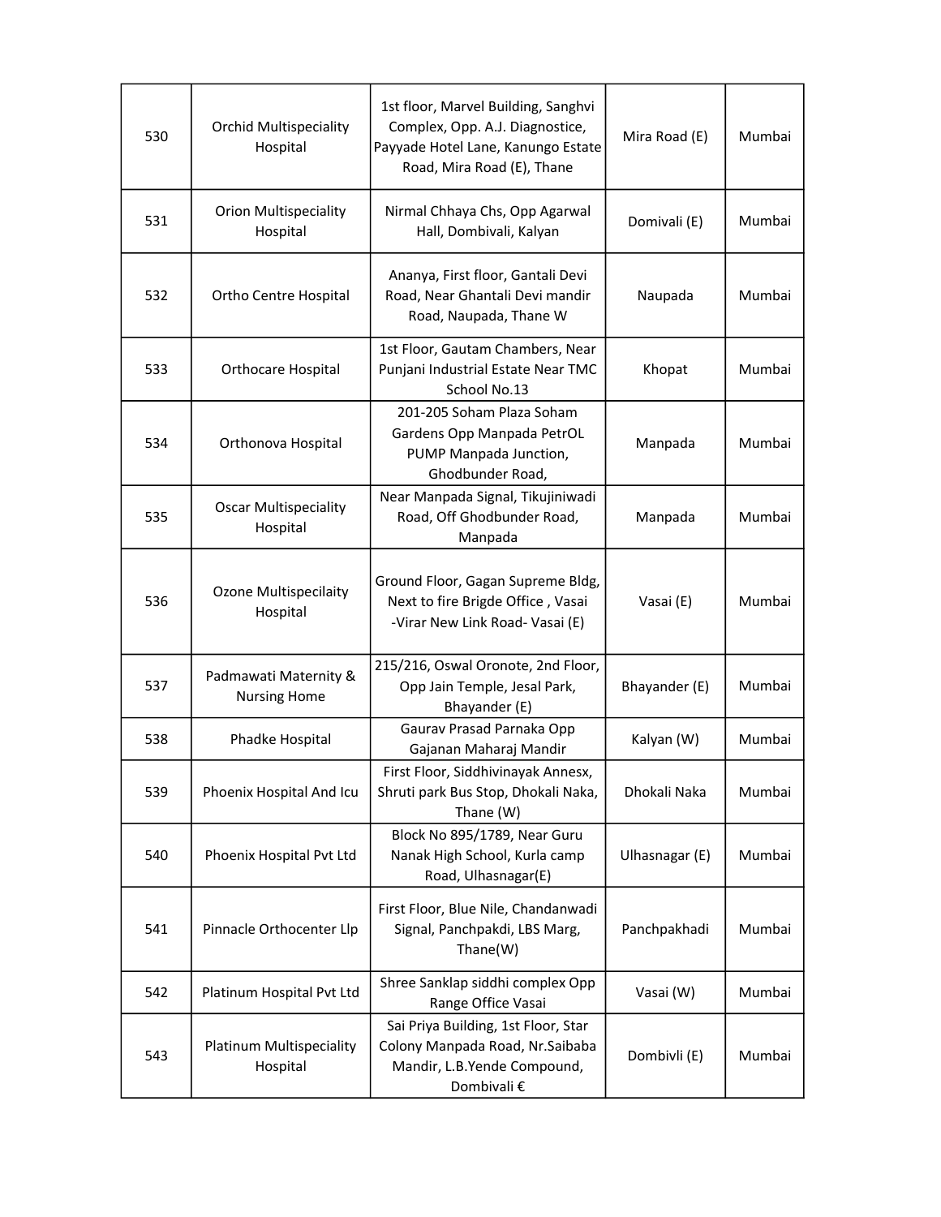| 530 | Orchid Multispeciality Hospital | 1st floor, Marvel Building, Sanghvi Complex, Opp. A.J. Diagnostice, Payyade Hotel Lane, Kanungo Estate Road, Mira Road (E), Thane | Mira Road (E) | Mumbai |
|---|---|---|---|---|
| 531 | Orion Multispeciality Hospital | Nirmal Chhaya Chs, Opp Agarwal Hall, Dombivali, Kalyan | Domivali (E) | Mumbai |
| 532 | Ortho Centre Hospital | Ananya, First floor, Gantali Devi Road, Near Ghantali Devi mandir Road, Naupada, Thane W | Naupada | Mumbai |
| 533 | Orthocare Hospital | 1st Floor, Gautam Chambers, Near Punjani Industrial Estate Near TMC School No.13 | Khopat | Mumbai |
| 534 | Orthonova Hospital | 201-205 Soham Plaza Soham Gardens Opp Manpada PetrOL PUMP Manpada Junction, Ghodbunder Road, | Manpada | Mumbai |
| 535 | Oscar Multispeciality Hospital | Near Manpada Signal, Tikujiniwadi Road, Off Ghodbunder Road, Manpada | Manpada | Mumbai |
| 536 | Ozone Multispecilaity Hospital | Ground Floor, Gagan Supreme Bldg, Next to fire Brigde Office , Vasai -Virar New Link Road- Vasai (E) | Vasai (E) | Mumbai |
| 537 | Padmawati Maternity & Nursing Home | 215/216, Oswal Oronote, 2nd Floor, Opp Jain Temple, Jesal Park, Bhayander (E) | Bhayander (E) | Mumbai |
| 538 | Phadke Hospital | Gaurav Prasad Parnaka Opp Gajanan Maharaj Mandir | Kalyan (W) | Mumbai |
| 539 | Phoenix Hospital And Icu | First Floor, Siddhivinayak Annesx, Shruti park Bus Stop, Dhokali Naka, Thane (W) | Dhokali Naka | Mumbai |
| 540 | Phoenix Hospital Pvt Ltd | Block No 895/1789, Near Guru Nanak High School, Kurla camp Road, Ulhasnagar(E) | Ulhasnagar (E) | Mumbai |
| 541 | Pinnacle Orthocenter Llp | First Floor, Blue Nile, Chandanwadi Signal, Panchpakdi, LBS Marg, Thane(W) | Panchpakhadi | Mumbai |
| 542 | Platinum Hospital Pvt Ltd | Shree Sanklap siddhi complex Opp Range Office Vasai | Vasai (W) | Mumbai |
| 543 | Platinum Multispeciality Hospital | Sai Priya Building, 1st Floor, Star Colony Manpada Road, Nr.Saibaba Mandir, L.B.Yende Compound, Dombivali € | Dombivli (E) | Mumbai |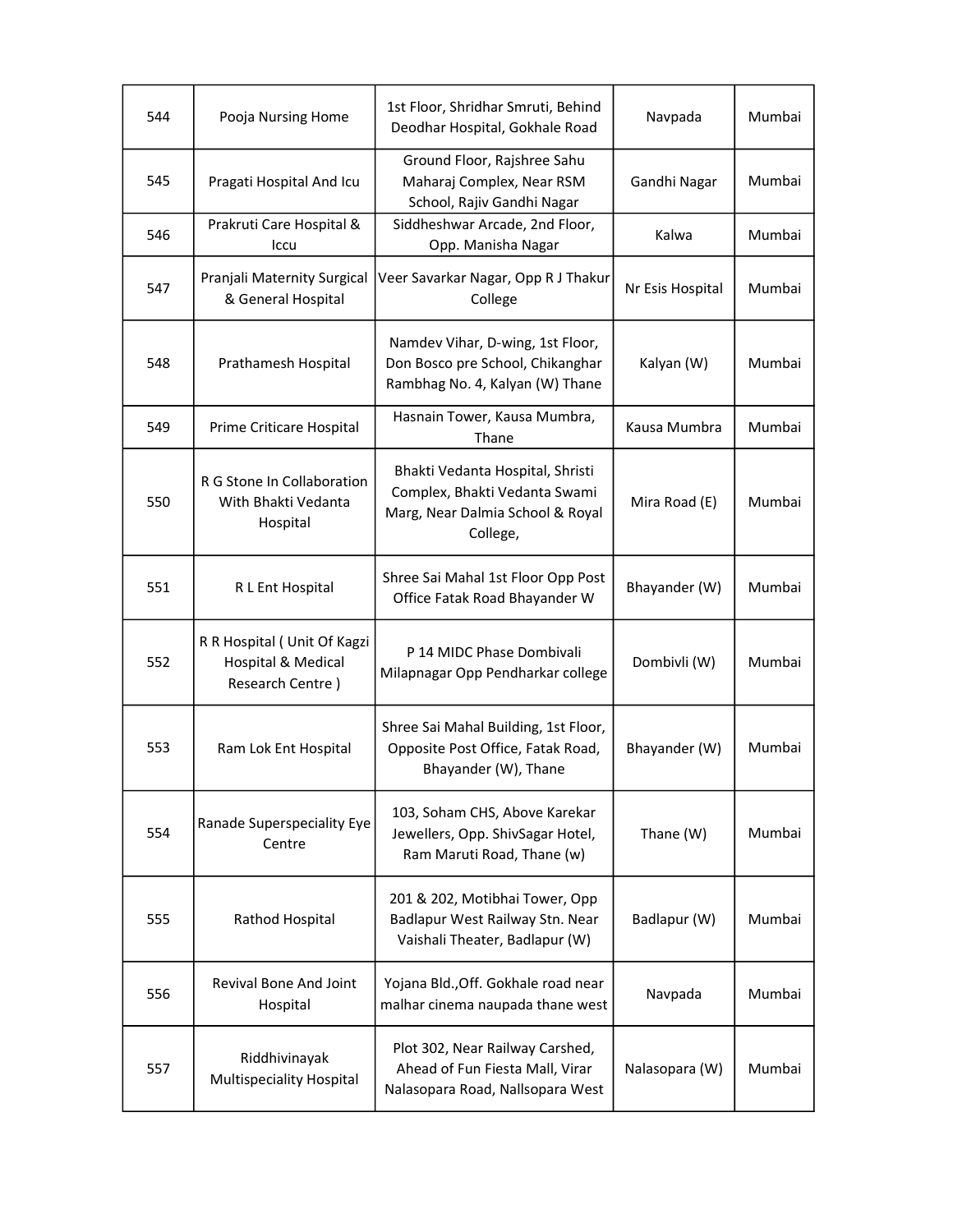| 544 | Pooja Nursing Home | 1st Floor, Shridhar Smruti, Behind Deodhar Hospital, Gokhale Road | Navpada | Mumbai |
|---|---|---|---|---|
| 545 | Pragati Hospital And Icu | Ground Floor, Rajshree Sahu Maharaj Complex, Near RSM School, Rajiv Gandhi Nagar | Gandhi Nagar | Mumbai |
| 546 | Prakruti Care Hospital & Iccu | Siddheshwar Arcade, 2nd Floor, Opp. Manisha Nagar | Kalwa | Mumbai |
| 547 | Pranjali Maternity Surgical & General Hospital | Veer Savarkar Nagar, Opp R J Thakur College | Nr Esis Hospital | Mumbai |
| 548 | Prathamesh Hospital | Namdev Vihar, D-wing, 1st Floor, Don Bosco pre School, Chikanghar Rambhag No. 4, Kalyan (W) Thane | Kalyan (W) | Mumbai |
| 549 | Prime Criticare Hospital | Hasnain Tower, Kausa Mumbra, Thane | Kausa Mumbra | Mumbai |
| 550 | R G Stone In Collaboration With Bhakti Vedanta Hospital | Bhakti Vedanta Hospital, Shristi Complex, Bhakti Vedanta Swami Marg, Near Dalmia School & Royal College, | Mira Road (E) | Mumbai |
| 551 | R L Ent Hospital | Shree Sai Mahal 1st Floor Opp Post Office Fatak Road Bhayander W | Bhayander (W) | Mumbai |
| 552 | R R Hospital ( Unit Of Kagzi Hospital & Medical Research Centre ) | P 14 MIDC Phase Dombivali Milapnagar Opp Pendharkar college | Dombivli (W) | Mumbai |
| 553 | Ram Lok Ent Hospital | Shree Sai Mahal Building, 1st Floor, Opposite Post Office, Fatak Road, Bhayander (W), Thane | Bhayander (W) | Mumbai |
| 554 | Ranade Superspeciality Eye Centre | 103, Soham CHS, Above Karekar Jewellers, Opp. ShivSagar Hotel, Ram Maruti Road, Thane (w) | Thane (W) | Mumbai |
| 555 | Rathod Hospital | 201 & 202, Motibhai Tower, Opp Badlapur West Railway Stn. Near Vaishali Theater, Badlapur (W) | Badlapur (W) | Mumbai |
| 556 | Revival Bone And Joint Hospital | Yojana Bld.,Off. Gokhale road near malhar cinema naupada thane west | Navpada | Mumbai |
| 557 | Riddhivinayak Multispeciality Hospital | Plot 302, Near Railway Carshed, Ahead of Fun Fiesta Mall, Virar Nalasopara Road, Nallsopara West | Nalasopara (W) | Mumbai |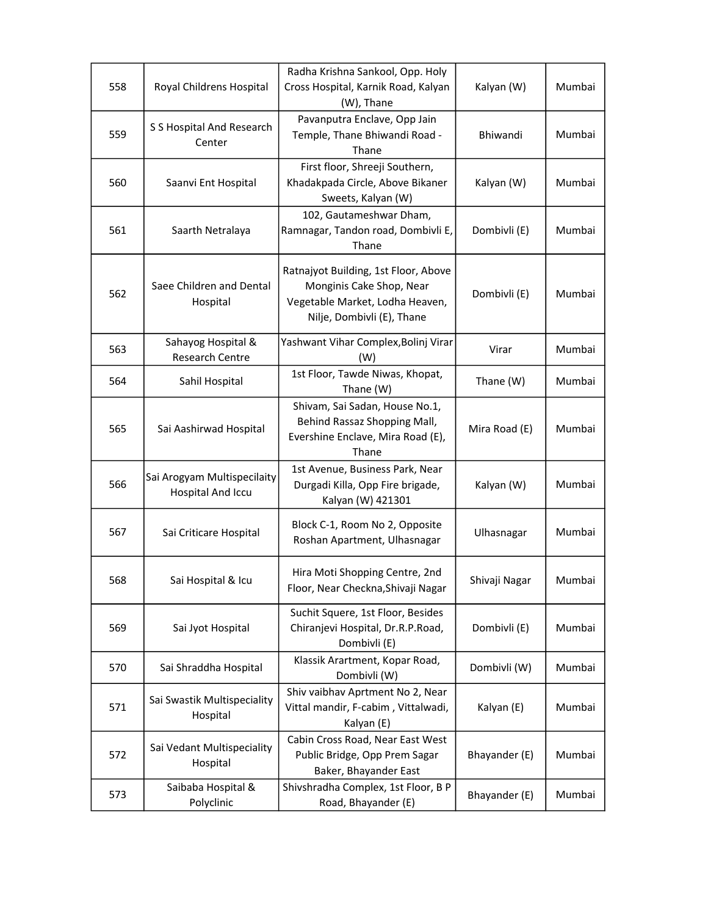| 558 | Royal Childrens Hospital | Radha Krishna Sankool, Opp. Holy Cross Hospital, Karnik Road, Kalyan (W), Thane | Kalyan (W) | Mumbai |
|---|---|---|---|---|
| 559 | S S Hospital And Research Center | Pavanputra Enclave, Opp Jain Temple, Thane Bhiwandi Road - Thane | Bhiwandi | Mumbai |
| 560 | Saanvi Ent Hospital | First floor, Shreeji Southern, Khadakpada Circle, Above Bikaner Sweets, Kalyan (W) | Kalyan (W) | Mumbai |
| 561 | Saarth Netralaya | 102, Gautameshwar Dham, Ramnagar, Tandon road, Dombivli E, Thane | Dombivli (E) | Mumbai |
| 562 | Saee Children and Dental Hospital | Ratnajyot Building, 1st Floor, Above Monginis Cake Shop, Near Vegetable Market, Lodha Heaven, Nilje, Dombivli (E), Thane | Dombivli (E) | Mumbai |
| 563 | Sahayog Hospital & Research Centre | Yashwant Vihar Complex,Bolinj Virar (W) | Virar | Mumbai |
| 564 | Sahil Hospital | 1st Floor, Tawde Niwas, Khopat, Thane (W) | Thane (W) | Mumbai |
| 565 | Sai Aashirwad Hospital | Shivam, Sai Sadan, House No.1, Behind Rassaz Shopping Mall, Evershine Enclave, Mira Road (E), Thane | Mira Road (E) | Mumbai |
| 566 | Sai Arogyam Multispecilaity Hospital And Iccu | 1st Avenue, Business Park, Near Durgadi Killa, Opp Fire brigade, Kalyan (W) 421301 | Kalyan (W) | Mumbai |
| 567 | Sai Criticare Hospital | Block C-1, Room No 2, Opposite Roshan Apartment, Ulhasnagar | Ulhasnagar | Mumbai |
| 568 | Sai Hospital & Icu | Hira Moti Shopping Centre, 2nd Floor, Near Checkna,Shivaji Nagar | Shivaji Nagar | Mumbai |
| 569 | Sai Jyot Hospital | Suchit Squere, 1st Floor, Besides Chiranjevi Hospital, Dr.R.P.Road, Dombivli (E) | Dombivli (E) | Mumbai |
| 570 | Sai Shraddha Hospital | Klassik Arartment, Kopar Road, Dombivli (W) | Dombivli (W) | Mumbai |
| 571 | Sai Swastik Multispeciality Hospital | Shiv vaibhav Aprtment No 2, Near Vittal mandir, F-cabim , Vittalwadi, Kalyan (E) | Kalyan (E) | Mumbai |
| 572 | Sai Vedant Multispeciality Hospital | Cabin Cross Road, Near East West Public Bridge, Opp Prem Sagar Baker, Bhayander East | Bhayander (E) | Mumbai |
| 573 | Saibaba Hospital & Polyclinic | Shivshradha Complex, 1st Floor, B P Road, Bhayander (E) | Bhayander (E) | Mumbai |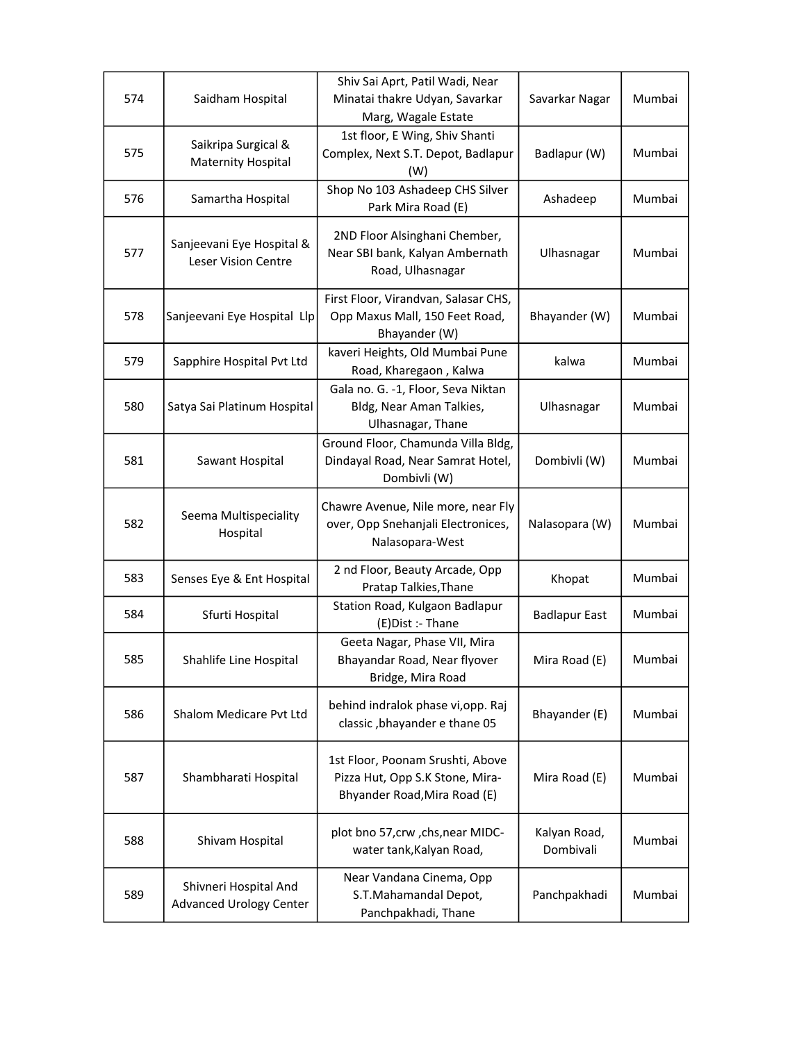| 574 | Saidham Hospital | Shiv Sai Aprt, Patil Wadi, Near Minatai thakre Udyan, Savarkar Marg, Wagale Estate | Savarkar Nagar | Mumbai |
|---|---|---|---|---|
| 575 | Saikripa Surgical & Maternity Hospital | 1st floor, E Wing, Shiv Shanti Complex, Next S.T. Depot, Badlapur (W) | Badlapur (W) | Mumbai |
| 576 | Samartha Hospital | Shop No 103 Ashadeep CHS Silver Park Mira Road (E) | Ashadeep | Mumbai |
| 577 | Sanjeevani Eye Hospital & Leser Vision Centre | 2ND Floor Alsinghani Chember, Near SBI bank, Kalyan Ambernath Road, Ulhasnagar | Ulhasnagar | Mumbai |
| 578 | Sanjeevani Eye Hospital Llp | First Floor, Virandvan, Salasar CHS, Opp Maxus Mall, 150 Feet Road, Bhayander (W) | Bhayander (W) | Mumbai |
| 579 | Sapphire Hospital Pvt Ltd | kaveri Heights, Old Mumbai Pune Road, Kharegaon , Kalwa | kalwa | Mumbai |
| 580 | Satya Sai Platinum Hospital | Gala no. G. -1, Floor, Seva Niktan Bldg, Near Aman Talkies, Ulhasnagar, Thane | Ulhasnagar | Mumbai |
| 581 | Sawant Hospital | Ground Floor, Chamunda Villa Bldg, Dindayal Road, Near Samrat Hotel, Dombivli (W) | Dombivli (W) | Mumbai |
| 582 | Seema Multispeciality Hospital | Chawre Avenue, Nile more, near Fly over, Opp Snehanjali Electronices, Nalasopara-West | Nalasopara (W) | Mumbai |
| 583 | Senses Eye & Ent Hospital | 2 nd Floor, Beauty Arcade, Opp Pratap Talkies,Thane | Khopat | Mumbai |
| 584 | Sfurti Hospital | Station Road, Kulgaon Badlapur (E)Dist :- Thane | Badlapur East | Mumbai |
| 585 | Shahlife Line Hospital | Geeta Nagar, Phase VII, Mira Bhayandar Road, Near flyover Bridge, Mira Road | Mira Road (E) | Mumbai |
| 586 | Shalom Medicare Pvt Ltd | behind indralok phase vi,opp. Raj classic ,bhayander e thane 05 | Bhayander (E) | Mumbai |
| 587 | Shambharati Hospital | 1st Floor, Poonam Srushti, Above Pizza Hut, Opp S.K Stone, Mira-Bhyander Road,Mira Road (E) | Mira Road (E) | Mumbai |
| 588 | Shivam Hospital | plot bno 57,crw ,chs,near MIDC-water tank,Kalyan Road, | Kalyan Road, Dombivali | Mumbai |
| 589 | Shivneri Hospital And Advanced Urology Center | Near Vandana Cinema, Opp S.T.Mahamandal Depot, Panchpakhadi, Thane | Panchpakhadi | Mumbai |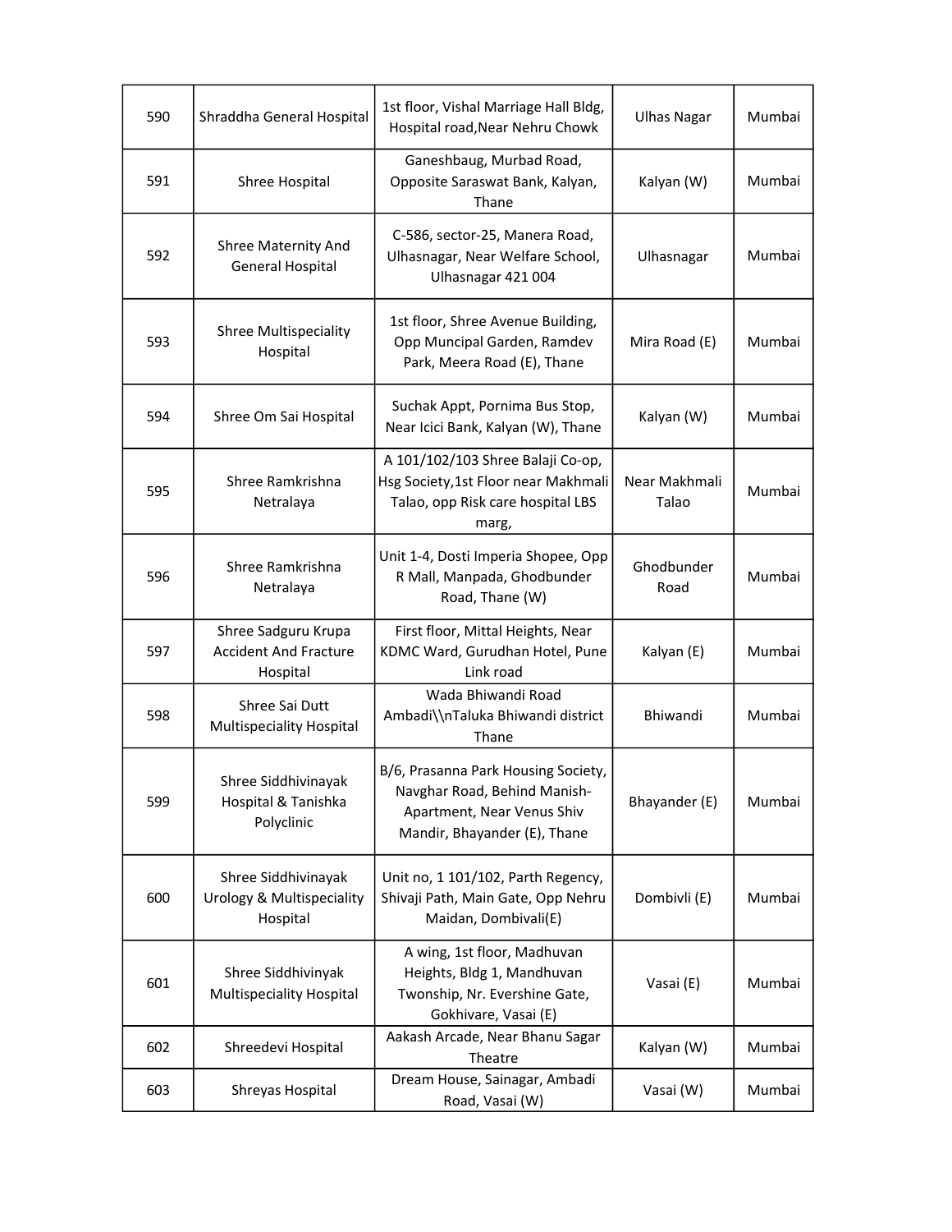| 590 | Shraddha General Hospital | 1st floor, Vishal Marriage Hall Bldg, Hospital road,Near Nehru Chowk | Ulhas Nagar | Mumbai |
|---|---|---|---|---|
| 591 | Shree Hospital | Ganeshbaug, Murbad Road, Opposite Saraswat Bank, Kalyan, Thane | Kalyan (W) | Mumbai |
| 592 | Shree Maternity And General Hospital | C-586, sector-25, Manera Road, Ulhasnagar, Near Welfare School, Ulhasnagar 421 004 | Ulhasnagar | Mumbai |
| 593 | Shree Multispeciality Hospital | 1st floor, Shree Avenue Building, Opp Muncipal Garden, Ramdev Park, Meera Road (E), Thane | Mira Road (E) | Mumbai |
| 594 | Shree Om Sai Hospital | Suchak Appt, Pornima Bus Stop, Near Icici Bank, Kalyan (W), Thane | Kalyan (W) | Mumbai |
| 595 | Shree Ramkrishna Netralaya | A 101/102/103 Shree Balaji Co-op, Hsg Society,1st Floor near Makhmali Talao, opp Risk care hospital LBS marg, | Near Makhmali Talao | Mumbai |
| 596 | Shree Ramkrishna Netralaya | Unit 1-4, Dosti Imperia Shopee, Opp R Mall, Manpada, Ghodbunder Road, Thane (W) | Ghodbunder Road | Mumbai |
| 597 | Shree Sadguru Krupa Accident And Fracture Hospital | First floor, Mittal Heights, Near KDMC Ward, Gurudhan Hotel, Pune Link road | Kalyan (E) | Mumbai |
| 598 | Shree Sai Dutt Multispeciality Hospital | Wada Bhiwandi Road Ambadi\\nTaluka Bhiwandi district Thane | Bhiwandi | Mumbai |
| 599 | Shree Siddhivinayak Hospital & Tanishka Polyclinic | B/6, Prasanna Park Housing Society, Navghar Road, Behind Manish-Apartment, Near Venus Shiv Mandir, Bhayander (E), Thane | Bhayander (E) | Mumbai |
| 600 | Shree Siddhivinayak Urology & Multispeciality Hospital | Unit no, 1 101/102, Parth Regency, Shivaji Path, Main Gate, Opp Nehru Maidan, Dombivali(E) | Dombivli (E) | Mumbai |
| 601 | Shree Siddhivinyak Multispeciality Hospital | A wing, 1st floor, Madhuvan Heights, Bldg 1, Mandhuvan Twonship, Nr. Evershine Gate, Gokhivare, Vasai (E) | Vasai (E) | Mumbai |
| 602 | Shreedevi Hospital | Aakash Arcade, Near Bhanu Sagar Theatre | Kalyan (W) | Mumbai |
| 603 | Shreyas Hospital | Dream House, Sainagar, Ambadi Road, Vasai (W) | Vasai (W) | Mumbai |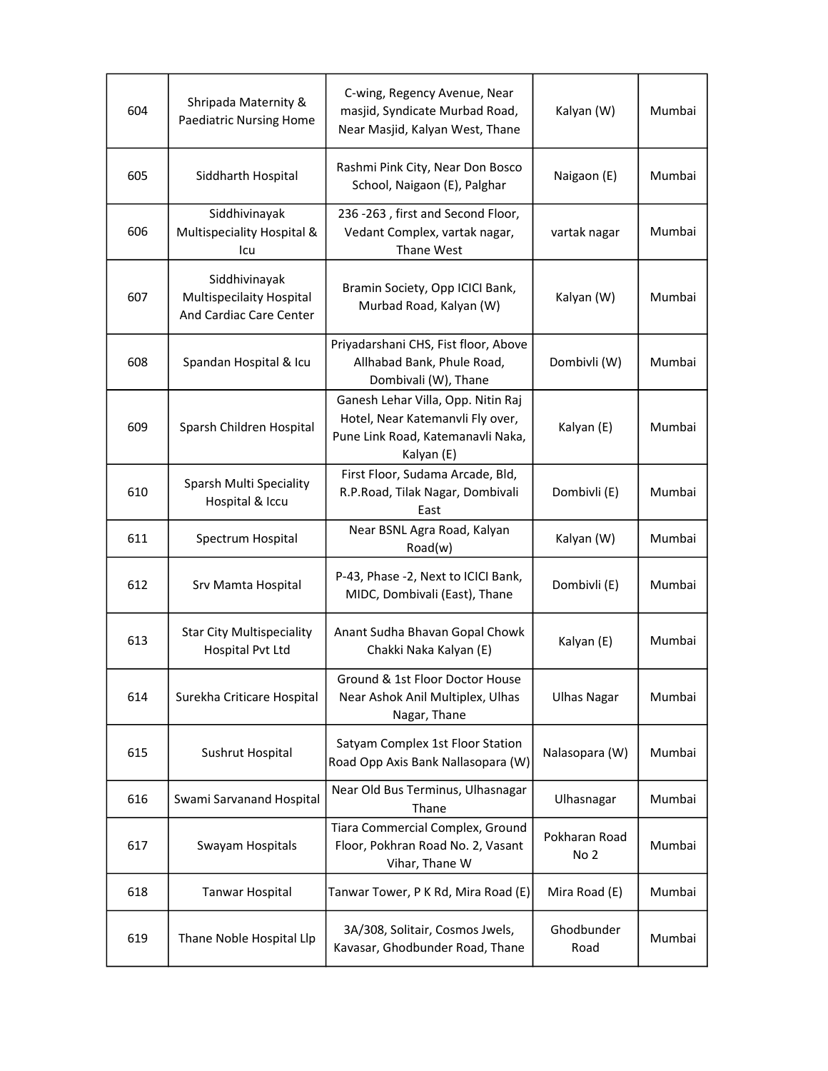| 604 | Shripada Maternity & Paediatric Nursing Home | C-wing, Regency Avenue, Near masjid, Syndicate Murbad Road, Near Masjid, Kalyan West, Thane | Kalyan (W) | Mumbai |
|---|---|---|---|---|
| 605 | Siddharth Hospital | Rashmi Pink City, Near Don Bosco School, Naigaon (E), Palghar | Naigaon (E) | Mumbai |
| 606 | Siddhivinayak Multispeciality Hospital & Icu | 236 -263 , first and Second Floor, Vedant Complex, vartak nagar, Thane West | vartak nagar | Mumbai |
| 607 | Siddhivinayak Multispecilaity Hospital And Cardiac Care Center | Bramin Society, Opp ICICI Bank, Murbad Road, Kalyan (W) | Kalyan (W) | Mumbai |
| 608 | Spandan Hospital & Icu | Priyadarshani CHS, Fist floor, Above Allhabad Bank, Phule Road, Dombivali (W), Thane | Dombivli (W) | Mumbai |
| 609 | Sparsh Children Hospital | Ganesh Lehar Villa, Opp. Nitin Raj Hotel, Near Katemanvli Fly over, Pune Link Road, Katemanavli Naka, Kalyan (E) | Kalyan (E) | Mumbai |
| 610 | Sparsh Multi Speciality Hospital & Iccu | First Floor, Sudama Arcade, Bld, R.P.Road, Tilak Nagar, Dombivali East | Dombivli (E) | Mumbai |
| 611 | Spectrum Hospital | Near BSNL Agra Road, Kalyan Road(w) | Kalyan (W) | Mumbai |
| 612 | Srv Mamta Hospital | P-43, Phase -2, Next to ICICI Bank, MIDC, Dombivali (East), Thane | Dombivli (E) | Mumbai |
| 613 | Star City Multispeciality Hospital Pvt Ltd | Anant Sudha Bhavan Gopal Chowk Chakki Naka Kalyan (E) | Kalyan (E) | Mumbai |
| 614 | Surekha Criticare Hospital | Ground & 1st Floor Doctor House Near Ashok Anil Multiplex, Ulhas Nagar, Thane | Ulhas Nagar | Mumbai |
| 615 | Sushrut Hospital | Satyam Complex 1st Floor Station Road Opp Axis Bank Nallasopara (W) | Nalasopara (W) | Mumbai |
| 616 | Swami Sarvanand Hospital | Near Old Bus Terminus, Ulhasnagar Thane | Ulhasnagar | Mumbai |
| 617 | Swayam Hospitals | Tiara Commercial Complex, Ground Floor, Pokhran Road No. 2, Vasant Vihar, Thane W | Pokharan Road No 2 | Mumbai |
| 618 | Tanwar Hospital | Tanwar Tower, P K Rd, Mira Road (E) | Mira Road (E) | Mumbai |
| 619 | Thane Noble Hospital Llp | 3A/308, Solitair, Cosmos Jwels, Kavasar, Ghodbunder Road, Thane | Ghodbunder Road | Mumbai |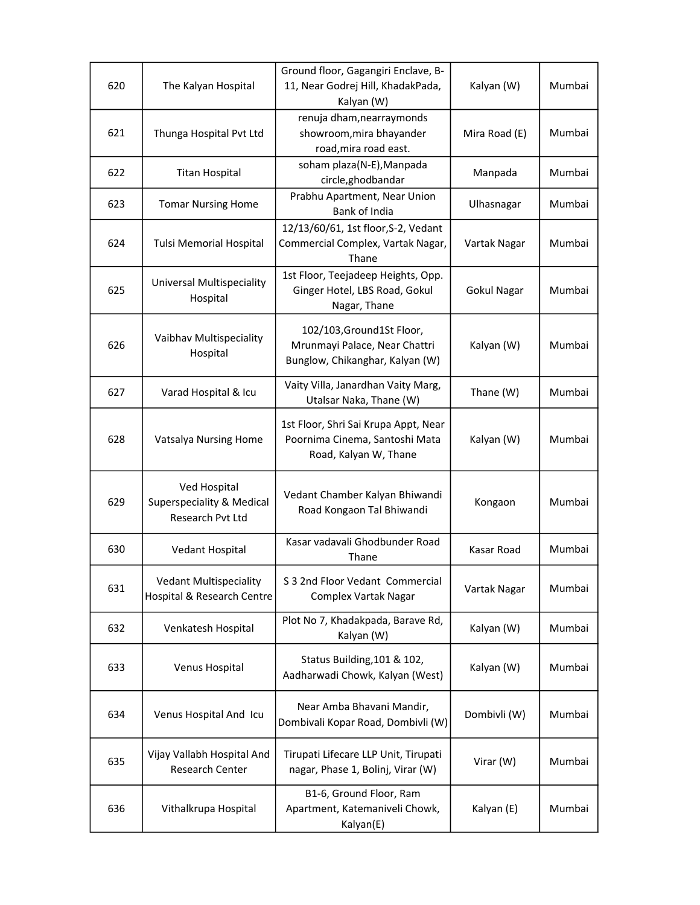| 620 | The Kalyan Hospital | Ground floor, Gagangiri Enclave, B-11, Near Godrej Hill, KhadakPada, Kalyan (W) | Kalyan (W) | Mumbai |
|---|---|---|---|---|
| 621 | Thunga Hospital Pvt Ltd | renuja dham,nearraymonds showroom,mira bhayander road,mira road east. | Mira Road (E) | Mumbai |
| 622 | Titan Hospital | soham plaza(N-E),Manpada circle,ghodbandar | Manpada | Mumbai |
| 623 | Tomar Nursing Home | Prabhu Apartment, Near Union Bank of India | Ulhasnagar | Mumbai |
| 624 | Tulsi Memorial Hospital | 12/13/60/61, 1st floor,S-2, Vedant Commercial Complex, Vartak Nagar, Thane | Vartak Nagar | Mumbai |
| 625 | Universal Multispeciality Hospital | 1st Floor, Teejadeep Heights, Opp. Ginger Hotel, LBS Road, Gokul Nagar, Thane | Gokul Nagar | Mumbai |
| 626 | Vaibhav Multispeciality Hospital | 102/103,Ground1St Floor, Mrunmayi Palace, Near Chattri Bunglow, Chikanghar, Kalyan (W) | Kalyan (W) | Mumbai |
| 627 | Varad Hospital & Icu | Vaity Villa, Janardhan Vaity Marg, Utalsar Naka, Thane (W) | Thane (W) | Mumbai |
| 628 | Vatsalya Nursing Home | 1st Floor, Shri Sai Krupa Appt, Near Poornima Cinema, Santoshi Mata Road, Kalyan W, Thane | Kalyan (W) | Mumbai |
| 629 | Ved Hospital Superspeciality & Medical Research Pvt Ltd | Vedant Chamber Kalyan Bhiwandi Road Kongaon Tal Bhiwandi | Kongaon | Mumbai |
| 630 | Vedant Hospital | Kasar vadavali Ghodbunder Road Thane | Kasar Road | Mumbai |
| 631 | Vedant Multispeciality Hospital & Research Centre | S 3 2nd Floor Vedant Commercial Complex Vartak Nagar | Vartak Nagar | Mumbai |
| 632 | Venkatesh Hospital | Plot No 7, Khadakpada, Barave Rd, Kalyan (W) | Kalyan (W) | Mumbai |
| 633 | Venus Hospital | Status Building,101 & 102, Aadharwadi Chowk, Kalyan (West) | Kalyan (W) | Mumbai |
| 634 | Venus Hospital And Icu | Near Amba Bhavani Mandir, Dombivali Kopar Road, Dombivli (W) | Dombivli (W) | Mumbai |
| 635 | Vijay Vallabh Hospital And Research Center | Tirupati Lifecare LLP Unit, Tirupati nagar, Phase 1, Bolinj, Virar (W) | Virar (W) | Mumbai |
| 636 | Vithalkrupa Hospital | B1-6, Ground Floor, Ram Apartment, Katemaniveli Chowk, Kalyan(E) | Kalyan (E) | Mumbai |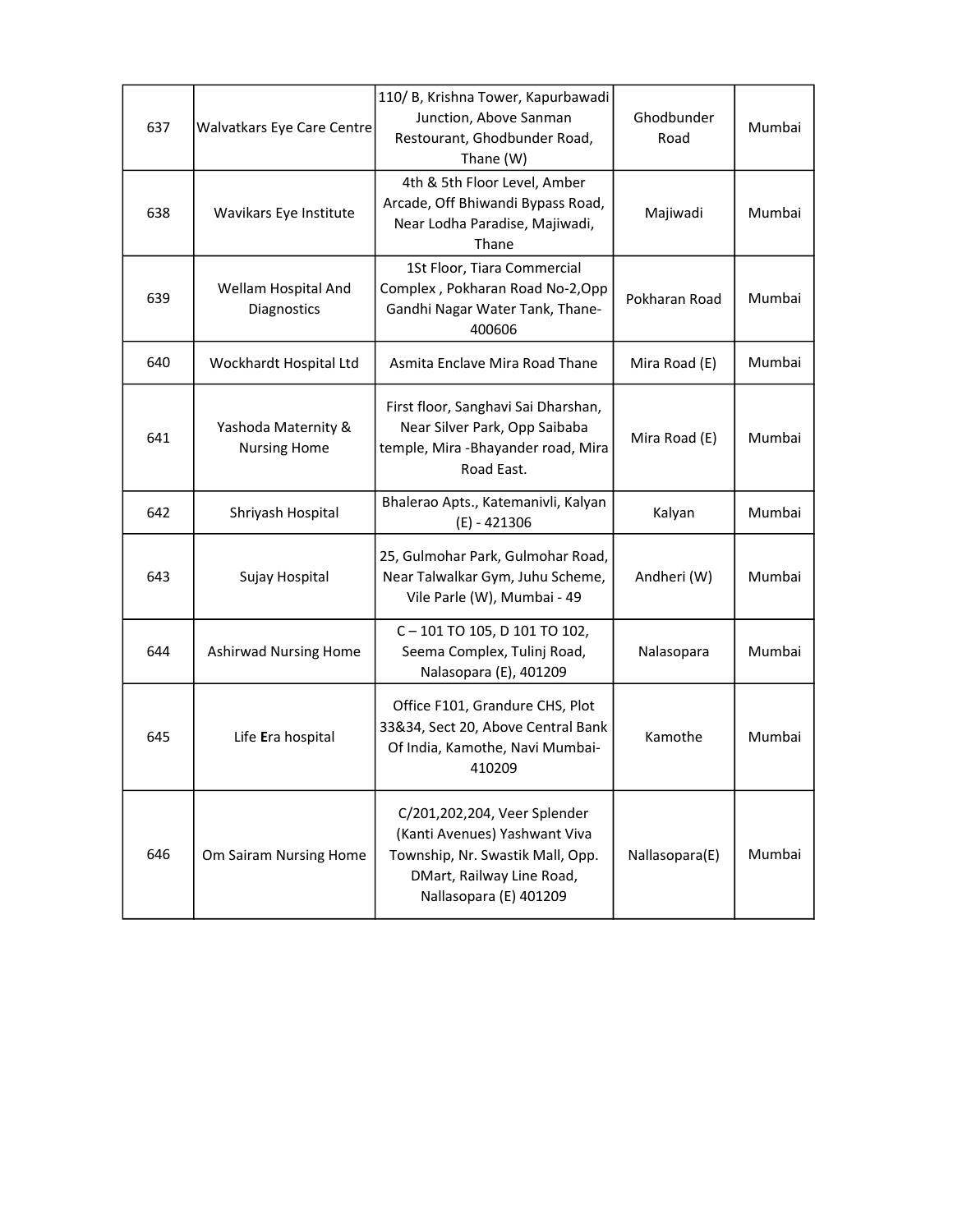| | | | | |
|---|---|---|---|---|
| 637 | Walvatkars Eye Care Centre | 110/ B, Krishna Tower, Kapurbawadi Junction, Above Sanman Restourant, Ghodbunder Road, Thane (W) | Ghodbunder Road | Mumbai |
| 638 | Wavikars Eye Institute | 4th & 5th Floor Level, Amber Arcade, Off Bhiwandi Bypass Road, Near Lodha Paradise, Majiwadi, Thane | Majiwadi | Mumbai |
| 639 | Wellam Hospital And Diagnostics | 1St Floor, Tiara Commercial Complex , Pokharan Road No-2,Opp Gandhi Nagar Water Tank, Thane-400606 | Pokharan Road | Mumbai |
| 640 | Wockhardt Hospital Ltd | Asmita Enclave Mira Road Thane | Mira Road (E) | Mumbai |
| 641 | Yashoda Maternity & Nursing Home | First floor, Sanghavi Sai Dharshan, Near Silver Park, Opp Saibaba temple, Mira -Bhayander road, Mira Road East. | Mira Road (E) | Mumbai |
| 642 | Shriyash Hospital | Bhalerao Apts., Katemanivli, Kalyan (E) - 421306 | Kalyan | Mumbai |
| 643 | Sujay Hospital | 25, Gulmohar Park, Gulmohar Road, Near Talwalkar Gym, Juhu Scheme, Vile Parle (W), Mumbai - 49 | Andheri (W) | Mumbai |
| 644 | Ashirwad Nursing Home | C – 101 TO 105, D 101 TO 102, Seema Complex, Tulinj Road, Nalasopara (E), 401209 | Nalasopara | Mumbai |
| 645 | Life **E**ra hospital | Office F101, Grandure CHS, Plot 33&34, Sect 20, Above Central Bank Of India, Kamothe, Navi Mumbai-410209 | Kamothe | Mumbai |
| 646 | Om Sairam Nursing Home | C/201,202,204, Veer Splender (Kanti Avenues) Yashwant Viva Township, Nr. Swastik Mall, Opp. DMart, Railway Line Road, Nallasopara (E) 401209 | Nallasopara(E) | Mumbai |